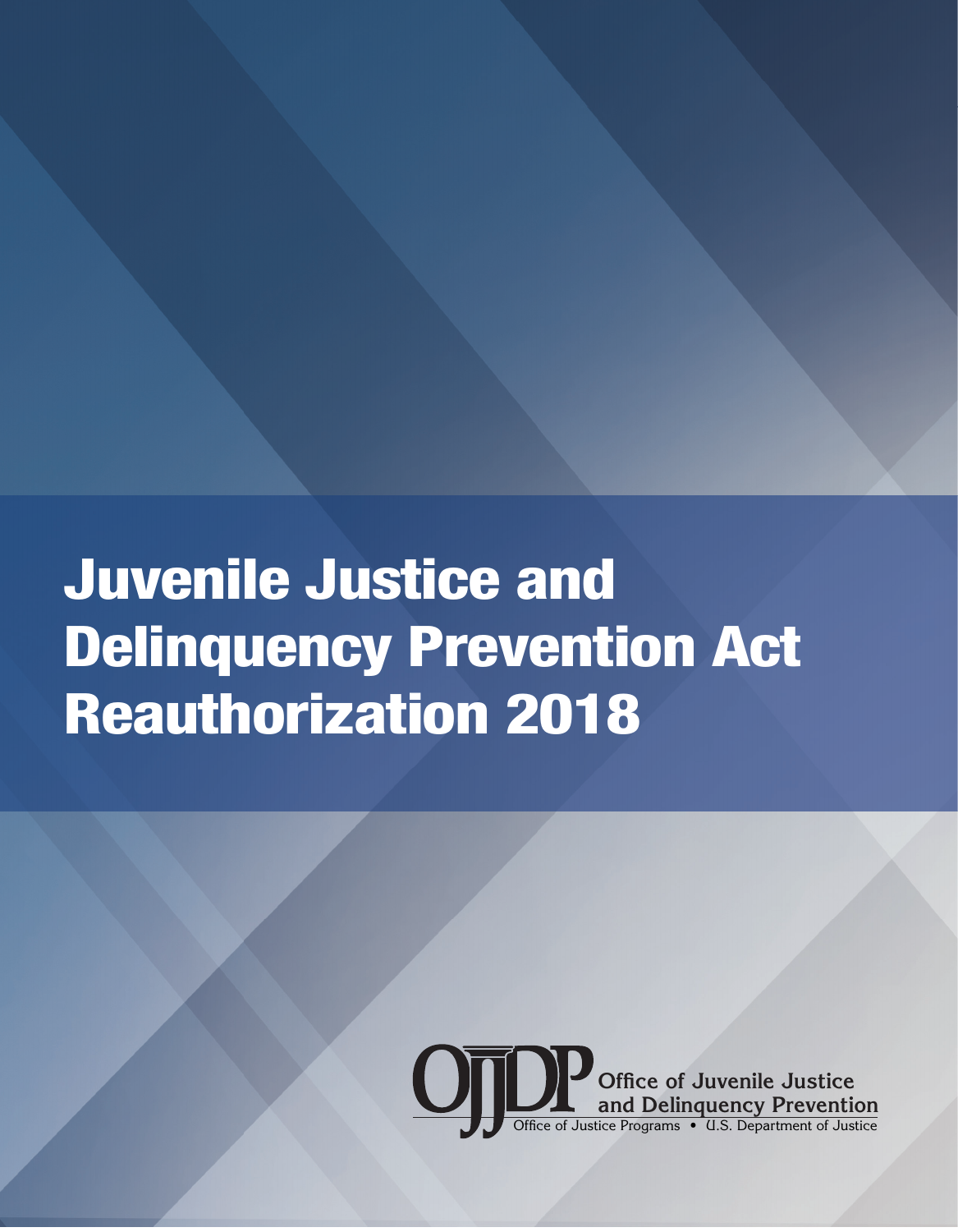# Juvenile Justice and Delinquency Prevention Act Reauthorization 2018

OJJDP Office of Juvenile Justice and Delinquency Prevention

Office of Justice Programs • U.S. Department of Justice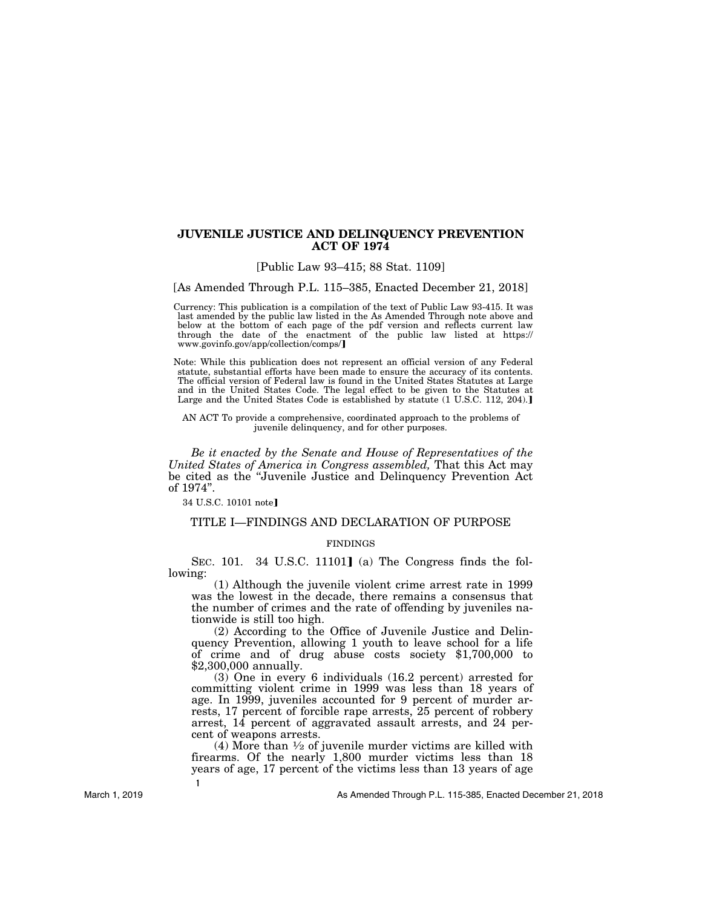# JUVENILE JUSTICE AND DELINQUENCY PREVENTION ACT OF 1974

[Public Law 93–415; 88 Stat. 1109]

[As Amended Through P.L. 115–385, Enacted December 21, 2018]

Currency: This publication is a compilation of the text of Public Law 93-415. It was last amended by the public law listed in the As Amended Through note above and below at the bottom of each page of the pdf version and reflects current law through the date of the enactment of the public law listed at https://www.govinfo.gov/app/collection/comps/]

Note: While this publication does not represent an official version of any Federal statute, substantial efforts have been made to ensure the accuracy of its contents. The official version of Federal law is found in the United States Statutes at Large and in the United States Code. The legal effect to be given to the Statutes at Large and the United States Code is established by statute (1 U.S.C. 112, 204).]

AN ACT To provide a comprehensive, coordinated approach to the problems of juvenile delinquency, and for other purposes.

*Be it enacted by the Senate and House of Representatives of the United States of America in Congress assembled,* That this Act may be cited as the "Juvenile Justice and Delinquency Prevention Act of 1974".

34 U.S.C. 10101 note]

## TITLE I—FINDINGS AND DECLARATION OF PURPOSE

### FINDINGS

SEC. 101. 34 U.S.C. 11101] (a) The Congress finds the following:

(1) Although the juvenile violent crime arrest rate in 1999 was the lowest in the decade, there remains a consensus that the number of crimes and the rate of offending by juveniles nationwide is still too high.

(2) According to the Office of Juvenile Justice and Delinquency Prevention, allowing 1 youth to leave school for a life of crime and of drug abuse costs society $1,700,000 to $2,300,000 annually.

(3) One in every 6 individuals (16.2 percent) arrested for committing violent crime in 1999 was less than 18 years of age. In 1999, juveniles accounted for 9 percent of murder arrests, 17 percent of forcible rape arrests, 25 percent of robbery arrest, 14 percent of aggravated assault arrests, and 24 percent of weapons arrests.

(4) More than ½ of juvenile murder victims are killed with firearms. Of the nearly 1,800 murder victims less than 18 years of age, 17 percent of the victims less than 13 years of age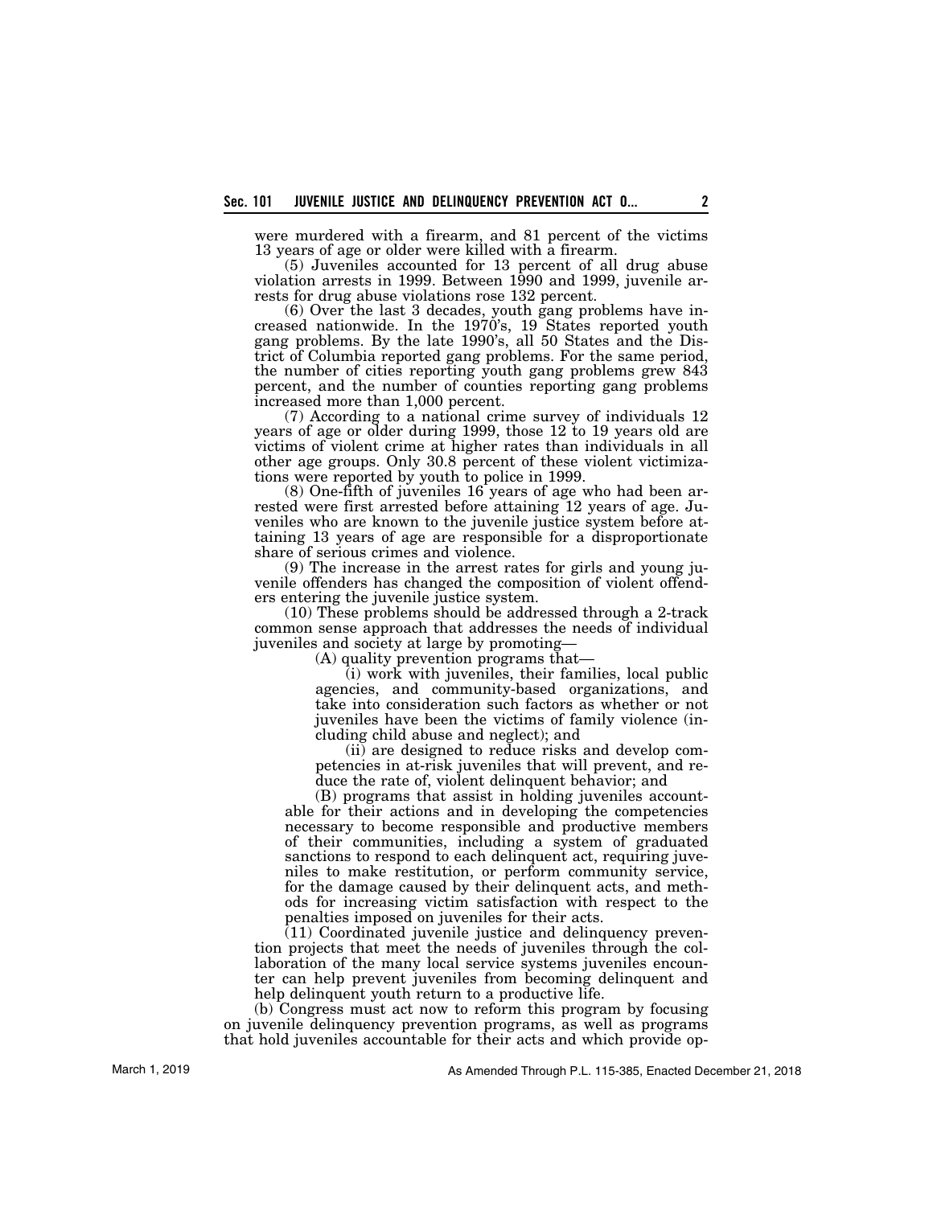were murdered with a firearm, and 81 percent of the victims 13 years of age or older were killed with a firearm.

(5) Juveniles accounted for 13 percent of all drug abuse violation arrests in 1999. Between 1990 and 1999, juvenile arrests for drug abuse violations rose 132 percent.

(6) Over the last 3 decades, youth gang problems have increased nationwide. In the 1970's, 19 States reported youth gang problems. By the late 1990's, all 50 States and the District of Columbia reported gang problems. For the same period, the number of cities reporting youth gang problems grew 843 percent, and the number of counties reporting gang problems increased more than 1,000 percent.

(7) According to a national crime survey of individuals 12 years of age or older during 1999, those 12 to 19 years old are victims of violent crime at higher rates than individuals in all other age groups. Only 30.8 percent of these violent victimizations were reported by youth to police in 1999.

(8) One-fifth of juveniles 16 years of age who had been arrested were first arrested before attaining 12 years of age. Juveniles who are known to the juvenile justice system before attaining 13 years of age are responsible for a disproportionate share of serious crimes and violence.

(9) The increase in the arrest rates for girls and young juvenile offenders has changed the composition of violent offenders entering the juvenile justice system.

(10) These problems should be addressed through a 2-track common sense approach that addresses the needs of individual juveniles and society at large by promoting—

(A) quality prevention programs that—

(i) work with juveniles, their families, local public agencies, and community-based organizations, and take into consideration such factors as whether or not juveniles have been the victims of family violence (including child abuse and neglect); and

(ii) are designed to reduce risks and develop competencies in at-risk juveniles that will prevent, and reduce the rate of, violent delinquent behavior; and

(B) programs that assist in holding juveniles accountable for their actions and in developing the competencies necessary to become responsible and productive members of their communities, including a system of graduated sanctions to respond to each delinquent act, requiring juveniles to make restitution, or perform community service, for the damage caused by their delinquent acts, and methods for increasing victim satisfaction with respect to the penalties imposed on juveniles for their acts.

(11) Coordinated juvenile justice and delinquency prevention projects that meet the needs of juveniles through the collaboration of the many local service systems juveniles encounter can help prevent juveniles from becoming delinquent and help delinquent youth return to a productive life.

(b) Congress must act now to reform this program by focusing on juvenile delinquency prevention programs, as well as programs that hold juveniles accountable for their acts and which provide op-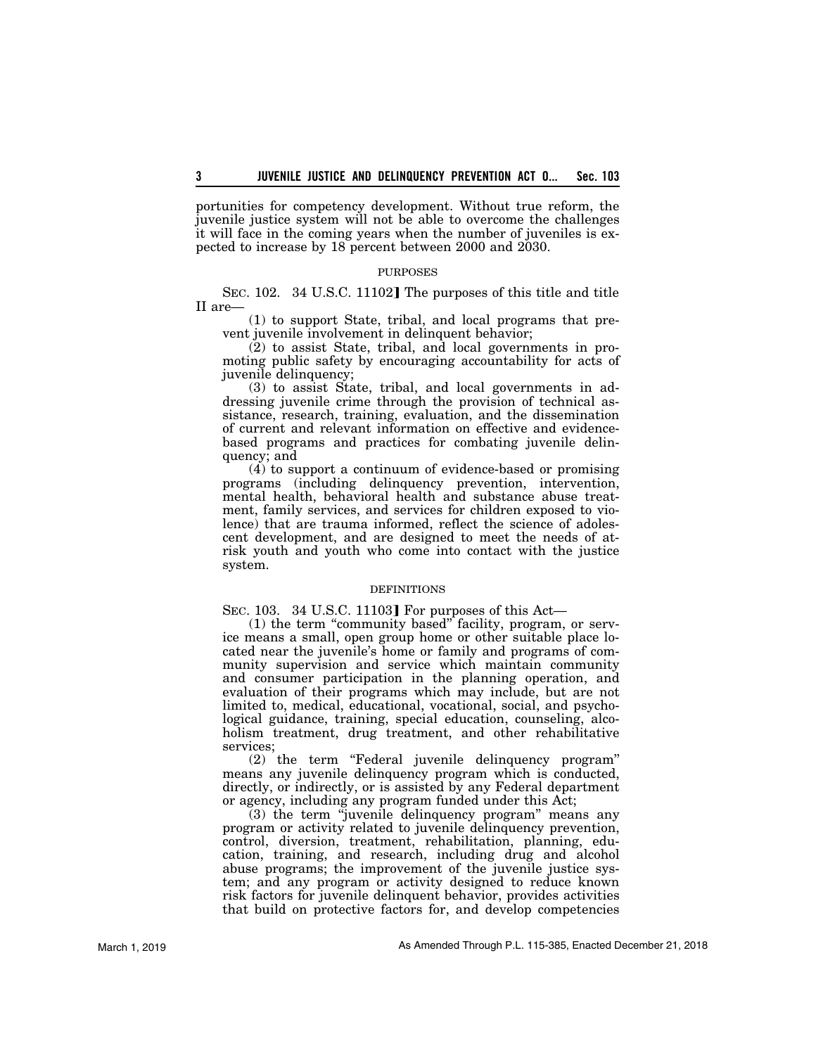portunities for competency development. Without true reform, the juvenile justice system will not be able to overcome the challenges it will face in the coming years when the number of juveniles is expected to increase by 18 percent between 2000 and 2030.

PURPOSES

SEC. 102. 34 U.S.C. 11102] The purposes of this title and title II are—

(1) to support State, tribal, and local programs that prevent juvenile involvement in delinquent behavior;

(2) to assist State, tribal, and local governments in promoting public safety by encouraging accountability for acts of juvenile delinquency;

(3) to assist State, tribal, and local governments in addressing juvenile crime through the provision of technical assistance, research, training, evaluation, and the dissemination of current and relevant information on effective and evidence-based programs and practices for combating juvenile delinquency; and

(4) to support a continuum of evidence-based or promising programs (including delinquency prevention, intervention, mental health, behavioral health and substance abuse treatment, family services, and services for children exposed to violence) that are trauma informed, reflect the science of adolescent development, and are designed to meet the needs of at-risk youth and youth who come into contact with the justice system.

DEFINITIONS

SEC. 103. 34 U.S.C. 11103] For purposes of this Act—

(1) the term "community based" facility, program, or service means a small, open group home or other suitable place located near the juvenile's home or family and programs of community supervision and service which maintain community and consumer participation in the planning operation, and evaluation of their programs which may include, but are not limited to, medical, educational, vocational, social, and psychological guidance, training, special education, counseling, alcoholism treatment, drug treatment, and other rehabilitative services;

(2) the term "Federal juvenile delinquency program" means any juvenile delinquency program which is conducted, directly, or indirectly, or is assisted by any Federal department or agency, including any program funded under this Act;

(3) the term "juvenile delinquency program" means any program or activity related to juvenile delinquency prevention, control, diversion, treatment, rehabilitation, planning, education, training, and research, including drug and alcohol abuse programs; the improvement of the juvenile justice system; and any program or activity designed to reduce known risk factors for juvenile delinquent behavior, provides activities that build on protective factors for, and develop competencies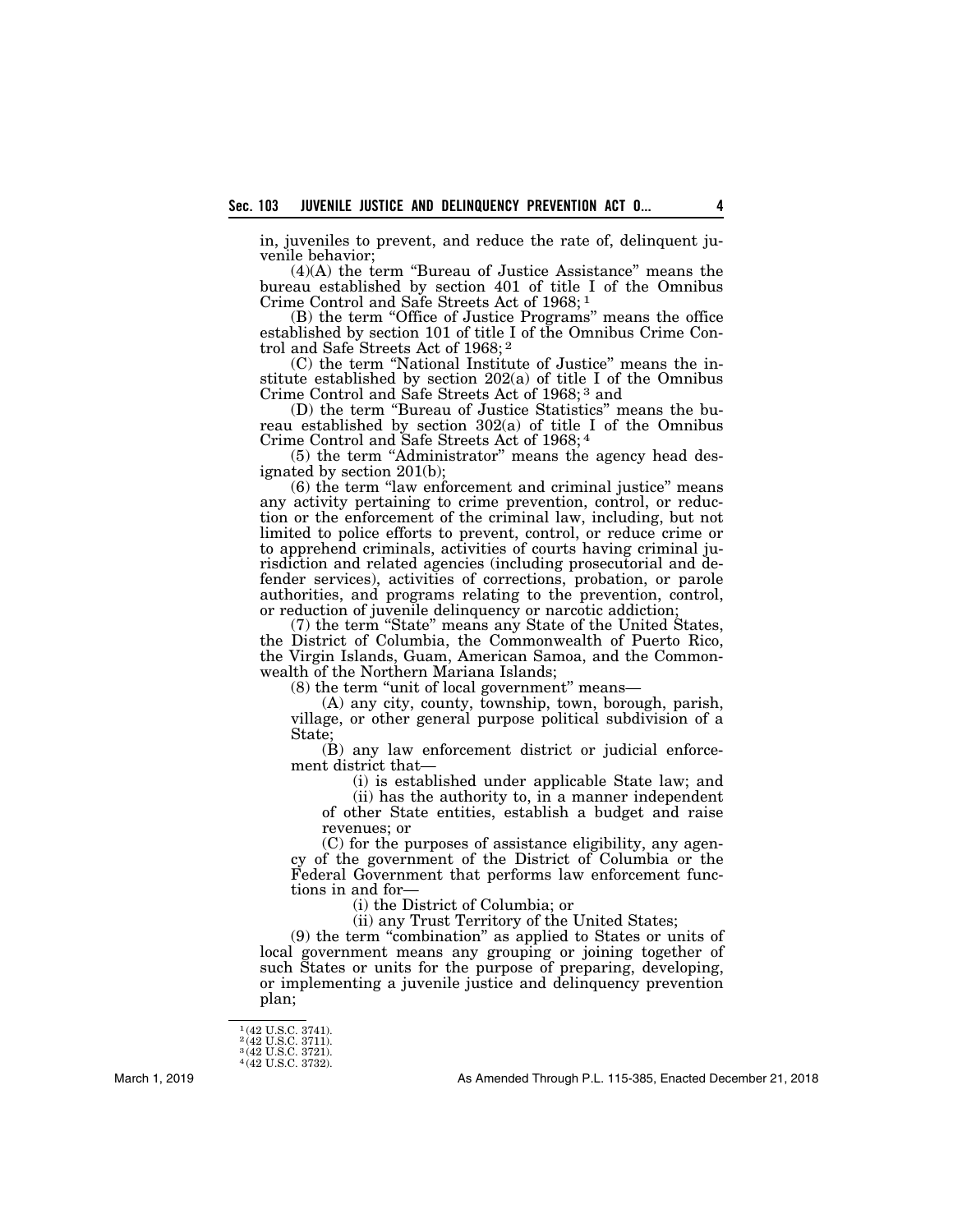in, juveniles to prevent, and reduce the rate of, delinquent juvenile behavior;

(4)(A) the term "Bureau of Justice Assistance" means the bureau established by section 401 of title I of the Omnibus Crime Control and Safe Streets Act of 1968; [1]

(B) the term "Office of Justice Programs" means the office established by section 101 of title I of the Omnibus Crime Control and Safe Streets Act of 1968; [2]

(C) the term "National Institute of Justice" means the institute established by section 202(a) of title I of the Omnibus Crime Control and Safe Streets Act of 1968; [3] and

(D) the term "Bureau of Justice Statistics" means the bureau established by section 302(a) of title I of the Omnibus Crime Control and Safe Streets Act of 1968; [4]

(5) the term "Administrator" means the agency head designated by section 201(b);

(6) the term "law enforcement and criminal justice" means any activity pertaining to crime prevention, control, or reduction or the enforcement of the criminal law, including, but not limited to police efforts to prevent, control, or reduce crime or to apprehend criminals, activities of courts having criminal jurisdiction and related agencies (including prosecutorial and defender services), activities of corrections, probation, or parole authorities, and programs relating to the prevention, control, or reduction of juvenile delinquency or narcotic addiction;

(7) the term "State" means any State of the United States, the District of Columbia, the Commonwealth of Puerto Rico, the Virgin Islands, Guam, American Samoa, and the Commonwealth of the Northern Mariana Islands;

(8) the term "unit of local government" means—

(A) any city, county, township, town, borough, parish, village, or other general purpose political subdivision of a State;

(B) any law enforcement district or judicial enforcement district that—

(i) is established under applicable State law; and

(ii) has the authority to, in a manner independent of other State entities, establish a budget and raise revenues; or

(C) for the purposes of assistance eligibility, any agency of the government of the District of Columbia or the Federal Government that performs law enforcement functions in and for—

(i) the District of Columbia; or

(ii) any Trust Territory of the United States;

(9) the term "combination" as applied to States or units of local government means any grouping or joining together of such States or units for the purpose of preparing, developing, or implementing a juvenile justice and delinquency prevention plan;

---

[1] (42 U.S.C. 3741).
[2] (42 U.S.C. 3711).
[3] (42 U.S.C. 3721).
[4] (42 U.S.C. 3732).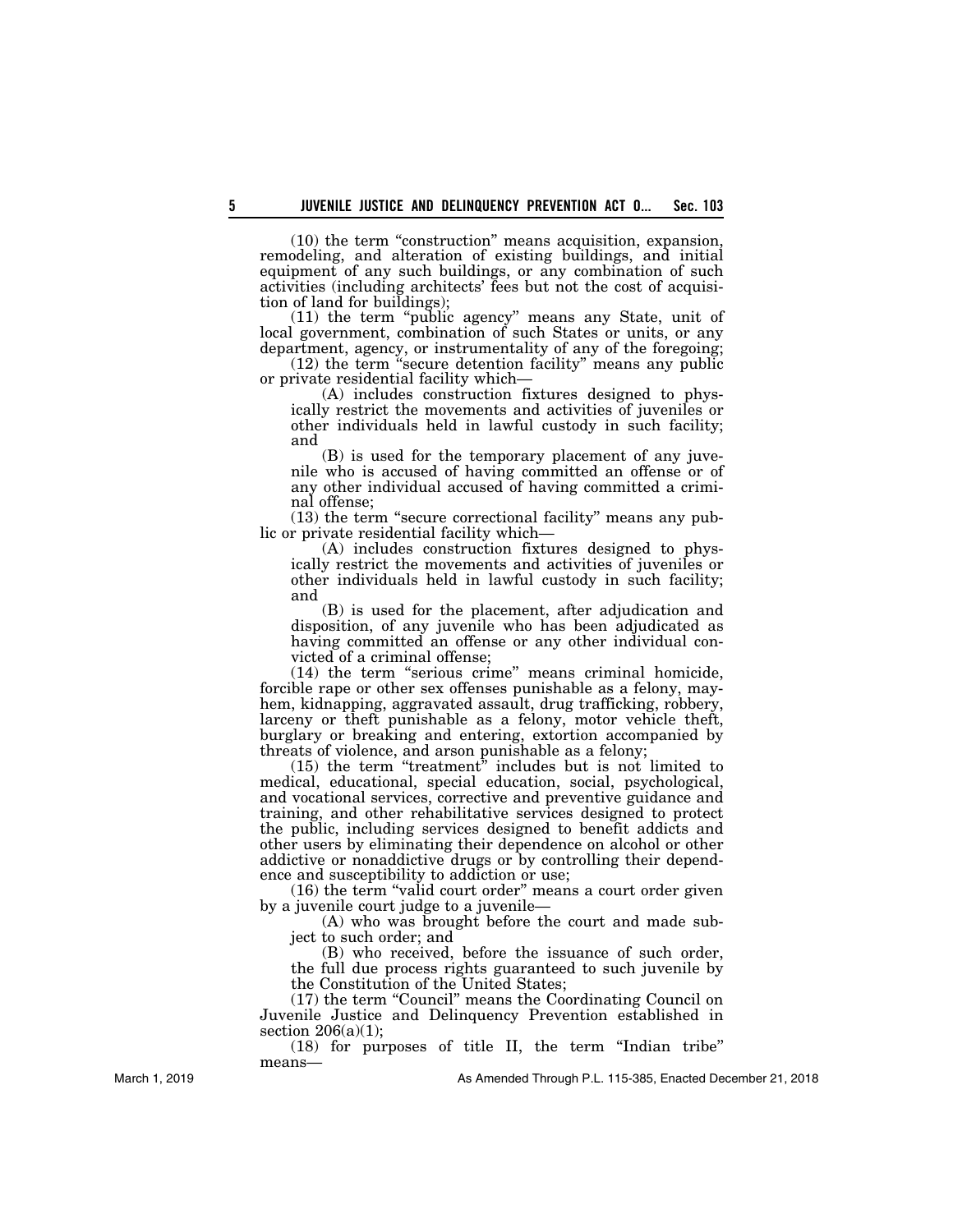(10) the term "construction" means acquisition, expansion, remodeling, and alteration of existing buildings, and initial equipment of any such buildings, or any combination of such activities (including architects' fees but not the cost of acquisition of land for buildings);

(11) the term "public agency" means any State, unit of local government, combination of such States or units, or any department, agency, or instrumentality of any of the foregoing;

(12) the term "secure detention facility" means any public or private residential facility which—

(A) includes construction fixtures designed to physically restrict the movements and activities of juveniles or other individuals held in lawful custody in such facility; and

(B) is used for the temporary placement of any juvenile who is accused of having committed an offense or of any other individual accused of having committed a criminal offense;

(13) the term "secure correctional facility" means any public or private residential facility which—

(A) includes construction fixtures designed to physically restrict the movements and activities of juveniles or other individuals held in lawful custody in such facility; and

(B) is used for the placement, after adjudication and disposition, of any juvenile who has been adjudicated as having committed an offense or any other individual convicted of a criminal offense;

(14) the term "serious crime" means criminal homicide, forcible rape or other sex offenses punishable as a felony, mayhem, kidnapping, aggravated assault, drug trafficking, robbery, larceny or theft punishable as a felony, motor vehicle theft, burglary or breaking and entering, extortion accompanied by threats of violence, and arson punishable as a felony;

(15) the term "treatment" includes but is not limited to medical, educational, special education, social, psychological, and vocational services, corrective and preventive guidance and training, and other rehabilitative services designed to protect the public, including services designed to benefit addicts and other users by eliminating their dependence on alcohol or other addictive or nonaddictive drugs or by controlling their dependence and susceptibility to addiction or use;

(16) the term "valid court order" means a court order given by a juvenile court judge to a juvenile—

(A) who was brought before the court and made subject to such order; and

(B) who received, before the issuance of such order, the full due process rights guaranteed to such juvenile by the Constitution of the United States;

(17) the term "Council" means the Coordinating Council on Juvenile Justice and Delinquency Prevention established in section 206(a)(1);

(18) for purposes of title II, the term "Indian tribe" means—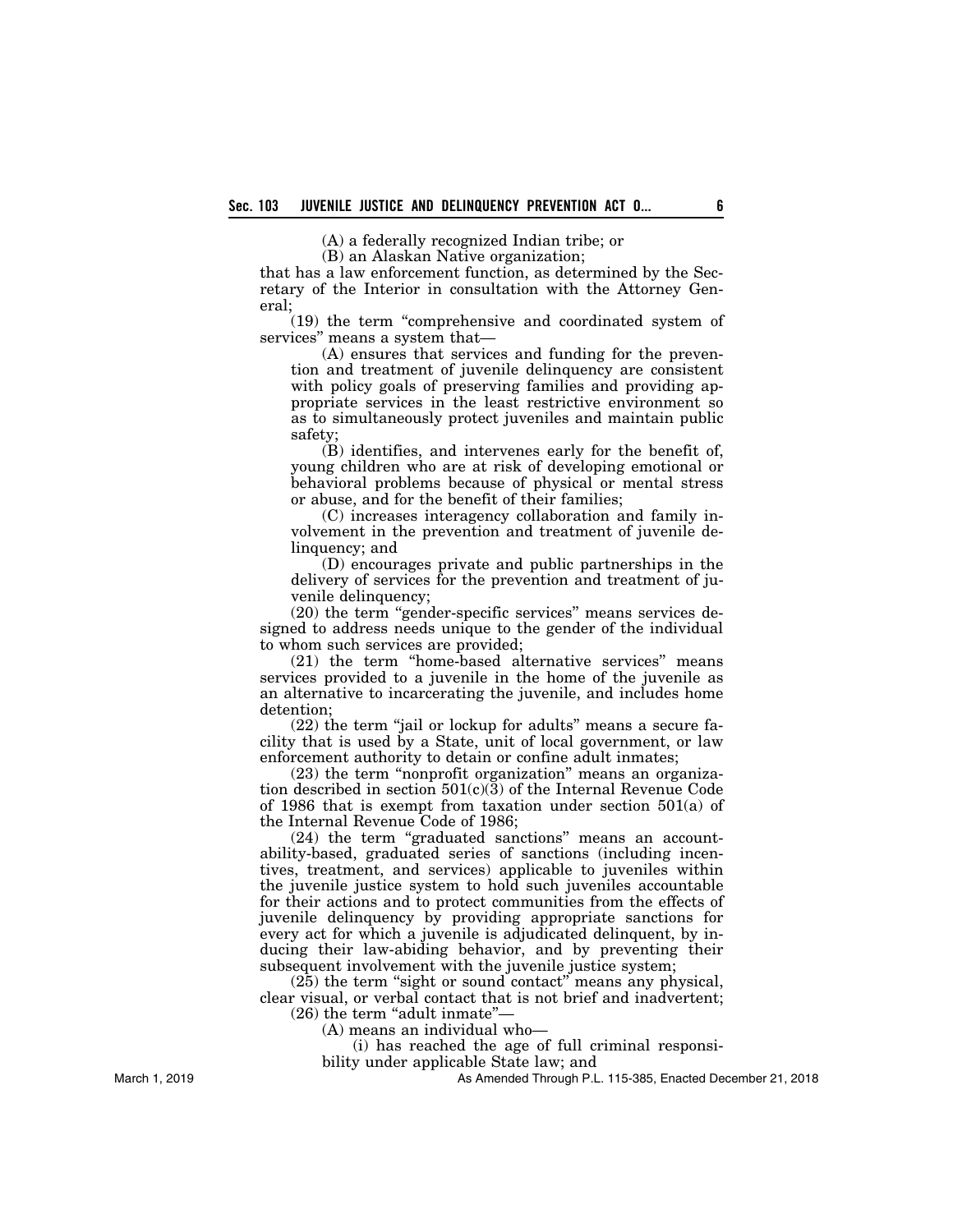(A) a federally recognized Indian tribe; or

(B) an Alaskan Native organization;

that has a law enforcement function, as determined by the Secretary of the Interior in consultation with the Attorney General;

(19) the term "comprehensive and coordinated system of services" means a system that—

(A) ensures that services and funding for the prevention and treatment of juvenile delinquency are consistent with policy goals of preserving families and providing appropriate services in the least restrictive environment so as to simultaneously protect juveniles and maintain public safety;

(B) identifies, and intervenes early for the benefit of, young children who are at risk of developing emotional or behavioral problems because of physical or mental stress or abuse, and for the benefit of their families;

(C) increases interagency collaboration and family involvement in the prevention and treatment of juvenile delinquency; and

(D) encourages private and public partnerships in the delivery of services for the prevention and treatment of juvenile delinquency;

(20) the term "gender-specific services" means services designed to address needs unique to the gender of the individual to whom such services are provided;

(21) the term "home-based alternative services" means services provided to a juvenile in the home of the juvenile as an alternative to incarcerating the juvenile, and includes home detention;

(22) the term "jail or lockup for adults" means a secure facility that is used by a State, unit of local government, or law enforcement authority to detain or confine adult inmates;

(23) the term "nonprofit organization" means an organization described in section 501(c)(3) of the Internal Revenue Code of 1986 that is exempt from taxation under section 501(a) of the Internal Revenue Code of 1986;

(24) the term "graduated sanctions" means an accountability-based, graduated series of sanctions (including incentives, treatment, and services) applicable to juveniles within the juvenile justice system to hold such juveniles accountable for their actions and to protect communities from the effects of juvenile delinquency by providing appropriate sanctions for every act for which a juvenile is adjudicated delinquent, by inducing their law-abiding behavior, and by preventing their subsequent involvement with the juvenile justice system;

(25) the term "sight or sound contact" means any physical, clear visual, or verbal contact that is not brief and inadvertent;

(26) the term "adult inmate"—

(A) means an individual who—

(i) has reached the age of full criminal responsibility under applicable State law; and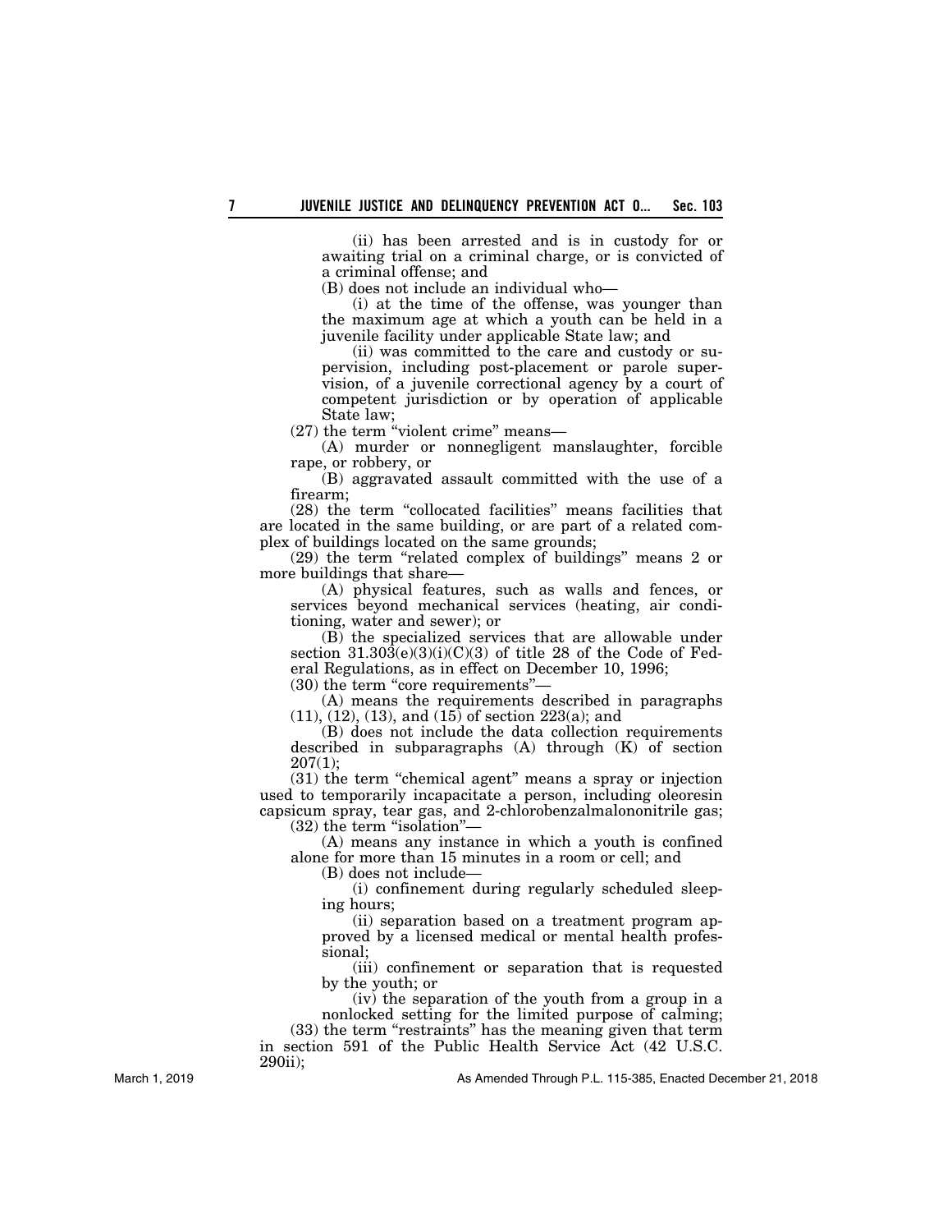(ii) has been arrested and is in custody for or awaiting trial on a criminal charge, or is convicted of a criminal offense; and

(B) does not include an individual who—

(i) at the time of the offense, was younger than the maximum age at which a youth can be held in a juvenile facility under applicable State law; and

(ii) was committed to the care and custody or supervision, including post-placement or parole supervision, of a juvenile correctional agency by a court of competent jurisdiction or by operation of applicable State law;

(27) the term "violent crime" means—

(A) murder or nonnegligent manslaughter, forcible rape, or robbery, or

(B) aggravated assault committed with the use of a firearm;

(28) the term "collocated facilities" means facilities that are located in the same building, or are part of a related complex of buildings located on the same grounds;

(29) the term "related complex of buildings" means 2 or more buildings that share—

(A) physical features, such as walls and fences, or services beyond mechanical services (heating, air conditioning, water and sewer); or

(B) the specialized services that are allowable under section 31.303(e)(3)(i)(C)(3) of title 28 of the Code of Federal Regulations, as in effect on December 10, 1996;

(30) the term "core requirements"—

(A) means the requirements described in paragraphs (11), (12), (13), and (15) of section 223(a); and

(B) does not include the data collection requirements described in subparagraphs (A) through (K) of section 207(1);

(31) the term "chemical agent" means a spray or injection used to temporarily incapacitate a person, including oleoresin capsicum spray, tear gas, and 2-chlorobenzalmalononitrile gas;

(32) the term "isolation"—

(A) means any instance in which a youth is confined alone for more than 15 minutes in a room or cell; and

(B) does not include—

(i) confinement during regularly scheduled sleeping hours;

(ii) separation based on a treatment program approved by a licensed medical or mental health professional;

(iii) confinement or separation that is requested by the youth; or

(iv) the separation of the youth from a group in a nonlocked setting for the limited purpose of calming;

(33) the term "restraints" has the meaning given that term in section 591 of the Public Health Service Act (42 U.S.C. 290ii);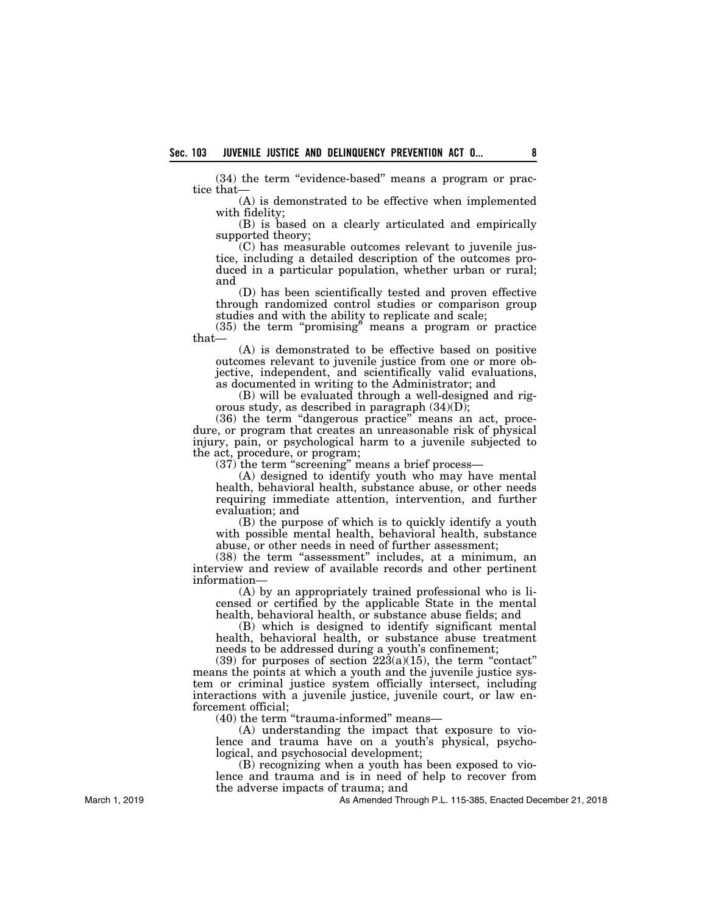(34) the term "evidence-based" means a program or practice that—

(A) is demonstrated to be effective when implemented with fidelity;

(B) is based on a clearly articulated and empirically supported theory;

(C) has measurable outcomes relevant to juvenile justice, including a detailed description of the outcomes produced in a particular population, whether urban or rural; and

(D) has been scientifically tested and proven effective through randomized control studies or comparison group studies and with the ability to replicate and scale;

(35) the term "promising" means a program or practice that—

(A) is demonstrated to be effective based on positive outcomes relevant to juvenile justice from one or more objective, independent, and scientifically valid evaluations, as documented in writing to the Administrator; and

(B) will be evaluated through a well-designed and rigorous study, as described in paragraph (34)(D);

(36) the term "dangerous practice" means an act, procedure, or program that creates an unreasonable risk of physical injury, pain, or psychological harm to a juvenile subjected to the act, procedure, or program;

(37) the term "screening" means a brief process—

(A) designed to identify youth who may have mental health, behavioral health, substance abuse, or other needs requiring immediate attention, intervention, and further evaluation; and

(B) the purpose of which is to quickly identify a youth with possible mental health, behavioral health, substance abuse, or other needs in need of further assessment;

(38) the term "assessment" includes, at a minimum, an interview and review of available records and other pertinent information—

(A) by an appropriately trained professional who is licensed or certified by the applicable State in the mental health, behavioral health, or substance abuse fields; and

(B) which is designed to identify significant mental health, behavioral health, or substance abuse treatment needs to be addressed during a youth's confinement;

(39) for purposes of section 223(a)(15), the term "contact" means the points at which a youth and the juvenile justice system or criminal justice system officially intersect, including interactions with a juvenile justice, juvenile court, or law enforcement official;

(40) the term "trauma-informed" means—

(A) understanding the impact that exposure to violence and trauma have on a youth's physical, psychological, and psychosocial development;

(B) recognizing when a youth has been exposed to violence and trauma and is in need of help to recover from the adverse impacts of trauma; and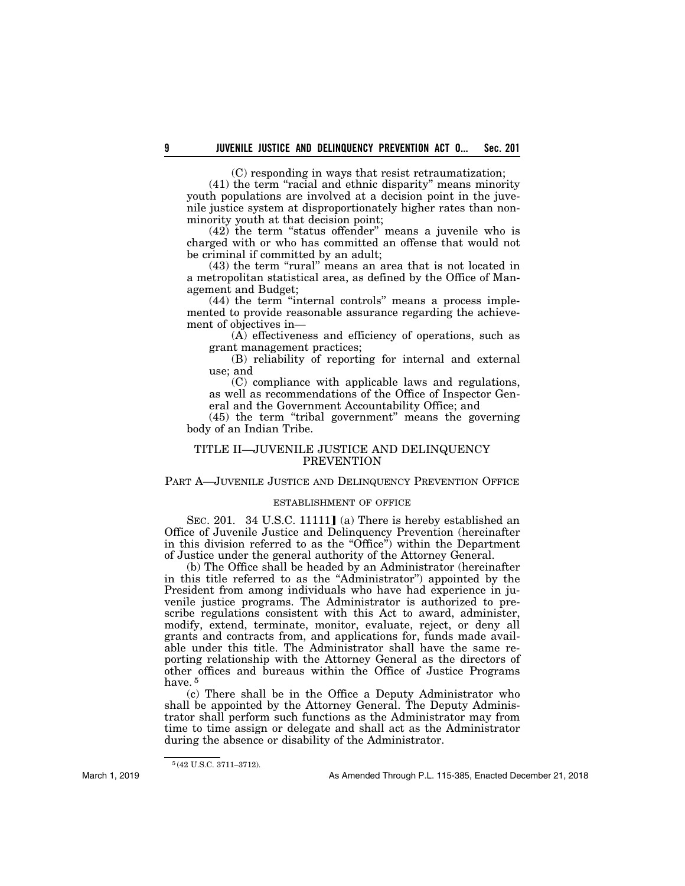(C) responding in ways that resist retraumatization;

(41) the term "racial and ethnic disparity" means minority youth populations are involved at a decision point in the juvenile justice system at disproportionately higher rates than nonminority youth at that decision point;

(42) the term "status offender" means a juvenile who is charged with or who has committed an offense that would not be criminal if committed by an adult;

(43) the term "rural" means an area that is not located in a metropolitan statistical area, as defined by the Office of Management and Budget;

(44) the term "internal controls" means a process implemented to provide reasonable assurance regarding the achievement of objectives in—

(A) effectiveness and efficiency of operations, such as grant management practices;

(B) reliability of reporting for internal and external use; and

(C) compliance with applicable laws and regulations, as well as recommendations of the Office of Inspector General and the Government Accountability Office; and

(45) the term "tribal government" means the governing body of an Indian Tribe.

## TITLE II—JUVENILE JUSTICE AND DELINQUENCY PREVENTION

### PART A—JUVENILE JUSTICE AND DELINQUENCY PREVENTION OFFICE

#### ESTABLISHMENT OF OFFICE

SEC. 201. 34 U.S.C. 11111] (a) There is hereby established an Office of Juvenile Justice and Delinquency Prevention (hereinafter in this division referred to as the "Office") within the Department of Justice under the general authority of the Attorney General.

(b) The Office shall be headed by an Administrator (hereinafter in this title referred to as the "Administrator") appointed by the President from among individuals who have had experience in juvenile justice programs. The Administrator is authorized to prescribe regulations consistent with this Act to award, administer, modify, extend, terminate, monitor, evaluate, reject, or deny all grants and contracts from, and applications for, funds made available under this title. The Administrator shall have the same reporting relationship with the Attorney General as the directors of other offices and bureaus within the Office of Justice Programs have. [5]

(c) There shall be in the Office a Deputy Administrator who shall be appointed by the Attorney General. The Deputy Administrator shall perform such functions as the Administrator may from time to time assign or delegate and shall act as the Administrator during the absence or disability of the Administrator.

[5] (42 U.S.C. 3711–3712).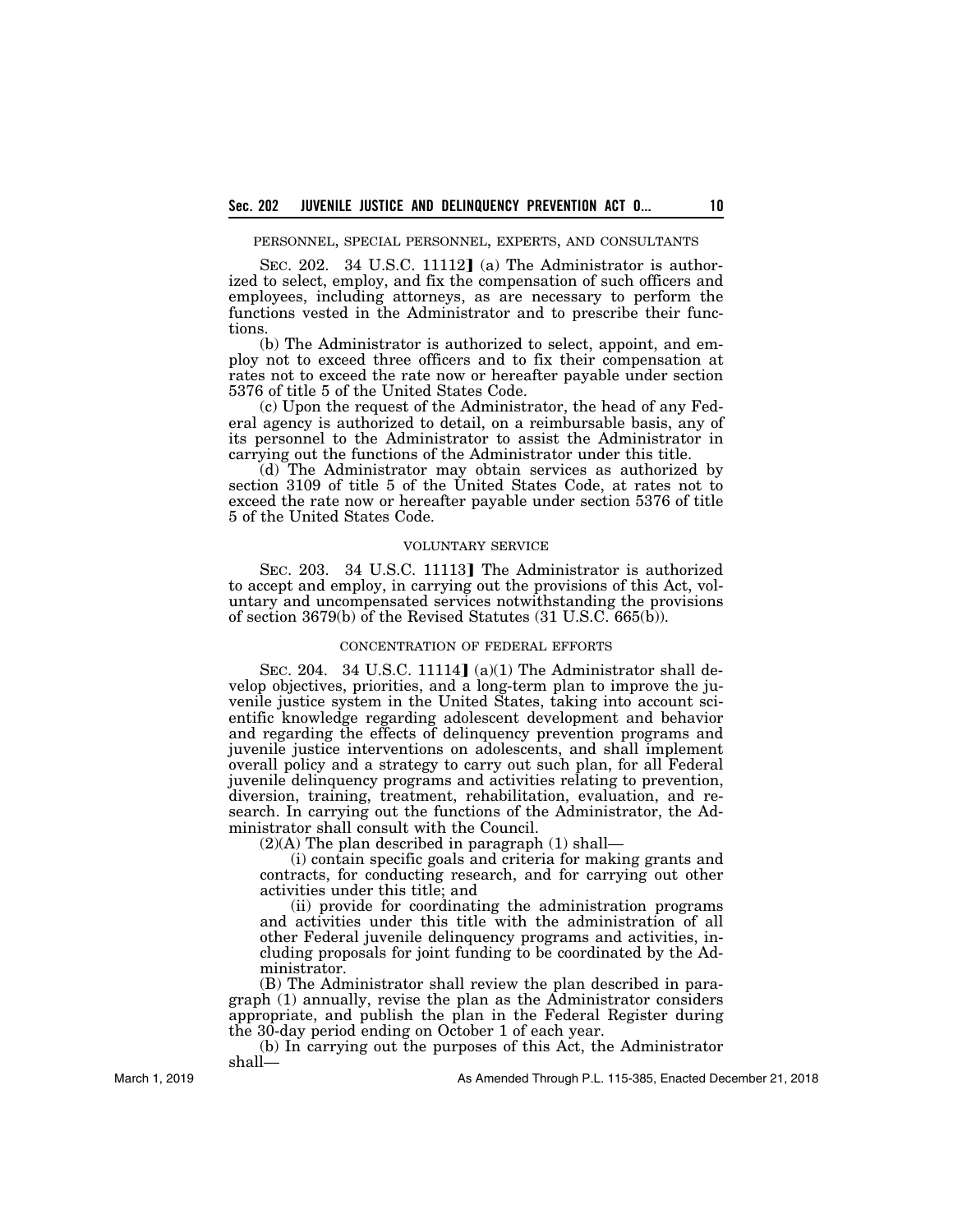PERSONNEL, SPECIAL PERSONNEL, EXPERTS, AND CONSULTANTS

SEC. 202. 34 U.S.C. 11112] (a) The Administrator is authorized to select, employ, and fix the compensation of such officers and employees, including attorneys, as are necessary to perform the functions vested in the Administrator and to prescribe their functions.

(b) The Administrator is authorized to select, appoint, and employ not to exceed three officers and to fix their compensation at rates not to exceed the rate now or hereafter payable under section 5376 of title 5 of the United States Code.

(c) Upon the request of the Administrator, the head of any Federal agency is authorized to detail, on a reimbursable basis, any of its personnel to the Administrator to assist the Administrator in carrying out the functions of the Administrator under this title.

(d) The Administrator may obtain services as authorized by section 3109 of title 5 of the United States Code, at rates not to exceed the rate now or hereafter payable under section 5376 of title 5 of the United States Code.

VOLUNTARY SERVICE

SEC. 203. 34 U.S.C. 11113] The Administrator is authorized to accept and employ, in carrying out the provisions of this Act, voluntary and uncompensated services notwithstanding the provisions of section 3679(b) of the Revised Statutes (31 U.S.C. 665(b)).

CONCENTRATION OF FEDERAL EFFORTS

SEC. 204. 34 U.S.C. 11114] (a)(1) The Administrator shall develop objectives, priorities, and a long-term plan to improve the juvenile justice system in the United States, taking into account scientific knowledge regarding adolescent development and behavior and regarding the effects of delinquency prevention programs and juvenile justice interventions on adolescents, and shall implement overall policy and a strategy to carry out such plan, for all Federal juvenile delinquency programs and activities relating to prevention, diversion, training, treatment, rehabilitation, evaluation, and research. In carrying out the functions of the Administrator, the Administrator shall consult with the Council.

(2)(A) The plan described in paragraph (1) shall—

(i) contain specific goals and criteria for making grants and contracts, for conducting research, and for carrying out other activities under this title; and

(ii) provide for coordinating the administration programs and activities under this title with the administration of all other Federal juvenile delinquency programs and activities, including proposals for joint funding to be coordinated by the Administrator.

(B) The Administrator shall review the plan described in paragraph (1) annually, revise the plan as the Administrator considers appropriate, and publish the plan in the Federal Register during the 30-day period ending on October 1 of each year.

(b) In carrying out the purposes of this Act, the Administrator shall—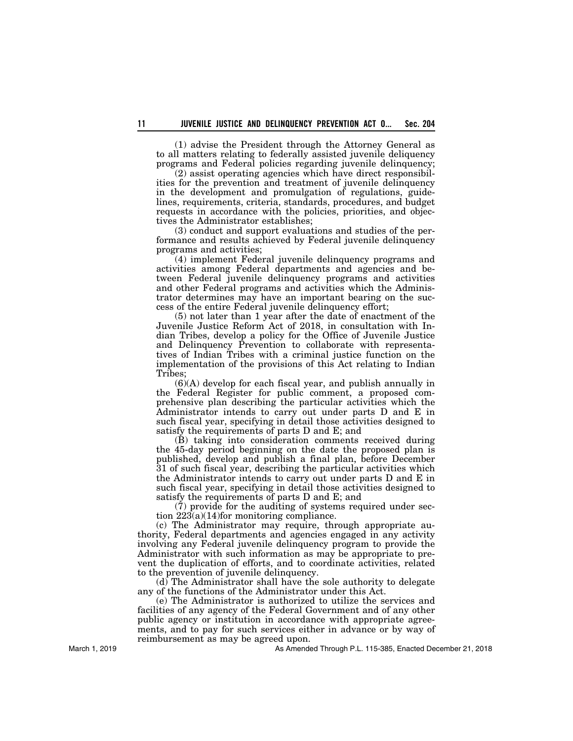(1) advise the President through the Attorney General as to all matters relating to federally assisted juvenile deliquency programs and Federal policies regarding juvenile delinquency;

(2) assist operating agencies which have direct responsibilities for the prevention and treatment of juvenile delinquency in the development and promulgation of regulations, guidelines, requirements, criteria, standards, procedures, and budget requests in accordance with the policies, priorities, and objectives the Administrator establishes;

(3) conduct and support evaluations and studies of the performance and results achieved by Federal juvenile delinquency programs and activities;

(4) implement Federal juvenile delinquency programs and activities among Federal departments and agencies and between Federal juvenile delinquency programs and activities and other Federal programs and activities which the Administrator determines may have an important bearing on the success of the entire Federal juvenile delinquency effort;

(5) not later than 1 year after the date of enactment of the Juvenile Justice Reform Act of 2018, in consultation with Indian Tribes, develop a policy for the Office of Juvenile Justice and Delinquency Prevention to collaborate with representatives of Indian Tribes with a criminal justice function on the implementation of the provisions of this Act relating to Indian Tribes;

(6)(A) develop for each fiscal year, and publish annually in the Federal Register for public comment, a proposed comprehensive plan describing the particular activities which the Administrator intends to carry out under parts D and E in such fiscal year, specifying in detail those activities designed to satisfy the requirements of parts D and E; and

(B) taking into consideration comments received during the 45-day period beginning on the date the proposed plan is published, develop and publish a final plan, before December 31 of such fiscal year, describing the particular activities which the Administrator intends to carry out under parts D and E in such fiscal year, specifying in detail those activities designed to satisfy the requirements of parts D and E; and

(7) provide for the auditing of systems required under section 223(a)(14)for monitoring compliance.

(c) The Administrator may require, through appropriate authority, Federal departments and agencies engaged in any activity involving any Federal juvenile delinquency program to provide the Administrator with such information as may be appropriate to prevent the duplication of efforts, and to coordinate activities, related to the prevention of juvenile delinquency.

(d) The Administrator shall have the sole authority to delegate any of the functions of the Administrator under this Act.

(e) The Administrator is authorized to utilize the services and facilities of any agency of the Federal Government and of any other public agency or institution in accordance with appropriate agreements, and to pay for such services either in advance or by way of reimbursement as may be agreed upon.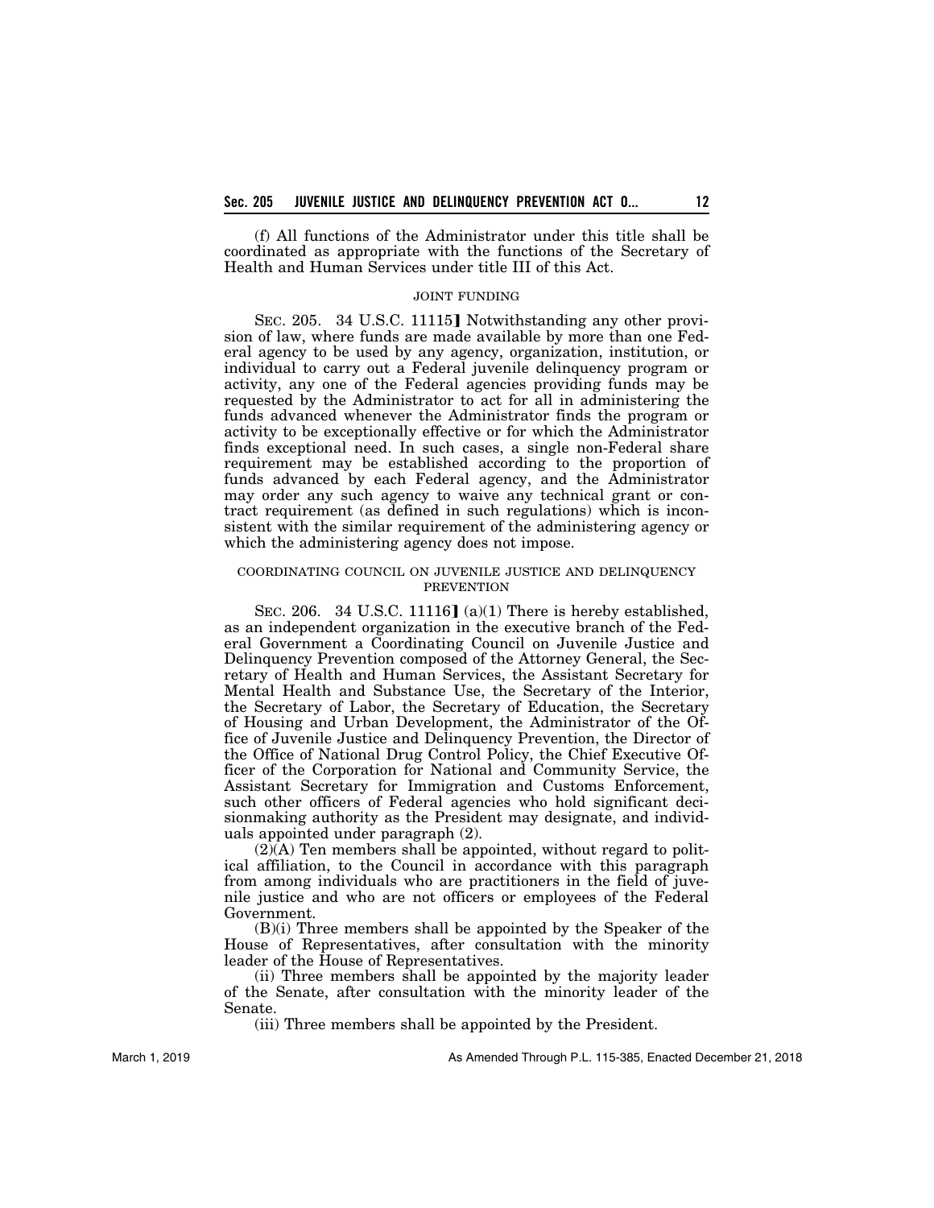(f) All functions of the Administrator under this title shall be coordinated as appropriate with the functions of the Secretary of Health and Human Services under title III of this Act.

JOINT FUNDING

SEC. 205. 34 U.S.C. 11115] Notwithstanding any other provision of law, where funds are made available by more than one Federal agency to be used by any agency, organization, institution, or individual to carry out a Federal juvenile delinquency program or activity, any one of the Federal agencies providing funds may be requested by the Administrator to act for all in administering the funds advanced whenever the Administrator finds the program or activity to be exceptionally effective or for which the Administrator finds exceptional need. In such cases, a single non-Federal share requirement may be established according to the proportion of funds advanced by each Federal agency, and the Administrator may order any such agency to waive any technical grant or contract requirement (as defined in such regulations) which is inconsistent with the similar requirement of the administering agency or which the administering agency does not impose.

COORDINATING COUNCIL ON JUVENILE JUSTICE AND DELINQUENCY PREVENTION

SEC. 206. 34 U.S.C. 11116] (a)(1) There is hereby established, as an independent organization in the executive branch of the Federal Government a Coordinating Council on Juvenile Justice and Delinquency Prevention composed of the Attorney General, the Secretary of Health and Human Services, the Assistant Secretary for Mental Health and Substance Use, the Secretary of the Interior, the Secretary of Labor, the Secretary of Education, the Secretary of Housing and Urban Development, the Administrator of the Office of Juvenile Justice and Delinquency Prevention, the Director of the Office of National Drug Control Policy, the Chief Executive Officer of the Corporation for National and Community Service, the Assistant Secretary for Immigration and Customs Enforcement, such other officers of Federal agencies who hold significant decisionmaking authority as the President may designate, and individuals appointed under paragraph (2).

(2)(A) Ten members shall be appointed, without regard to political affiliation, to the Council in accordance with this paragraph from among individuals who are practitioners in the field of juvenile justice and who are not officers or employees of the Federal Government.

(B)(i) Three members shall be appointed by the Speaker of the House of Representatives, after consultation with the minority leader of the House of Representatives.

(ii) Three members shall be appointed by the majority leader of the Senate, after consultation with the minority leader of the Senate.

(iii) Three members shall be appointed by the President.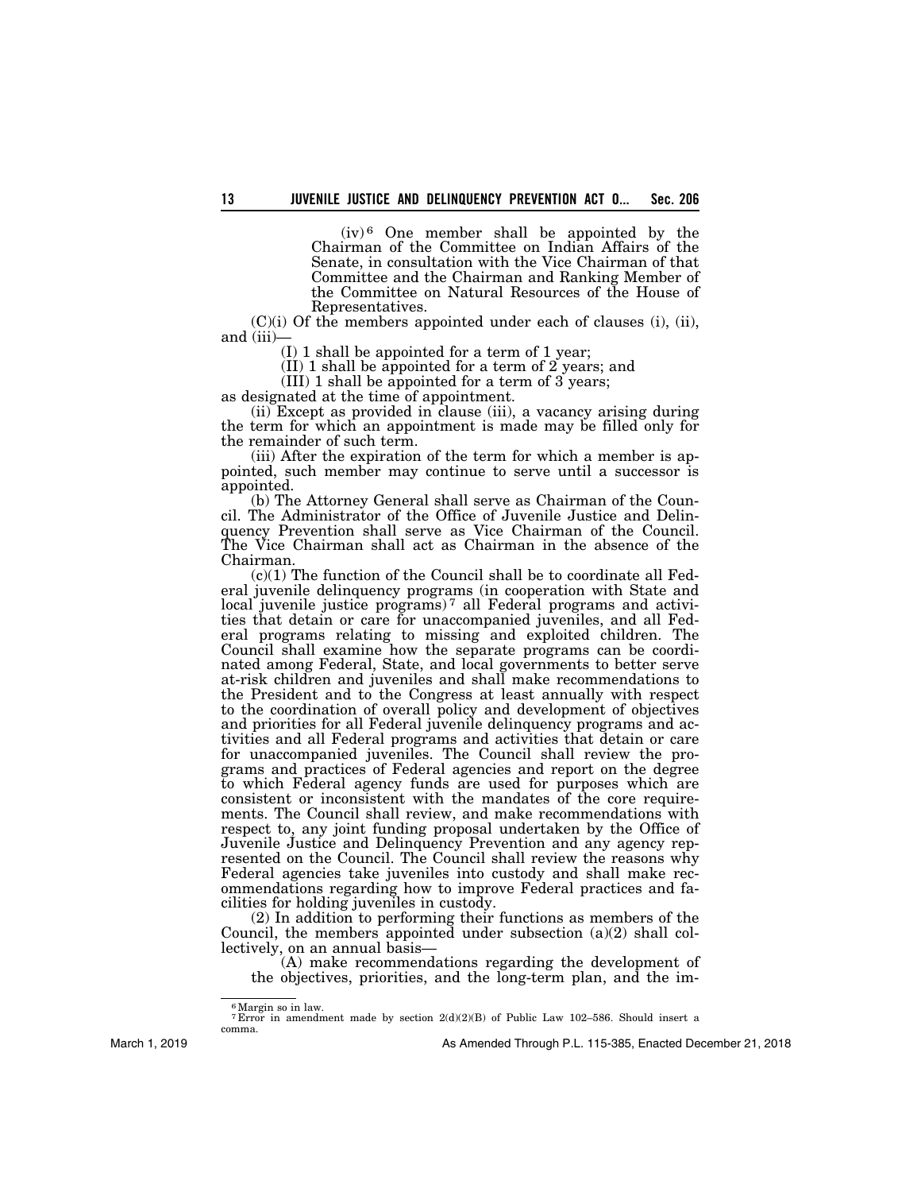(iv)[6] One member shall be appointed by the Chairman of the Committee on Indian Affairs of the Senate, in consultation with the Vice Chairman of that Committee and the Chairman and Ranking Member of the Committee on Natural Resources of the House of Representatives.

(C)(i) Of the members appointed under each of clauses (i), (ii), and (iii)—

(I) 1 shall be appointed for a term of 1 year;

(II) 1 shall be appointed for a term of 2 years; and

(III) 1 shall be appointed for a term of 3 years;

as designated at the time of appointment.

(ii) Except as provided in clause (iii), a vacancy arising during the term for which an appointment is made may be filled only for the remainder of such term.

(iii) After the expiration of the term for which a member is appointed, such member may continue to serve until a successor is appointed.

(b) The Attorney General shall serve as Chairman of the Council. The Administrator of the Office of Juvenile Justice and Delinquency Prevention shall serve as Vice Chairman of the Council. The Vice Chairman shall act as Chairman in the absence of the Chairman.

(c)(1) The function of the Council shall be to coordinate all Federal juvenile delinquency programs (in cooperation with State and local juvenile justice programs)[7] all Federal programs and activities that detain or care for unaccompanied juveniles, and all Federal programs relating to missing and exploited children. The Council shall examine how the separate programs can be coordinated among Federal, State, and local governments to better serve at-risk children and juveniles and shall make recommendations to the President and to the Congress at least annually with respect to the coordination of overall policy and development of objectives and priorities for all Federal juvenile delinquency programs and activities and all Federal programs and activities that detain or care for unaccompanied juveniles. The Council shall review the programs and practices of Federal agencies and report on the degree to which Federal agency funds are used for purposes which are consistent or inconsistent with the mandates of the core requirements. The Council shall review, and make recommendations with respect to, any joint funding proposal undertaken by the Office of Juvenile Justice and Delinquency Prevention and any agency represented on the Council. The Council shall review the reasons why Federal agencies take juveniles into custody and shall make recommendations regarding how to improve Federal practices and facilities for holding juveniles in custody.

(2) In addition to performing their functions as members of the Council, the members appointed under subsection (a)(2) shall collectively, on an annual basis—

(A) make recommendations regarding the development of the objectives, priorities, and the long-term plan, and the im-

---

[6] Margin so in law.

[7] Error in amendment made by section 2(d)(2)(B) of Public Law 102–586. Should insert a comma.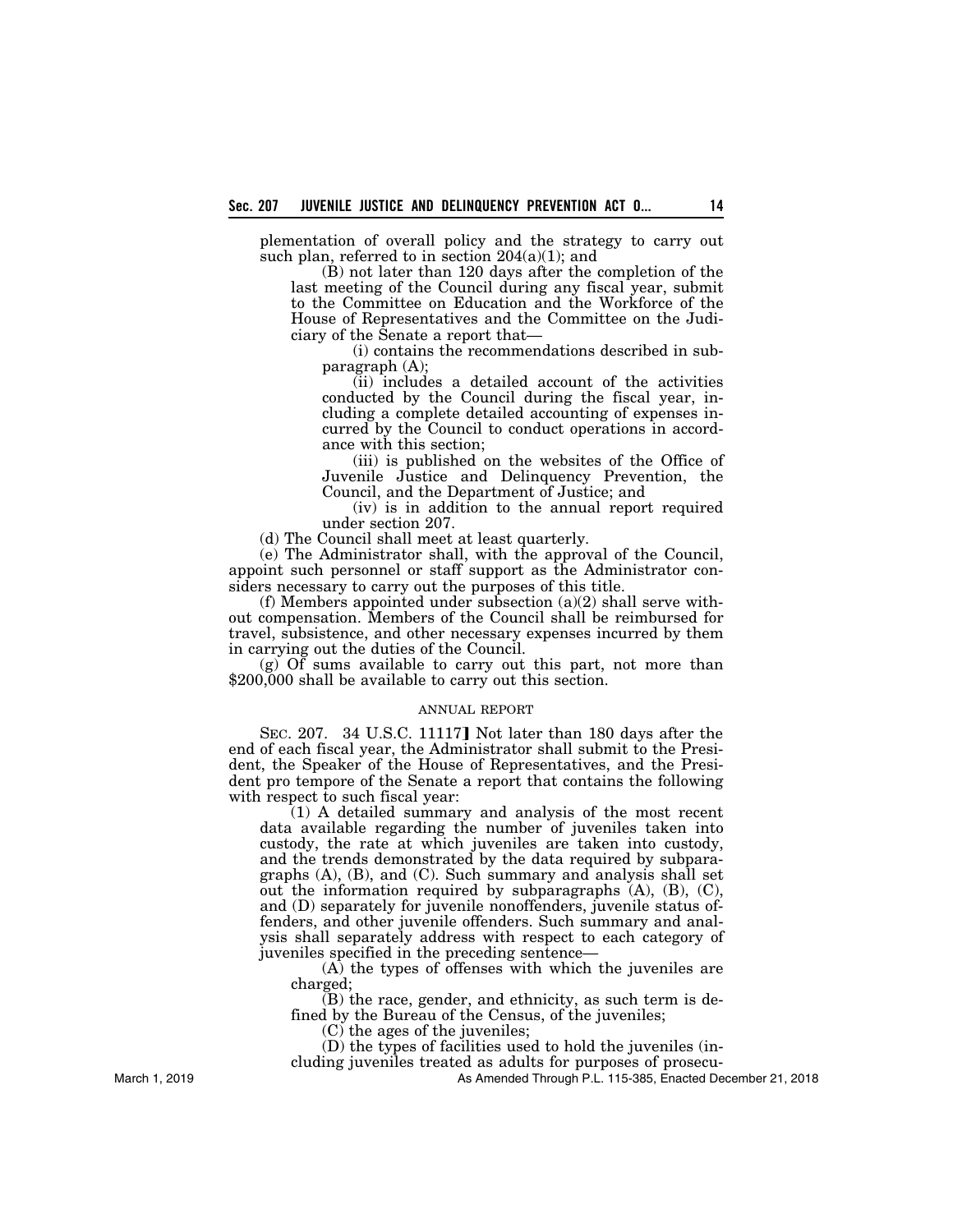plementation of overall policy and the strategy to carry out such plan, referred to in section 204(a)(1); and

(B) not later than 120 days after the completion of the last meeting of the Council during any fiscal year, submit to the Committee on Education and the Workforce of the House of Representatives and the Committee on the Judiciary of the Senate a report that—

(i) contains the recommendations described in subparagraph (A);

(ii) includes a detailed account of the activities conducted by the Council during the fiscal year, including a complete detailed accounting of expenses incurred by the Council to conduct operations in accordance with this section;

(iii) is published on the websites of the Office of Juvenile Justice and Delinquency Prevention, the Council, and the Department of Justice; and

(iv) is in addition to the annual report required under section 207.

(d) The Council shall meet at least quarterly.

(e) The Administrator shall, with the approval of the Council, appoint such personnel or staff support as the Administrator considers necessary to carry out the purposes of this title.

(f) Members appointed under subsection (a)(2) shall serve without compensation. Members of the Council shall be reimbursed for travel, subsistence, and other necessary expenses incurred by them in carrying out the duties of the Council.

(g) Of sums available to carry out this part, not more than $200,000 shall be available to carry out this section.

ANNUAL REPORT

SEC. 207. 34 U.S.C. 11117] Not later than 180 days after the end of each fiscal year, the Administrator shall submit to the President, the Speaker of the House of Representatives, and the President pro tempore of the Senate a report that contains the following with respect to such fiscal year:

(1) A detailed summary and analysis of the most recent data available regarding the number of juveniles taken into custody, the rate at which juveniles are taken into custody, and the trends demonstrated by the data required by subparagraphs (A), (B), and (C). Such summary and analysis shall set out the information required by subparagraphs (A), (B), (C), and (D) separately for juvenile nonoffenders, juvenile status offenders, and other juvenile offenders. Such summary and analysis shall separately address with respect to each category of juveniles specified in the preceding sentence—

(A) the types of offenses with which the juveniles are charged;

(B) the race, gender, and ethnicity, as such term is defined by the Bureau of the Census, of the juveniles;

(C) the ages of the juveniles;

(D) the types of facilities used to hold the juveniles (including juveniles treated as adults for purposes of prosecu-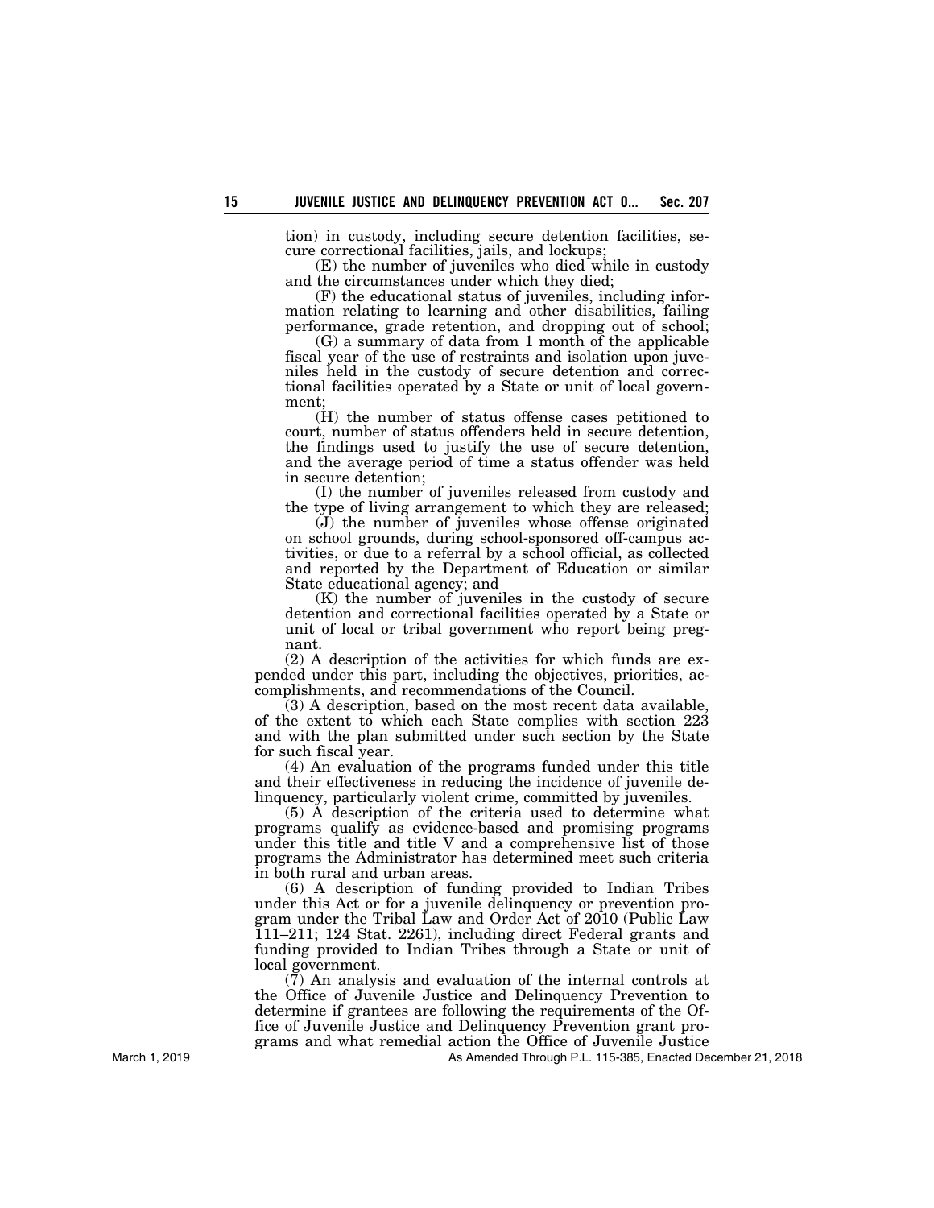tion) in custody, including secure detention facilities, secure correctional facilities, jails, and lockups;

(E) the number of juveniles who died while in custody and the circumstances under which they died;

(F) the educational status of juveniles, including information relating to learning and other disabilities, failing performance, grade retention, and dropping out of school;

(G) a summary of data from 1 month of the applicable fiscal year of the use of restraints and isolation upon juveniles held in the custody of secure detention and correctional facilities operated by a State or unit of local government;

(H) the number of status offense cases petitioned to court, number of status offenders held in secure detention, the findings used to justify the use of secure detention, and the average period of time a status offender was held in secure detention;

(I) the number of juveniles released from custody and the type of living arrangement to which they are released;

(J) the number of juveniles whose offense originated on school grounds, during school-sponsored off-campus activities, or due to a referral by a school official, as collected and reported by the Department of Education or similar State educational agency; and

(K) the number of juveniles in the custody of secure detention and correctional facilities operated by a State or unit of local or tribal government who report being pregnant.

(2) A description of the activities for which funds are expended under this part, including the objectives, priorities, accomplishments, and recommendations of the Council.

(3) A description, based on the most recent data available, of the extent to which each State complies with section 223 and with the plan submitted under such section by the State for such fiscal year.

(4) An evaluation of the programs funded under this title and their effectiveness in reducing the incidence of juvenile delinquency, particularly violent crime, committed by juveniles.

(5) A description of the criteria used to determine what programs qualify as evidence-based and promising programs under this title and title V and a comprehensive list of those programs the Administrator has determined meet such criteria in both rural and urban areas.

(6) A description of funding provided to Indian Tribes under this Act or for a juvenile delinquency or prevention program under the Tribal Law and Order Act of 2010 (Public Law 111–211; 124 Stat. 2261), including direct Federal grants and funding provided to Indian Tribes through a State or unit of local government.

(7) An analysis and evaluation of the internal controls at the Office of Juvenile Justice and Delinquency Prevention to determine if grantees are following the requirements of the Office of Juvenile Justice and Delinquency Prevention grant programs and what remedial action the Office of Juvenile Justice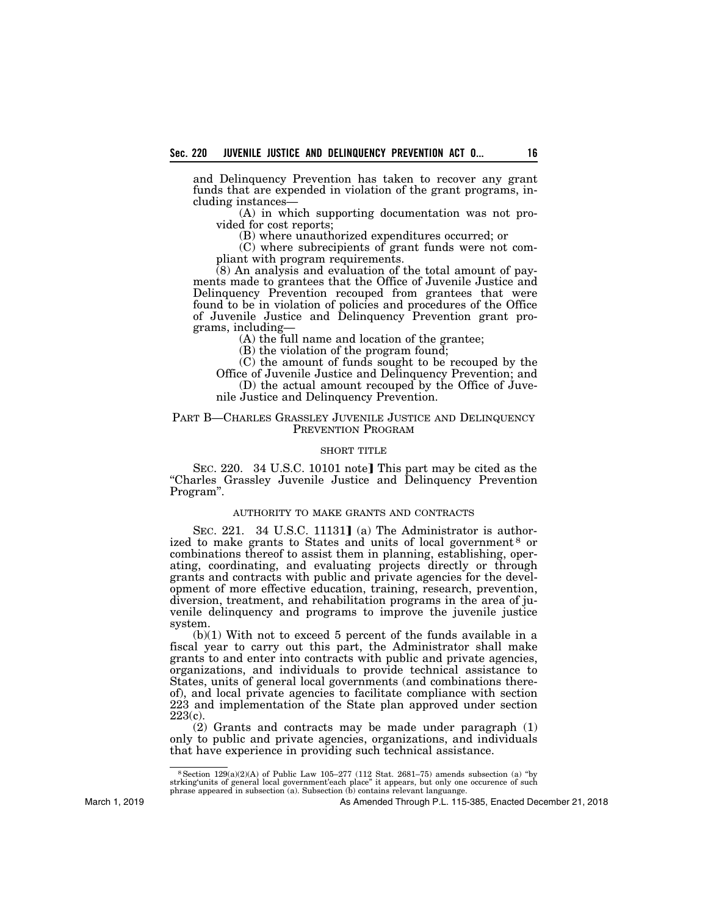and Delinquency Prevention has taken to recover any grant funds that are expended in violation of the grant programs, including instances—

(A) in which supporting documentation was not provided for cost reports;

(B) where unauthorized expenditures occurred; or

(C) where subrecipients of grant funds were not compliant with program requirements.

(8) An analysis and evaluation of the total amount of payments made to grantees that the Office of Juvenile Justice and Delinquency Prevention recouped from grantees that were found to be in violation of policies and procedures of the Office of Juvenile Justice and Delinquency Prevention grant programs, including—

(A) the full name and location of the grantee;

(B) the violation of the program found;

(C) the amount of funds sought to be recouped by the Office of Juvenile Justice and Delinquency Prevention; and

(D) the actual amount recouped by the Office of Juvenile Justice and Delinquency Prevention.

## PART B—CHARLES GRASSLEY JUVENILE JUSTICE AND DELINQUENCY PREVENTION PROGRAM

### SHORT TITLE

SEC. 220. 34 U.S.C. 10101 note] This part may be cited as the "Charles Grassley Juvenile Justice and Delinquency Prevention Program".

### AUTHORITY TO MAKE GRANTS AND CONTRACTS

SEC. 221. 34 U.S.C. 11131] (a) The Administrator is authorized to make grants to States and units of local government [8] or combinations thereof to assist them in planning, establishing, operating, coordinating, and evaluating projects directly or through grants and contracts with public and private agencies for the development of more effective education, training, research, prevention, diversion, treatment, and rehabilitation programs in the area of juvenile delinquency and programs to improve the juvenile justice system.

(b)(1) With not to exceed 5 percent of the funds available in a fiscal year to carry out this part, the Administrator shall make grants to and enter into contracts with public and private agencies, organizations, and individuals to provide technical assistance to States, units of general local governments (and combinations thereof), and local private agencies to facilitate compliance with section 223 and implementation of the State plan approved under section 223(c).

(2) Grants and contracts may be made under paragraph (1) only to public and private agencies, organizations, and individuals that have experience in providing such technical assistance.

---

[8] Section 129(a)(2)(A) of Public Law 105–277 (112 Stat. 2681–75) amends subsection (a) "by strking'units of general local government'each place" it appears, but only one occurence of such phrase appeared in subsection (a). Subsection (b) contains relevant languange.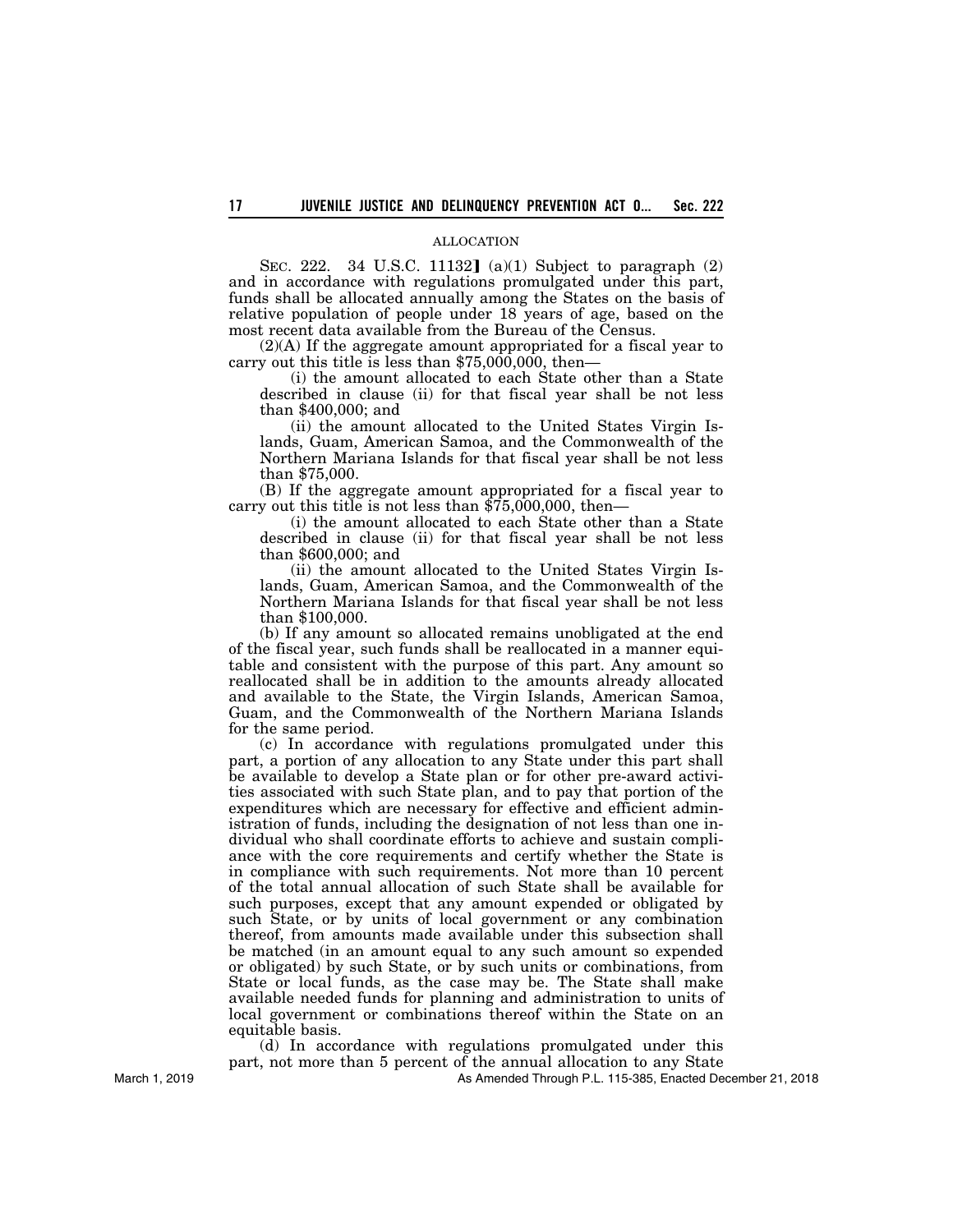ALLOCATION

SEC. 222. 34 U.S.C. 11132] (a)(1) Subject to paragraph (2) and in accordance with regulations promulgated under this part, funds shall be allocated annually among the States on the basis of relative population of people under 18 years of age, based on the most recent data available from the Bureau of the Census.

(2)(A) If the aggregate amount appropriated for a fiscal year to carry out this title is less than $75,000,000, then—

(i) the amount allocated to each State other than a State described in clause (ii) for that fiscal year shall be not less than $400,000; and

(ii) the amount allocated to the United States Virgin Islands, Guam, American Samoa, and the Commonwealth of the Northern Mariana Islands for that fiscal year shall be not less than $75,000.

(B) If the aggregate amount appropriated for a fiscal year to carry out this title is not less than $75,000,000, then—

(i) the amount allocated to each State other than a State described in clause (ii) for that fiscal year shall be not less than $600,000; and

(ii) the amount allocated to the United States Virgin Islands, Guam, American Samoa, and the Commonwealth of the Northern Mariana Islands for that fiscal year shall be not less than $100,000.

(b) If any amount so allocated remains unobligated at the end of the fiscal year, such funds shall be reallocated in a manner equitable and consistent with the purpose of this part. Any amount so reallocated shall be in addition to the amounts already allocated and available to the State, the Virgin Islands, American Samoa, Guam, and the Commonwealth of the Northern Mariana Islands for the same period.

(c) In accordance with regulations promulgated under this part, a portion of any allocation to any State under this part shall be available to develop a State plan or for other pre-award activities associated with such State plan, and to pay that portion of the expenditures which are necessary for effective and efficient administration of funds, including the designation of not less than one individual who shall coordinate efforts to achieve and sustain compliance with the core requirements and certify whether the State is in compliance with such requirements. Not more than 10 percent of the total annual allocation of such State shall be available for such purposes, except that any amount expended or obligated by such State, or by units of local government or any combination thereof, from amounts made available under this subsection shall be matched (in an amount equal to any such amount so expended or obligated) by such State, or by such units or combinations, from State or local funds, as the case may be. The State shall make available needed funds for planning and administration to units of local government or combinations thereof within the State on an equitable basis.

(d) In accordance with regulations promulgated under this part, not more than 5 percent of the annual allocation to any State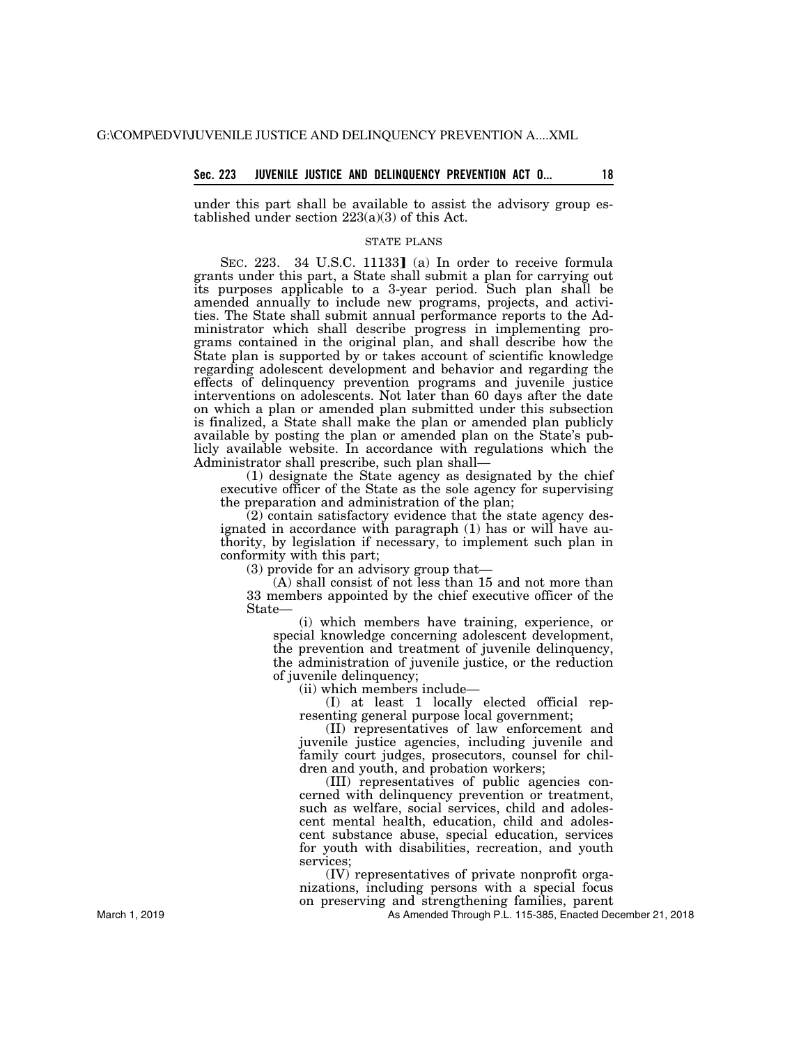under this part shall be available to assist the advisory group established under section 223(a)(3) of this Act.

STATE PLANS

SEC. 223. 34 U.S.C. 11133] (a) In order to receive formula grants under this part, a State shall submit a plan for carrying out its purposes applicable to a 3-year period. Such plan shall be amended annually to include new programs, projects, and activities. The State shall submit annual performance reports to the Administrator which shall describe progress in implementing programs contained in the original plan, and shall describe how the State plan is supported by or takes account of scientific knowledge regarding adolescent development and behavior and regarding the effects of delinquency prevention programs and juvenile justice interventions on adolescents. Not later than 60 days after the date on which a plan or amended plan submitted under this subsection is finalized, a State shall make the plan or amended plan publicly available by posting the plan or amended plan on the State's publicly available website. In accordance with regulations which the Administrator shall prescribe, such plan shall—

(1) designate the State agency as designated by the chief executive officer of the State as the sole agency for supervising the preparation and administration of the plan;

(2) contain satisfactory evidence that the state agency designated in accordance with paragraph (1) has or will have authority, by legislation if necessary, to implement such plan in conformity with this part;

(3) provide for an advisory group that—

(A) shall consist of not less than 15 and not more than 33 members appointed by the chief executive officer of the State—

(i) which members have training, experience, or special knowledge concerning adolescent development, the prevention and treatment of juvenile delinquency, the administration of juvenile justice, or the reduction of juvenile delinquency;

(ii) which members include—

(I) at least 1 locally elected official representing general purpose local government;

(II) representatives of law enforcement and juvenile justice agencies, including juvenile and family court judges, prosecutors, counsel for children and youth, and probation workers;

(III) representatives of public agencies concerned with delinquency prevention or treatment, such as welfare, social services, child and adolescent mental health, education, child and adolescent substance abuse, special education, services for youth with disabilities, recreation, and youth services;

(IV) representatives of private nonprofit organizations, including persons with a special focus on preserving and strengthening families, parent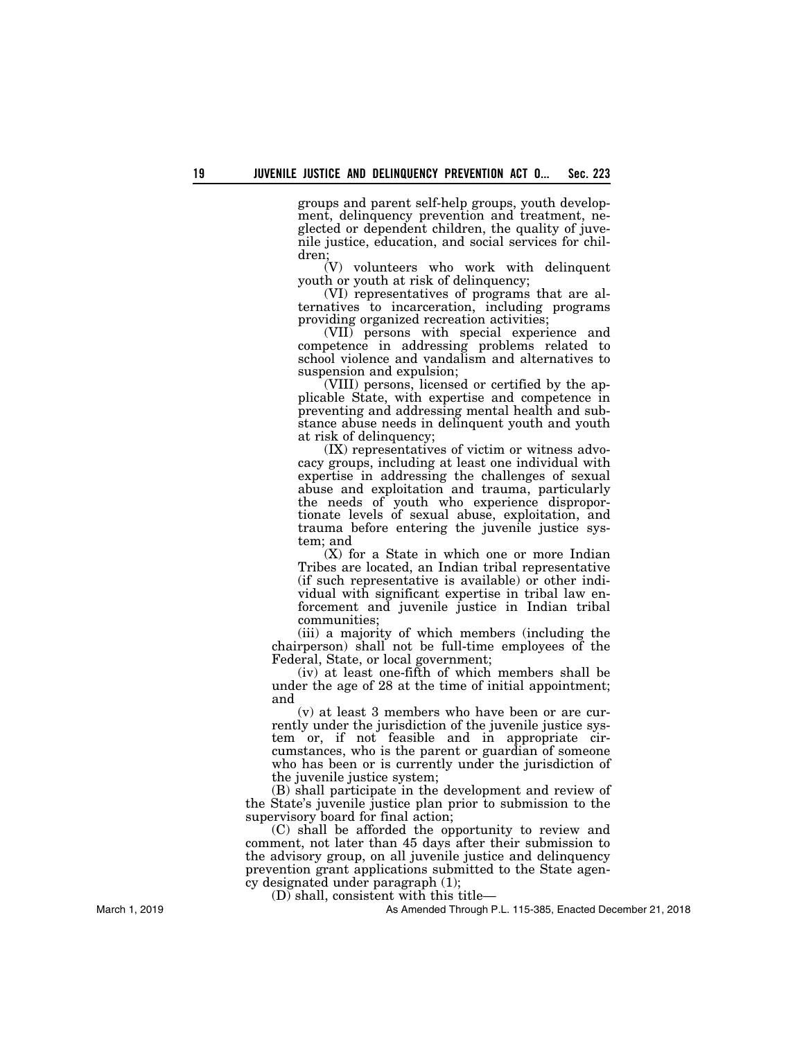groups and parent self-help groups, youth development, delinquency prevention and treatment, neglected or dependent children, the quality of juvenile justice, education, and social services for children;

(V) volunteers who work with delinquent youth or youth at risk of delinquency;

(VI) representatives of programs that are alternatives to incarceration, including programs providing organized recreation activities;

(VII) persons with special experience and competence in addressing problems related to school violence and vandalism and alternatives to suspension and expulsion;

(VIII) persons, licensed or certified by the applicable State, with expertise and competence in preventing and addressing mental health and substance abuse needs in delinquent youth and youth at risk of delinquency;

(IX) representatives of victim or witness advocacy groups, including at least one individual with expertise in addressing the challenges of sexual abuse and exploitation and trauma, particularly the needs of youth who experience disproportionate levels of sexual abuse, exploitation, and trauma before entering the juvenile justice system; and

(X) for a State in which one or more Indian Tribes are located, an Indian tribal representative (if such representative is available) or other individual with significant expertise in tribal law enforcement and juvenile justice in Indian tribal communities;

(iii) a majority of which members (including the chairperson) shall not be full-time employees of the Federal, State, or local government;

(iv) at least one-fifth of which members shall be under the age of 28 at the time of initial appointment; and

(v) at least 3 members who have been or are currently under the jurisdiction of the juvenile justice system or, if not feasible and in appropriate circumstances, who is the parent or guardian of someone who has been or is currently under the jurisdiction of the juvenile justice system;

(B) shall participate in the development and review of the State's juvenile justice plan prior to submission to the supervisory board for final action;

(C) shall be afforded the opportunity to review and comment, not later than 45 days after their submission to the advisory group, on all juvenile justice and delinquency prevention grant applications submitted to the State agency designated under paragraph (1);

(D) shall, consistent with this title—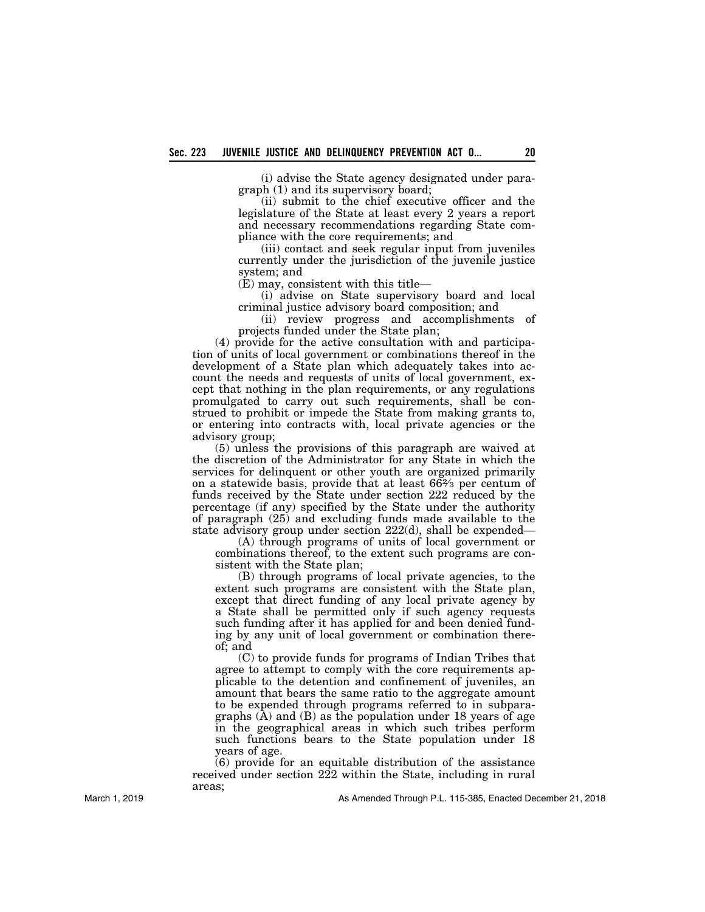(i) advise the State agency designated under paragraph (1) and its supervisory board;

(ii) submit to the chief executive officer and the legislature of the State at least every 2 years a report and necessary recommendations regarding State compliance with the core requirements; and

(iii) contact and seek regular input from juveniles currently under the jurisdiction of the juvenile justice system; and

(E) may, consistent with this title—

(i) advise on State supervisory board and local criminal justice advisory board composition; and

(ii) review progress and accomplishments of projects funded under the State plan;

(4) provide for the active consultation with and participation of units of local government or combinations thereof in the development of a State plan which adequately takes into account the needs and requests of units of local government, except that nothing in the plan requirements, or any regulations promulgated to carry out such requirements, shall be construed to prohibit or impede the State from making grants to, or entering into contracts with, local private agencies or the advisory group;

(5) unless the provisions of this paragraph are waived at the discretion of the Administrator for any State in which the services for delinquent or other youth are organized primarily on a statewide basis, provide that at least 66⅔ per centum of funds received by the State under section 222 reduced by the percentage (if any) specified by the State under the authority of paragraph (25) and excluding funds made available to the state advisory group under section 222(d), shall be expended—

(A) through programs of units of local government or combinations thereof, to the extent such programs are consistent with the State plan;

(B) through programs of local private agencies, to the extent such programs are consistent with the State plan, except that direct funding of any local private agency by a State shall be permitted only if such agency requests such funding after it has applied for and been denied funding by any unit of local government or combination thereof; and

(C) to provide funds for programs of Indian Tribes that agree to attempt to comply with the core requirements applicable to the detention and confinement of juveniles, an amount that bears the same ratio to the aggregate amount to be expended through programs referred to in subparagraphs (A) and (B) as the population under 18 years of age in the geographical areas in which such tribes perform such functions bears to the State population under 18 years of age.

(6) provide for an equitable distribution of the assistance received under section 222 within the State, including in rural areas;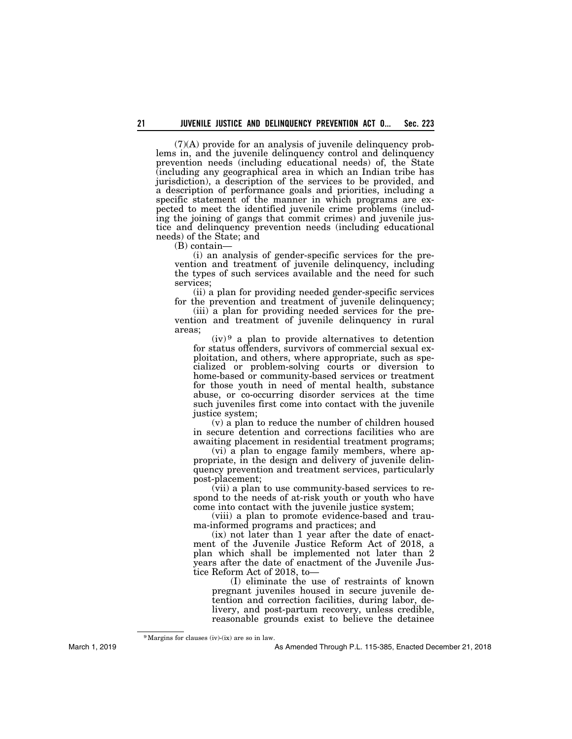(7)(A) provide for an analysis of juvenile delinquency problems in, and the juvenile delinquency control and delinquency prevention needs (including educational needs) of, the State (including any geographical area in which an Indian tribe has jurisdiction), a description of the services to be provided, and a description of performance goals and priorities, including a specific statement of the manner in which programs are expected to meet the identified juvenile crime problems (including the joining of gangs that commit crimes) and juvenile justice and delinquency prevention needs (including educational needs) of the State; and

(B) contain—

(i) an analysis of gender-specific services for the prevention and treatment of juvenile delinquency, including the types of such services available and the need for such services;

(ii) a plan for providing needed gender-specific services for the prevention and treatment of juvenile delinquency;

(iii) a plan for providing needed services for the prevention and treatment of juvenile delinquency in rural areas;

(iv)[9] a plan to provide alternatives to detention for status offenders, survivors of commercial sexual exploitation, and others, where appropriate, such as specialized or problem-solving courts or diversion to home-based or community-based services or treatment for those youth in need of mental health, substance abuse, or co-occurring disorder services at the time such juveniles first come into contact with the juvenile justice system;

(v) a plan to reduce the number of children housed in secure detention and corrections facilities who are awaiting placement in residential treatment programs;

(vi) a plan to engage family members, where appropriate, in the design and delivery of juvenile delinquency prevention and treatment services, particularly post-placement;

(vii) a plan to use community-based services to respond to the needs of at-risk youth or youth who have come into contact with the juvenile justice system;

(viii) a plan to promote evidence-based and trauma-informed programs and practices; and

(ix) not later than 1 year after the date of enactment of the Juvenile Justice Reform Act of 2018, a plan which shall be implemented not later than 2 years after the date of enactment of the Juvenile Justice Reform Act of 2018, to—

(I) eliminate the use of restraints of known pregnant juveniles housed in secure juvenile detention and correction facilities, during labor, delivery, and post-partum recovery, unless credible, reasonable grounds exist to believe the detainee

[9] Margins for clauses (iv)-(ix) are so in law.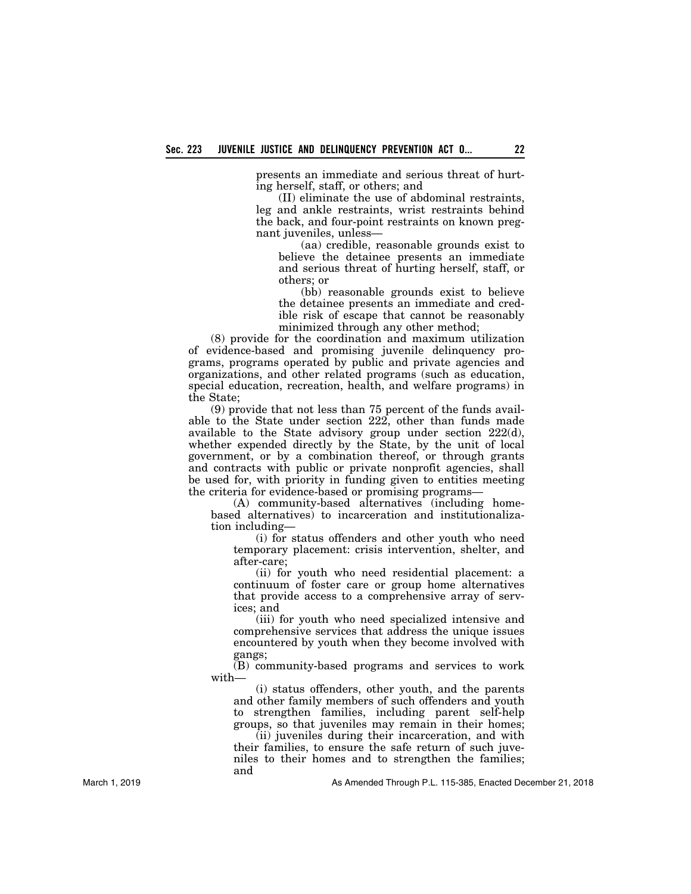presents an immediate and serious threat of hurting herself, staff, or others; and

(II) eliminate the use of abdominal restraints, leg and ankle restraints, wrist restraints behind the back, and four-point restraints on known pregnant juveniles, unless—

(aa) credible, reasonable grounds exist to believe the detainee presents an immediate and serious threat of hurting herself, staff, or others; or

(bb) reasonable grounds exist to believe the detainee presents an immediate and credible risk of escape that cannot be reasonably minimized through any other method;

(8) provide for the coordination and maximum utilization of evidence-based and promising juvenile delinquency programs, programs operated by public and private agencies and organizations, and other related programs (such as education, special education, recreation, health, and welfare programs) in the State;

(9) provide that not less than 75 percent of the funds available to the State under section 222, other than funds made available to the State advisory group under section 222(d), whether expended directly by the State, by the unit of local government, or by a combination thereof, or through grants and contracts with public or private nonprofit agencies, shall be used for, with priority in funding given to entities meeting the criteria for evidence-based or promising programs—

(A) community-based alternatives (including home-based alternatives) to incarceration and institutionalization including—

(i) for status offenders and other youth who need temporary placement: crisis intervention, shelter, and after-care;

(ii) for youth who need residential placement: a continuum of foster care or group home alternatives that provide access to a comprehensive array of services; and

(iii) for youth who need specialized intensive and comprehensive services that address the unique issues encountered by youth when they become involved with gangs;

(B) community-based programs and services to work with—

(i) status offenders, other youth, and the parents and other family members of such offenders and youth to strengthen families, including parent self-help groups, so that juveniles may remain in their homes;

(ii) juveniles during their incarceration, and with their families, to ensure the safe return of such juveniles to their homes and to strengthen the families; and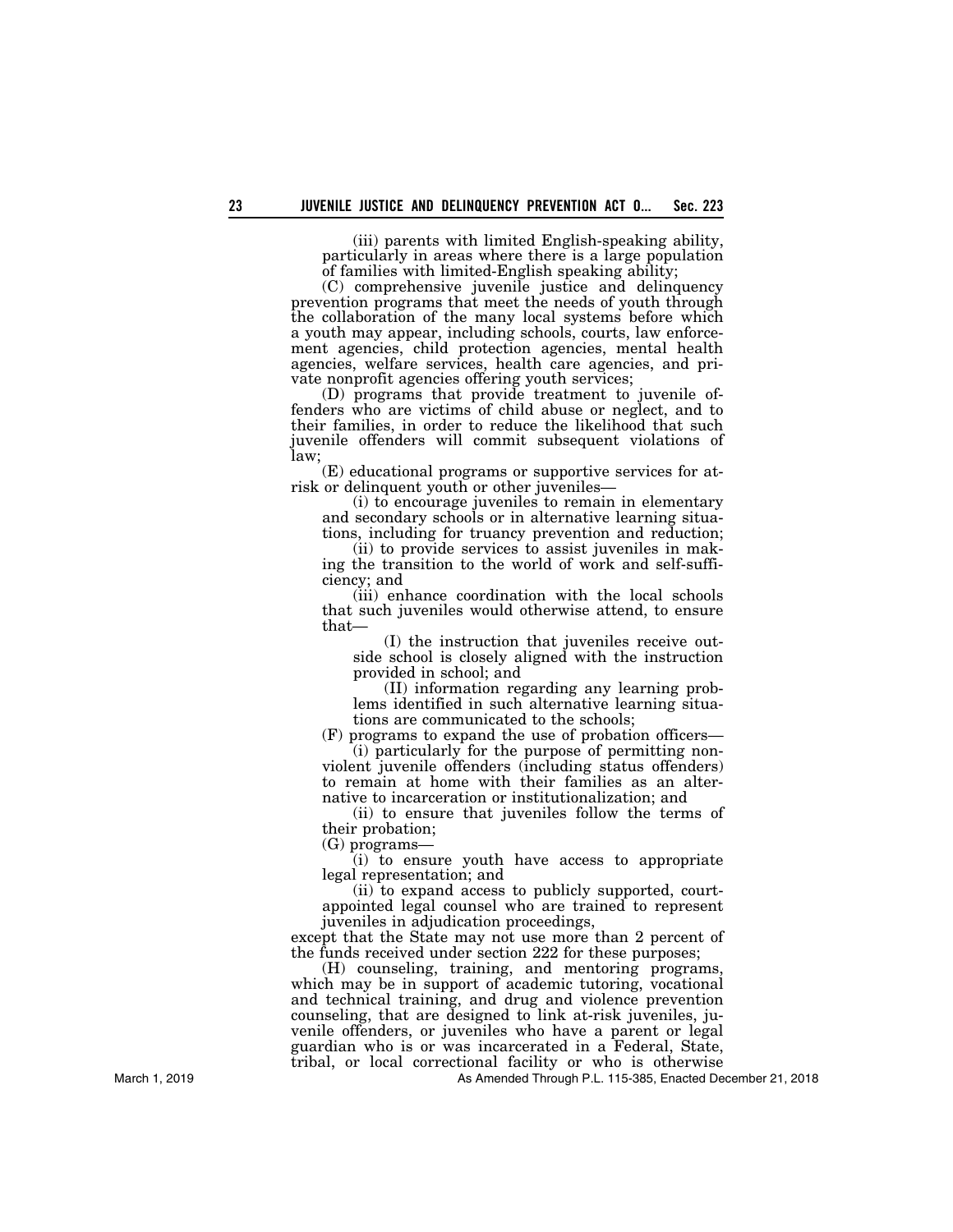(iii) parents with limited English-speaking ability, particularly in areas where there is a large population of families with limited-English speaking ability;

(C) comprehensive juvenile justice and delinquency prevention programs that meet the needs of youth through the collaboration of the many local systems before which a youth may appear, including schools, courts, law enforcement agencies, child protection agencies, mental health agencies, welfare services, health care agencies, and private nonprofit agencies offering youth services;

(D) programs that provide treatment to juvenile offenders who are victims of child abuse or neglect, and to their families, in order to reduce the likelihood that such juvenile offenders will commit subsequent violations of law;

(E) educational programs or supportive services for at-risk or delinquent youth or other juveniles—

(i) to encourage juveniles to remain in elementary and secondary schools or in alternative learning situations, including for truancy prevention and reduction;

(ii) to provide services to assist juveniles in making the transition to the world of work and self-sufficiency; and

(iii) enhance coordination with the local schools that such juveniles would otherwise attend, to ensure that—

(I) the instruction that juveniles receive outside school is closely aligned with the instruction provided in school; and

(II) information regarding any learning problems identified in such alternative learning situations are communicated to the schools;

(F) programs to expand the use of probation officers—

(i) particularly for the purpose of permitting nonviolent juvenile offenders (including status offenders) to remain at home with their families as an alternative to incarceration or institutionalization; and

(ii) to ensure that juveniles follow the terms of their probation;

(G) programs—

(i) to ensure youth have access to appropriate legal representation; and

(ii) to expand access to publicly supported, court-appointed legal counsel who are trained to represent juveniles in adjudication proceedings,

except that the State may not use more than 2 percent of the funds received under section 222 for these purposes;

(H) counseling, training, and mentoring programs, which may be in support of academic tutoring, vocational and technical training, and drug and violence prevention counseling, that are designed to link at-risk juveniles, juvenile offenders, or juveniles who have a parent or legal guardian who is or was incarcerated in a Federal, State, tribal, or local correctional facility or who is otherwise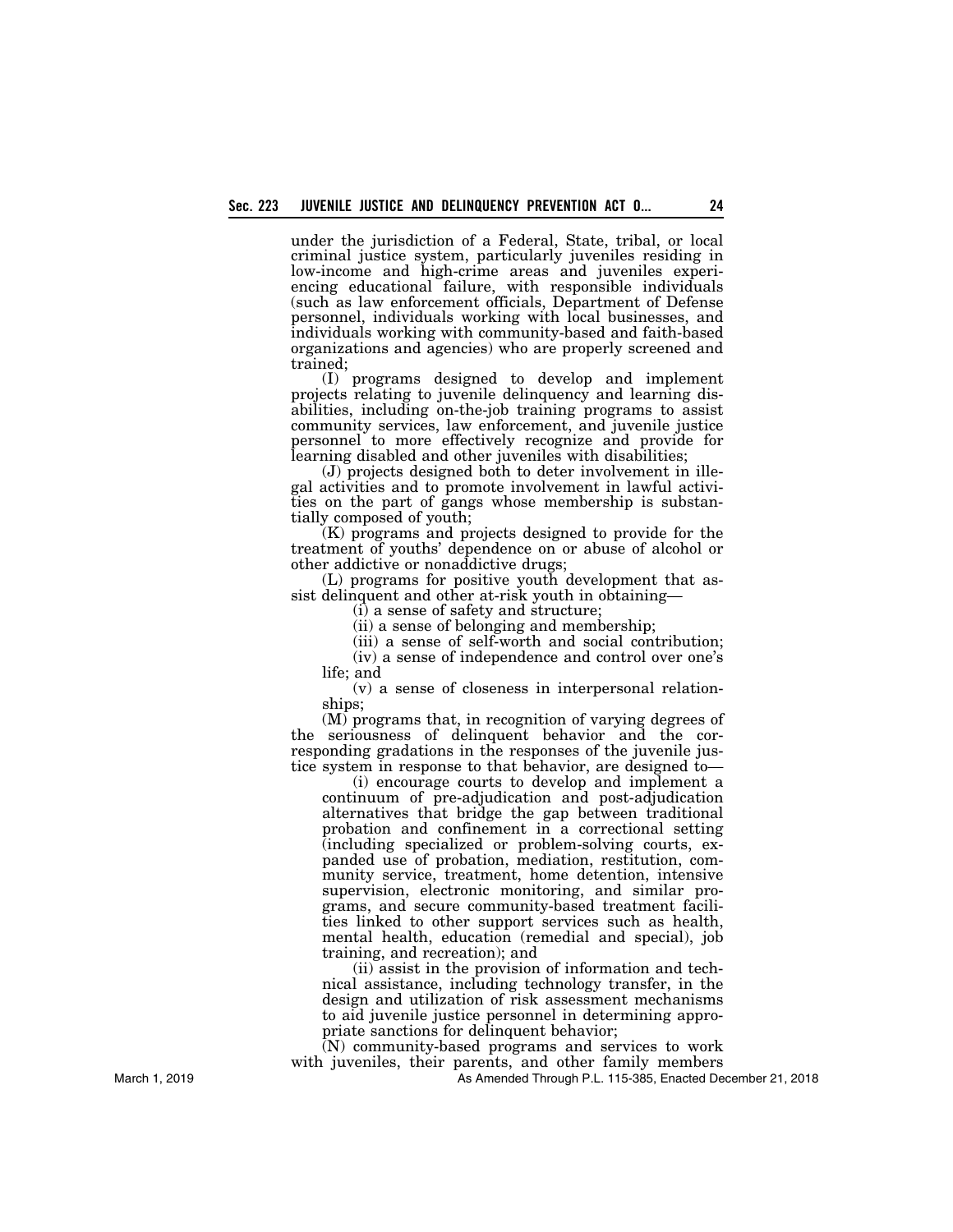under the jurisdiction of a Federal, State, tribal, or local criminal justice system, particularly juveniles residing in low-income and high-crime areas and juveniles experiencing educational failure, with responsible individuals (such as law enforcement officials, Department of Defense personnel, individuals working with local businesses, and individuals working with community-based and faith-based organizations and agencies) who are properly screened and trained;

(I) programs designed to develop and implement projects relating to juvenile delinquency and learning disabilities, including on-the-job training programs to assist community services, law enforcement, and juvenile justice personnel to more effectively recognize and provide for learning disabled and other juveniles with disabilities;

(J) projects designed both to deter involvement in illegal activities and to promote involvement in lawful activities on the part of gangs whose membership is substantially composed of youth;

(K) programs and projects designed to provide for the treatment of youths' dependence on or abuse of alcohol or other addictive or nonaddictive drugs;

(L) programs for positive youth development that assist delinquent and other at-risk youth in obtaining—

(i) a sense of safety and structure;

(ii) a sense of belonging and membership;

(iii) a sense of self-worth and social contribution;

(iv) a sense of independence and control over one's life; and

(v) a sense of closeness in interpersonal relationships;

(M) programs that, in recognition of varying degrees of the seriousness of delinquent behavior and the corresponding gradations in the responses of the juvenile justice system in response to that behavior, are designed to—

(i) encourage courts to develop and implement a continuum of pre-adjudication and post-adjudication alternatives that bridge the gap between traditional probation and confinement in a correctional setting (including specialized or problem-solving courts, expanded use of probation, mediation, restitution, community service, treatment, home detention, intensive supervision, electronic monitoring, and similar programs, and secure community-based treatment facilities linked to other support services such as health, mental health, education (remedial and special), job training, and recreation); and

(ii) assist in the provision of information and technical assistance, including technology transfer, in the design and utilization of risk assessment mechanisms to aid juvenile justice personnel in determining appropriate sanctions for delinquent behavior;

(N) community-based programs and services to work with juveniles, their parents, and other family members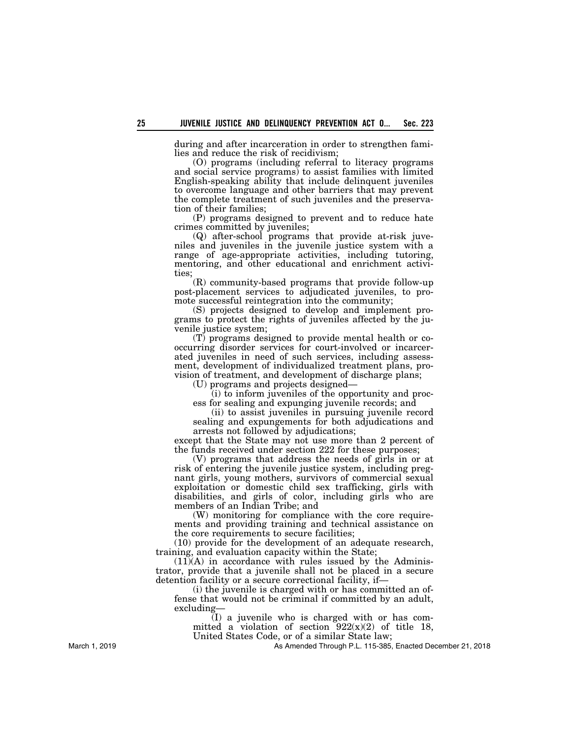during and after incarceration in order to strengthen families and reduce the risk of recidivism;

(O) programs (including referral to literacy programs and social service programs) to assist families with limited English-speaking ability that include delinquent juveniles to overcome language and other barriers that may prevent the complete treatment of such juveniles and the preservation of their families;

(P) programs designed to prevent and to reduce hate crimes committed by juveniles;

(Q) after-school programs that provide at-risk juveniles and juveniles in the juvenile justice system with a range of age-appropriate activities, including tutoring, mentoring, and other educational and enrichment activities;

(R) community-based programs that provide follow-up post-placement services to adjudicated juveniles, to promote successful reintegration into the community;

(S) projects designed to develop and implement programs to protect the rights of juveniles affected by the juvenile justice system;

(T) programs designed to provide mental health or co-occurring disorder services for court-involved or incarcerated juveniles in need of such services, including assessment, development of individualized treatment plans, provision of treatment, and development of discharge plans;

(U) programs and projects designed—

(i) to inform juveniles of the opportunity and process for sealing and expunging juvenile records; and

(ii) to assist juveniles in pursuing juvenile record sealing and expungements for both adjudications and arrests not followed by adjudications;

except that the State may not use more than 2 percent of the funds received under section 222 for these purposes;

(V) programs that address the needs of girls in or at risk of entering the juvenile justice system, including pregnant girls, young mothers, survivors of commercial sexual exploitation or domestic child sex trafficking, girls with disabilities, and girls of color, including girls who are members of an Indian Tribe; and

(W) monitoring for compliance with the core requirements and providing training and technical assistance on the core requirements to secure facilities;

(10) provide for the development of an adequate research, training, and evaluation capacity within the State;

(11)(A) in accordance with rules issued by the Administrator, provide that a juvenile shall not be placed in a secure detention facility or a secure correctional facility, if—

(i) the juvenile is charged with or has committed an offense that would not be criminal if committed by an adult, excluding—

(I) a juvenile who is charged with or has committed a violation of section 922(x)(2) of title 18, United States Code, or of a similar State law;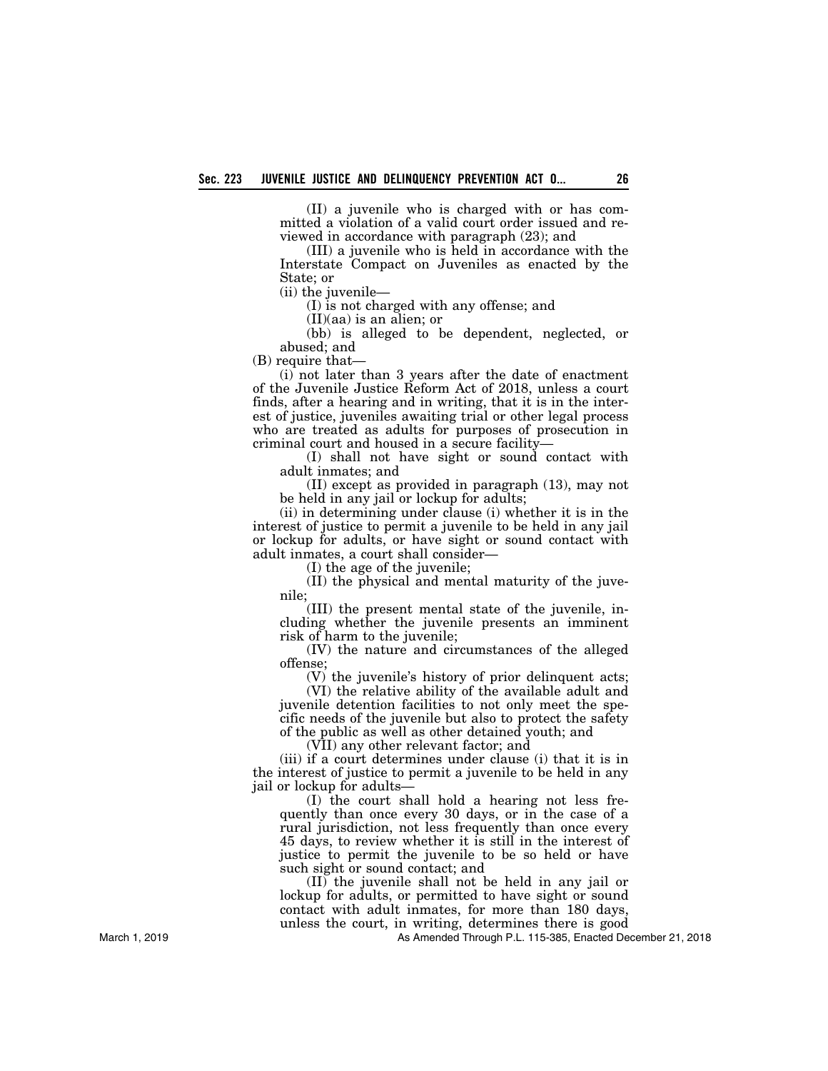(II) a juvenile who is charged with or has committed a violation of a valid court order issued and reviewed in accordance with paragraph (23); and

(III) a juvenile who is held in accordance with the Interstate Compact on Juveniles as enacted by the State; or

(ii) the juvenile—

(I) is not charged with any offense; and

(II)(aa) is an alien; or

(bb) is alleged to be dependent, neglected, or abused; and

(B) require that—

(i) not later than 3 years after the date of enactment of the Juvenile Justice Reform Act of 2018, unless a court finds, after a hearing and in writing, that it is in the interest of justice, juveniles awaiting trial or other legal process who are treated as adults for purposes of prosecution in criminal court and housed in a secure facility—

(I) shall not have sight or sound contact with adult inmates; and

(II) except as provided in paragraph (13), may not be held in any jail or lockup for adults;

(ii) in determining under clause (i) whether it is in the interest of justice to permit a juvenile to be held in any jail or lockup for adults, or have sight or sound contact with adult inmates, a court shall consider—

(I) the age of the juvenile;

(II) the physical and mental maturity of the juvenile;

(III) the present mental state of the juvenile, including whether the juvenile presents an imminent risk of harm to the juvenile;

(IV) the nature and circumstances of the alleged offense;

(V) the juvenile's history of prior delinquent acts;

(VI) the relative ability of the available adult and juvenile detention facilities to not only meet the specific needs of the juvenile but also to protect the safety of the public as well as other detained youth; and

(VII) any other relevant factor; and

(iii) if a court determines under clause (i) that it is in the interest of justice to permit a juvenile to be held in any jail or lockup for adults—

(I) the court shall hold a hearing not less frequently than once every 30 days, or in the case of a rural jurisdiction, not less frequently than once every 45 days, to review whether it is still in the interest of justice to permit the juvenile to be so held or have such sight or sound contact; and

(II) the juvenile shall not be held in any jail or lockup for adults, or permitted to have sight or sound contact with adult inmates, for more than 180 days, unless the court, in writing, determines there is good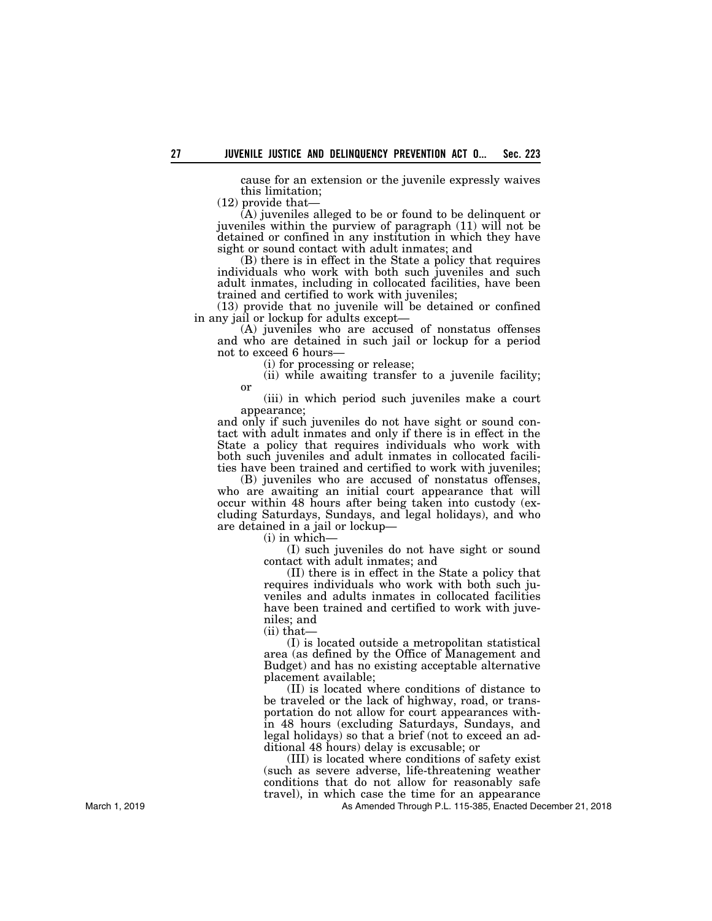cause for an extension or the juvenile expressly waives this limitation;

(12) provide that—

(A) juveniles alleged to be or found to be delinquent or juveniles within the purview of paragraph (11) will not be detained or confined in any institution in which they have sight or sound contact with adult inmates; and

(B) there is in effect in the State a policy that requires individuals who work with both such juveniles and such adult inmates, including in collocated facilities, have been trained and certified to work with juveniles;

(13) provide that no juvenile will be detained or confined in any jail or lockup for adults except—

(A) juveniles who are accused of nonstatus offenses and who are detained in such jail or lockup for a period not to exceed 6 hours—

(i) for processing or release;

(ii) while awaiting transfer to a juvenile facility; or

(iii) in which period such juveniles make a court appearance;

and only if such juveniles do not have sight or sound contact with adult inmates and only if there is in effect in the State a policy that requires individuals who work with both such juveniles and adult inmates in collocated facilities have been trained and certified to work with juveniles;

(B) juveniles who are accused of nonstatus offenses, who are awaiting an initial court appearance that will occur within 48 hours after being taken into custody (excluding Saturdays, Sundays, and legal holidays), and who are detained in a jail or lockup—

(i) in which—

(I) such juveniles do not have sight or sound contact with adult inmates; and

(II) there is in effect in the State a policy that requires individuals who work with both such juveniles and adults inmates in collocated facilities have been trained and certified to work with juveniles; and

(ii) that—

(I) is located outside a metropolitan statistical area (as defined by the Office of Management and Budget) and has no existing acceptable alternative placement available;

(II) is located where conditions of distance to be traveled or the lack of highway, road, or transportation do not allow for court appearances within 48 hours (excluding Saturdays, Sundays, and legal holidays) so that a brief (not to exceed an additional 48 hours) delay is excusable; or

(III) is located where conditions of safety exist (such as severe adverse, life-threatening weather conditions that do not allow for reasonably safe travel), in which case the time for an appearance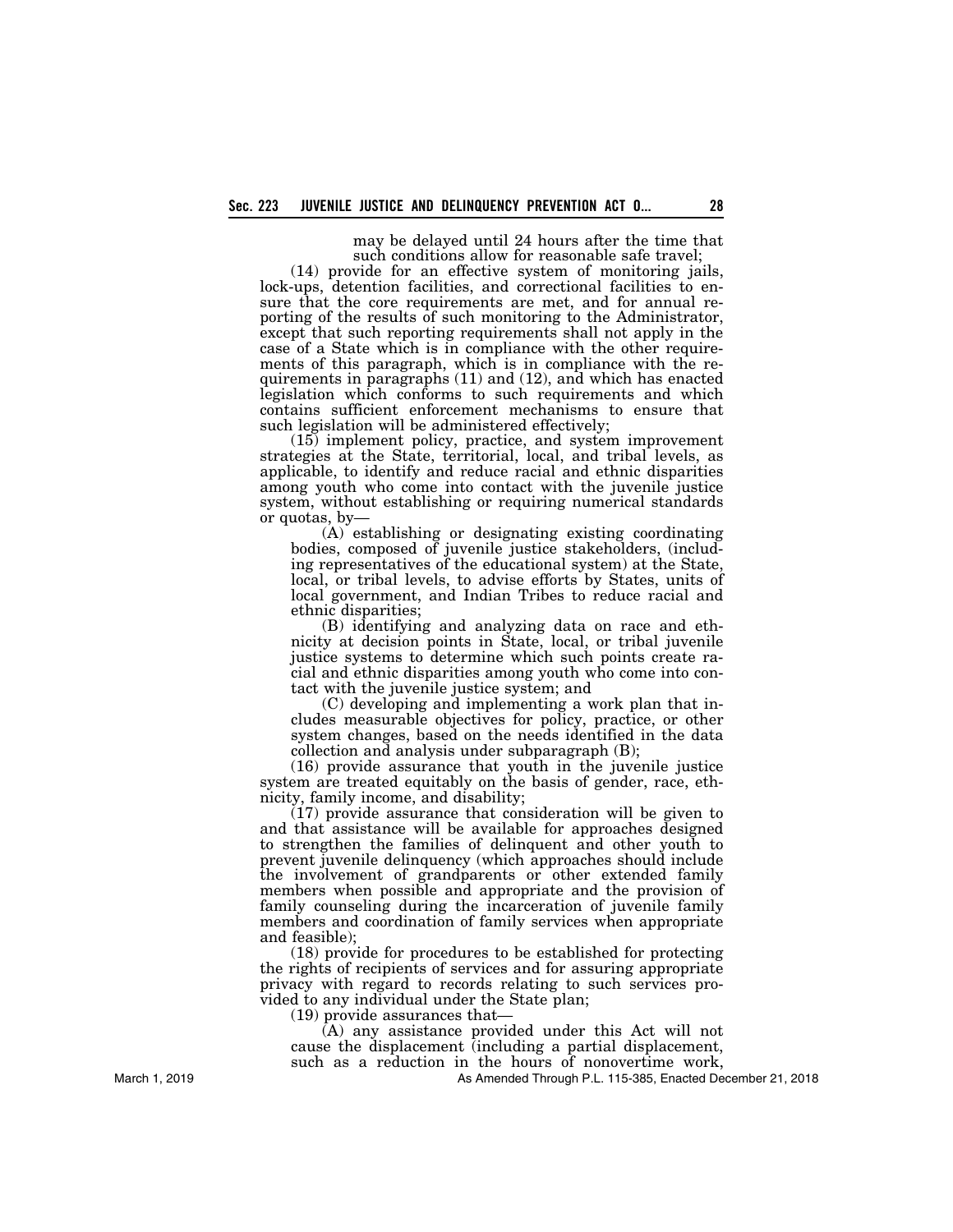may be delayed until 24 hours after the time that such conditions allow for reasonable safe travel;

(14) provide for an effective system of monitoring jails, lock-ups, detention facilities, and correctional facilities to ensure that the core requirements are met, and for annual reporting of the results of such monitoring to the Administrator, except that such reporting requirements shall not apply in the case of a State which is in compliance with the other requirements of this paragraph, which is in compliance with the requirements in paragraphs (11) and (12), and which has enacted legislation which conforms to such requirements and which contains sufficient enforcement mechanisms to ensure that such legislation will be administered effectively;

(15) implement policy, practice, and system improvement strategies at the State, territorial, local, and tribal levels, as applicable, to identify and reduce racial and ethnic disparities among youth who come into contact with the juvenile justice system, without establishing or requiring numerical standards or quotas, by—

(A) establishing or designating existing coordinating bodies, composed of juvenile justice stakeholders, (including representatives of the educational system) at the State, local, or tribal levels, to advise efforts by States, units of local government, and Indian Tribes to reduce racial and ethnic disparities;

(B) identifying and analyzing data on race and ethnicity at decision points in State, local, or tribal juvenile justice systems to determine which such points create racial and ethnic disparities among youth who come into contact with the juvenile justice system; and

(C) developing and implementing a work plan that includes measurable objectives for policy, practice, or other system changes, based on the needs identified in the data collection and analysis under subparagraph (B);

(16) provide assurance that youth in the juvenile justice system are treated equitably on the basis of gender, race, ethnicity, family income, and disability;

(17) provide assurance that consideration will be given to and that assistance will be available for approaches designed to strengthen the families of delinquent and other youth to prevent juvenile delinquency (which approaches should include the involvement of grandparents or other extended family members when possible and appropriate and the provision of family counseling during the incarceration of juvenile family members and coordination of family services when appropriate and feasible);

(18) provide for procedures to be established for protecting the rights of recipients of services and for assuring appropriate privacy with regard to records relating to such services provided to any individual under the State plan;

(19) provide assurances that—

(A) any assistance provided under this Act will not cause the displacement (including a partial displacement, such as a reduction in the hours of nonovertime work,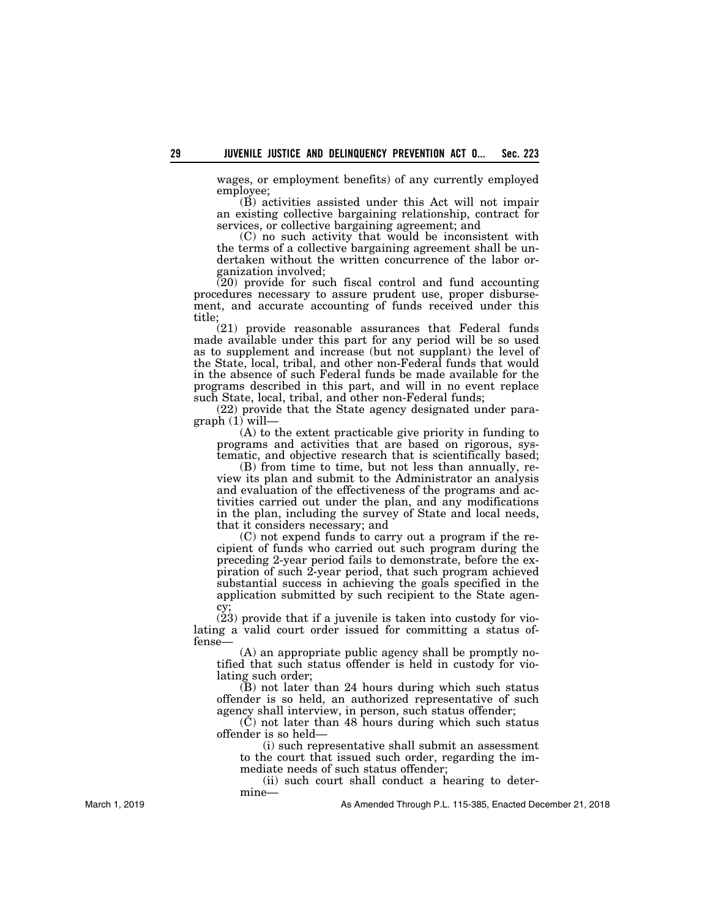wages, or employment benefits) of any currently employed employee;

(B) activities assisted under this Act will not impair an existing collective bargaining relationship, contract for services, or collective bargaining agreement; and

(C) no such activity that would be inconsistent with the terms of a collective bargaining agreement shall be undertaken without the written concurrence of the labor organization involved;

(20) provide for such fiscal control and fund accounting procedures necessary to assure prudent use, proper disbursement, and accurate accounting of funds received under this title;

(21) provide reasonable assurances that Federal funds made available under this part for any period will be so used as to supplement and increase (but not supplant) the level of the State, local, tribal, and other non-Federal funds that would in the absence of such Federal funds be made available for the programs described in this part, and will in no event replace such State, local, tribal, and other non-Federal funds;

(22) provide that the State agency designated under paragraph (1) will—

(A) to the extent practicable give priority in funding to programs and activities that are based on rigorous, systematic, and objective research that is scientifically based;

(B) from time to time, but not less than annually, review its plan and submit to the Administrator an analysis and evaluation of the effectiveness of the programs and activities carried out under the plan, and any modifications in the plan, including the survey of State and local needs, that it considers necessary; and

(C) not expend funds to carry out a program if the recipient of funds who carried out such program during the preceding 2-year period fails to demonstrate, before the expiration of such 2-year period, that such program achieved substantial success in achieving the goals specified in the application submitted by such recipient to the State agency;

(23) provide that if a juvenile is taken into custody for violating a valid court order issued for committing a status offense—

(A) an appropriate public agency shall be promptly notified that such status offender is held in custody for violating such order;

(B) not later than 24 hours during which such status offender is so held, an authorized representative of such agency shall interview, in person, such status offender;

(C) not later than 48 hours during which such status offender is so held—

(i) such representative shall submit an assessment to the court that issued such order, regarding the immediate needs of such status offender;

(ii) such court shall conduct a hearing to determine—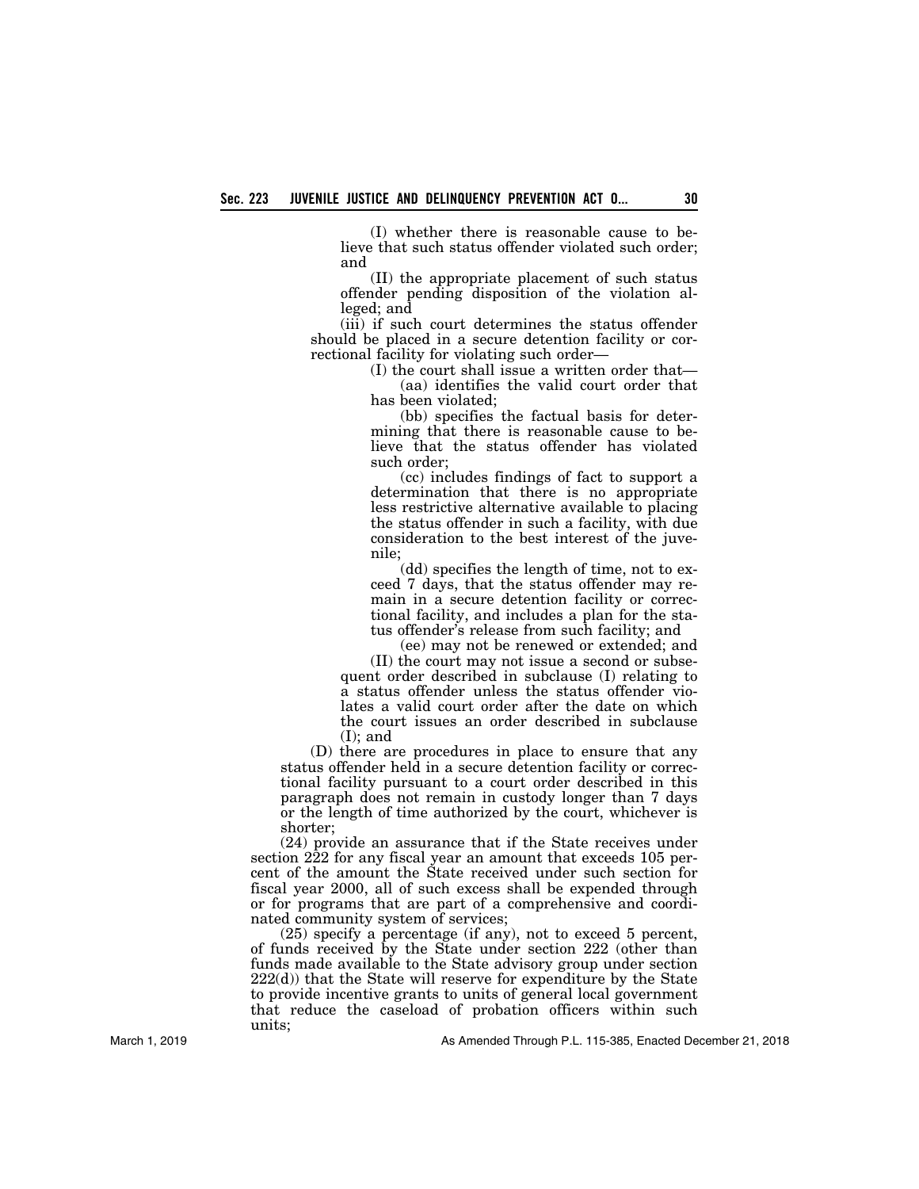(I) whether there is reasonable cause to believe that such status offender violated such order; and

(II) the appropriate placement of such status offender pending disposition of the violation alleged; and

(iii) if such court determines the status offender should be placed in a secure detention facility or correctional facility for violating such order—

(I) the court shall issue a written order that—

(aa) identifies the valid court order that has been violated;

(bb) specifies the factual basis for determining that there is reasonable cause to believe that the status offender has violated such order;

(cc) includes findings of fact to support a determination that there is no appropriate less restrictive alternative available to placing the status offender in such a facility, with due consideration to the best interest of the juvenile;

(dd) specifies the length of time, not to exceed 7 days, that the status offender may remain in a secure detention facility or correctional facility, and includes a plan for the status offender's release from such facility; and

(ee) may not be renewed or extended; and

(II) the court may not issue a second or subsequent order described in subclause (I) relating to a status offender unless the status offender violates a valid court order after the date on which the court issues an order described in subclause (I); and

(D) there are procedures in place to ensure that any status offender held in a secure detention facility or correctional facility pursuant to a court order described in this paragraph does not remain in custody longer than 7 days or the length of time authorized by the court, whichever is shorter;

(24) provide an assurance that if the State receives under section 222 for any fiscal year an amount that exceeds 105 percent of the amount the State received under such section for fiscal year 2000, all of such excess shall be expended through or for programs that are part of a comprehensive and coordinated community system of services;

(25) specify a percentage (if any), not to exceed 5 percent, of funds received by the State under section 222 (other than funds made available to the State advisory group under section 222(d)) that the State will reserve for expenditure by the State to provide incentive grants to units of general local government that reduce the caseload of probation officers within such units;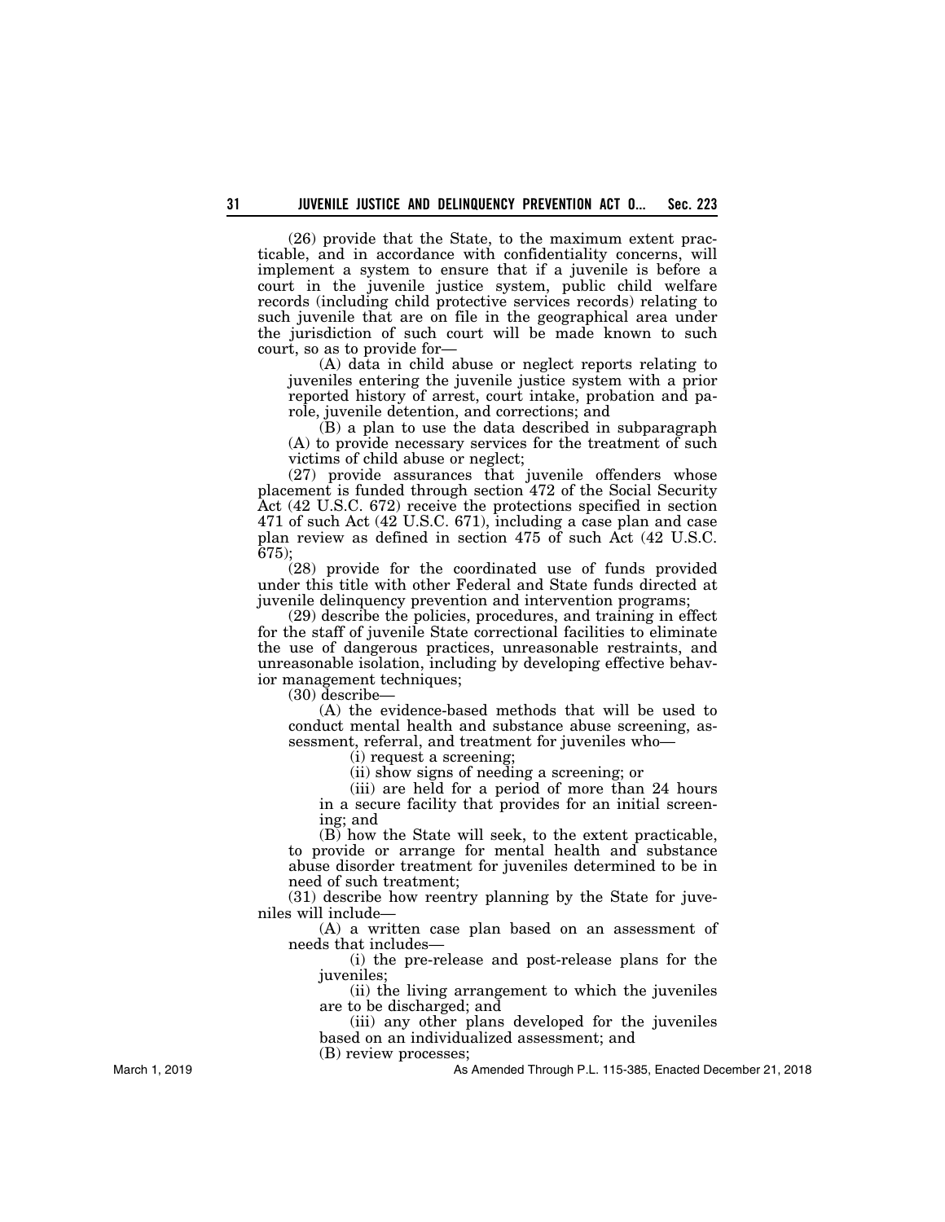(26) provide that the State, to the maximum extent practicable, and in accordance with confidentiality concerns, will implement a system to ensure that if a juvenile is before a court in the juvenile justice system, public child welfare records (including child protective services records) relating to such juvenile that are on file in the geographical area under the jurisdiction of such court will be made known to such court, so as to provide for—

(A) data in child abuse or neglect reports relating to juveniles entering the juvenile justice system with a prior reported history of arrest, court intake, probation and parole, juvenile detention, and corrections; and

(B) a plan to use the data described in subparagraph (A) to provide necessary services for the treatment of such victims of child abuse or neglect;

(27) provide assurances that juvenile offenders whose placement is funded through section 472 of the Social Security Act (42 U.S.C. 672) receive the protections specified in section 471 of such Act (42 U.S.C. 671), including a case plan and case plan review as defined in section 475 of such Act (42 U.S.C. 675);

(28) provide for the coordinated use of funds provided under this title with other Federal and State funds directed at juvenile delinquency prevention and intervention programs;

(29) describe the policies, procedures, and training in effect for the staff of juvenile State correctional facilities to eliminate the use of dangerous practices, unreasonable restraints, and unreasonable isolation, including by developing effective behavior management techniques;

(30) describe—

(A) the evidence-based methods that will be used to conduct mental health and substance abuse screening, assessment, referral, and treatment for juveniles who—

(i) request a screening;

(ii) show signs of needing a screening; or

(iii) are held for a period of more than 24 hours in a secure facility that provides for an initial screening; and

(B) how the State will seek, to the extent practicable, to provide or arrange for mental health and substance abuse disorder treatment for juveniles determined to be in need of such treatment;

(31) describe how reentry planning by the State for juveniles will include—

(A) a written case plan based on an assessment of needs that includes—

(i) the pre-release and post-release plans for the juveniles;

(ii) the living arrangement to which the juveniles are to be discharged; and

(iii) any other plans developed for the juveniles based on an individualized assessment; and

(B) review processes;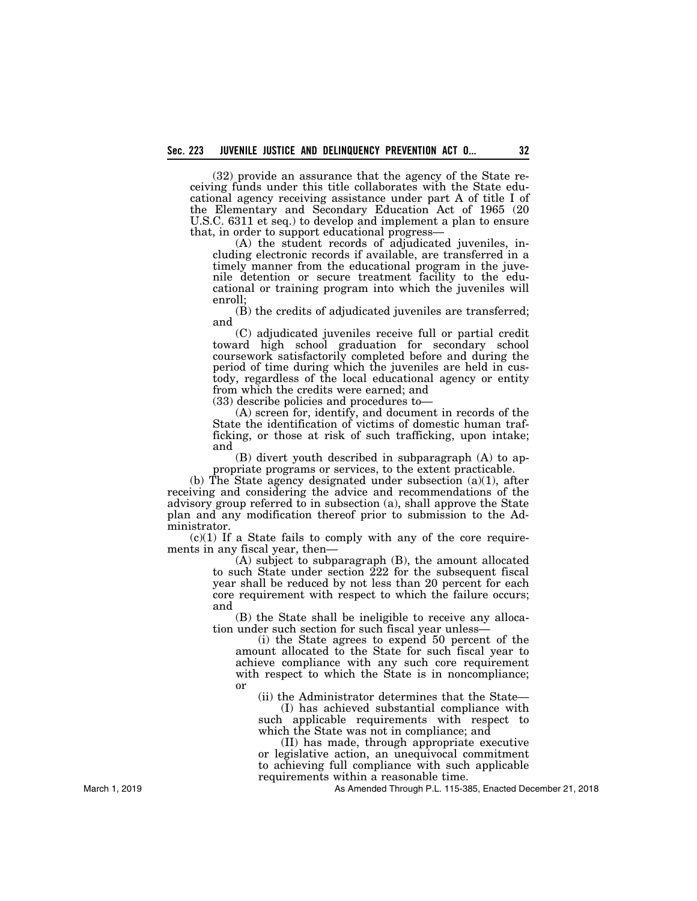(32) provide an assurance that the agency of the State receiving funds under this title collaborates with the State educational agency receiving assistance under part A of title I of the Elementary and Secondary Education Act of 1965 (20 U.S.C. 6311 et seq.) to develop and implement a plan to ensure that, in order to support educational progress—

(A) the student records of adjudicated juveniles, including electronic records if available, are transferred in a timely manner from the educational program in the juvenile detention or secure treatment facility to the educational or training program into which the juveniles will enroll;

(B) the credits of adjudicated juveniles are transferred; and

(C) adjudicated juveniles receive full or partial credit toward high school graduation for secondary school coursework satisfactorily completed before and during the period of time during which the juveniles are held in custody, regardless of the local educational agency or entity from which the credits were earned; and

(33) describe policies and procedures to—

(A) screen for, identify, and document in records of the State the identification of victims of domestic human trafficking, or those at risk of such trafficking, upon intake; and

(B) divert youth described in subparagraph (A) to appropriate programs or services, to the extent practicable.

(b) The State agency designated under subsection (a)(1), after receiving and considering the advice and recommendations of the advisory group referred to in subsection (a), shall approve the State plan and any modification thereof prior to submission to the Administrator.

(c)(1) If a State fails to comply with any of the core requirements in any fiscal year, then—

(A) subject to subparagraph (B), the amount allocated to such State under section 222 for the subsequent fiscal year shall be reduced by not less than 20 percent for each core requirement with respect to which the failure occurs; and

(B) the State shall be ineligible to receive any allocation under such section for such fiscal year unless—

(i) the State agrees to expend 50 percent of the amount allocated to the State for such fiscal year to achieve compliance with any such core requirement with respect to which the State is in noncompliance; or

(ii) the Administrator determines that the State—

(I) has achieved substantial compliance with such applicable requirements with respect to which the State was not in compliance; and

(II) has made, through appropriate executive or legislative action, an unequivocal commitment to achieving full compliance with such applicable requirements within a reasonable time.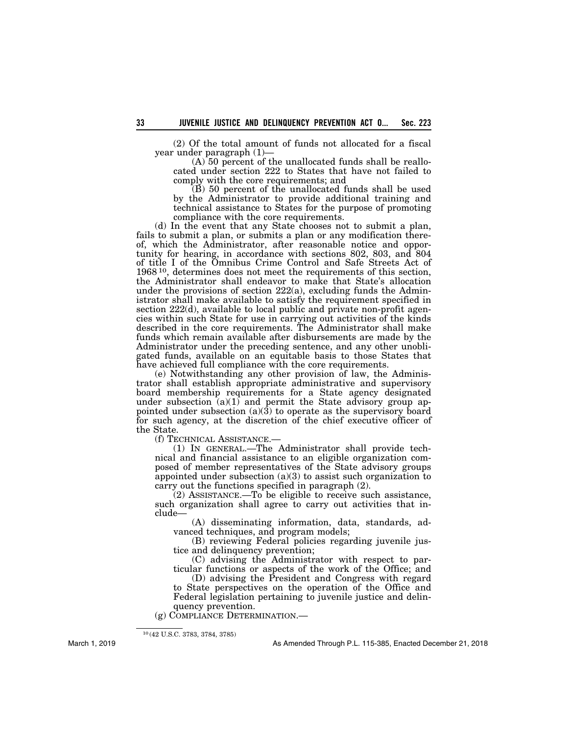(2) Of the total amount of funds not allocated for a fiscal year under paragraph (1)—

(A) 50 percent of the unallocated funds shall be reallocated under section 222 to States that have not failed to comply with the core requirements; and

(B) 50 percent of the unallocated funds shall be used by the Administrator to provide additional training and technical assistance to States for the purpose of promoting compliance with the core requirements.

(d) In the event that any State chooses not to submit a plan, fails to submit a plan, or submits a plan or any modification thereof, which the Administrator, after reasonable notice and opportunity for hearing, in accordance with sections 802, 803, and 804 of title I of the Omnibus Crime Control and Safe Streets Act of 1968[10], determines does not meet the requirements of this section, the Administrator shall endeavor to make that State's allocation under the provisions of section 222(a), excluding funds the Administrator shall make available to satisfy the requirement specified in section 222(d), available to local public and private non-profit agencies within such State for use in carrying out activities of the kinds described in the core requirements. The Administrator shall make funds which remain available after disbursements are made by the Administrator under the preceding sentence, and any other unobligated funds, available on an equitable basis to those States that have achieved full compliance with the core requirements.

(e) Notwithstanding any other provision of law, the Administrator shall establish appropriate administrative and supervisory board membership requirements for a State agency designated under subsection (a)(1) and permit the State advisory group appointed under subsection (a)(3) to operate as the supervisory board for such agency, at the discretion of the chief executive officer of the State.

(f) TECHNICAL ASSISTANCE.—

(1) IN GENERAL.—The Administrator shall provide technical and financial assistance to an eligible organization composed of member representatives of the State advisory groups appointed under subsection (a)(3) to assist such organization to carry out the functions specified in paragraph (2).

(2) ASSISTANCE.—To be eligible to receive such assistance, such organization shall agree to carry out activities that include—

(A) disseminating information, data, standards, advanced techniques, and program models;

(B) reviewing Federal policies regarding juvenile justice and delinquency prevention;

(C) advising the Administrator with respect to particular functions or aspects of the work of the Office; and

(D) advising the President and Congress with regard to State perspectives on the operation of the Office and Federal legislation pertaining to juvenile justice and delinquency prevention.

(g) COMPLIANCE DETERMINATION.—

[10] (42 U.S.C. 3783, 3784, 3785)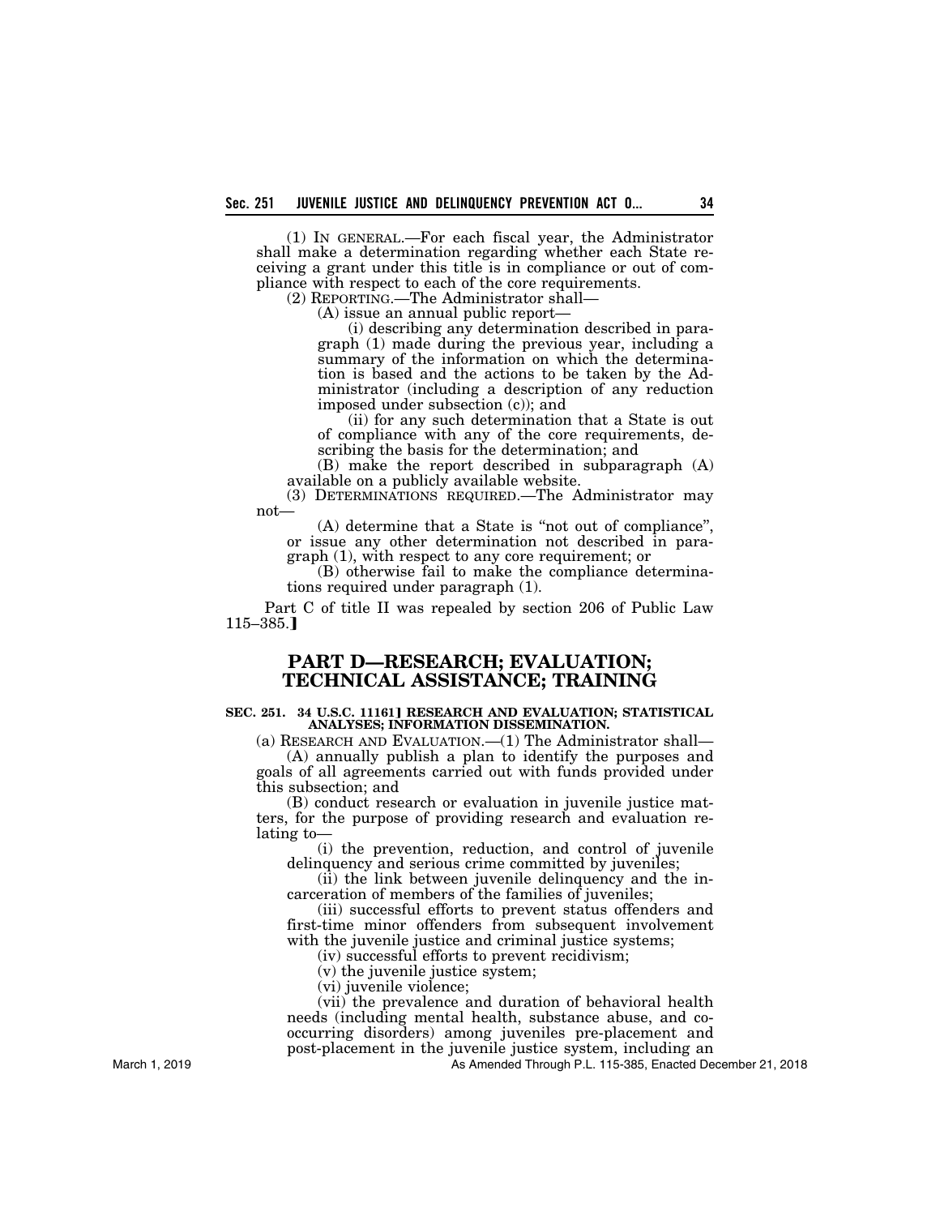(1) IN GENERAL.—For each fiscal year, the Administrator shall make a determination regarding whether each State receiving a grant under this title is in compliance or out of compliance with respect to each of the core requirements.

(2) REPORTING.—The Administrator shall—

(A) issue an annual public report—

(i) describing any determination described in paragraph (1) made during the previous year, including a summary of the information on which the determination is based and the actions to be taken by the Administrator (including a description of any reduction imposed under subsection (c)); and

(ii) for any such determination that a State is out of compliance with any of the core requirements, describing the basis for the determination; and

(B) make the report described in subparagraph (A) available on a publicly available website.

(3) DETERMINATIONS REQUIRED.—The Administrator may not—

(A) determine that a State is "not out of compliance", or issue any other determination not described in paragraph (1), with respect to any core requirement; or

(B) otherwise fail to make the compliance determinations required under paragraph (1).

Part C of title II was repealed by section 206 of Public Law 115–385.]

## PART D—RESEARCH; EVALUATION; TECHNICAL ASSISTANCE; TRAINING

**SEC. 251. 34 U.S.C. 11161] RESEARCH AND EVALUATION; STATISTICAL ANALYSES; INFORMATION DISSEMINATION.**

(a) RESEARCH AND EVALUATION.—(1) The Administrator shall—

(A) annually publish a plan to identify the purposes and goals of all agreements carried out with funds provided under this subsection; and

(B) conduct research or evaluation in juvenile justice matters, for the purpose of providing research and evaluation relating to—

(i) the prevention, reduction, and control of juvenile delinquency and serious crime committed by juveniles;

(ii) the link between juvenile delinquency and the incarceration of members of the families of juveniles;

(iii) successful efforts to prevent status offenders and first-time minor offenders from subsequent involvement with the juvenile justice and criminal justice systems;

(iv) successful efforts to prevent recidivism;

(v) the juvenile justice system;

(vi) juvenile violence;

(vii) the prevalence and duration of behavioral health needs (including mental health, substance abuse, and co-occurring disorders) among juveniles pre-placement and post-placement in the juvenile justice system, including an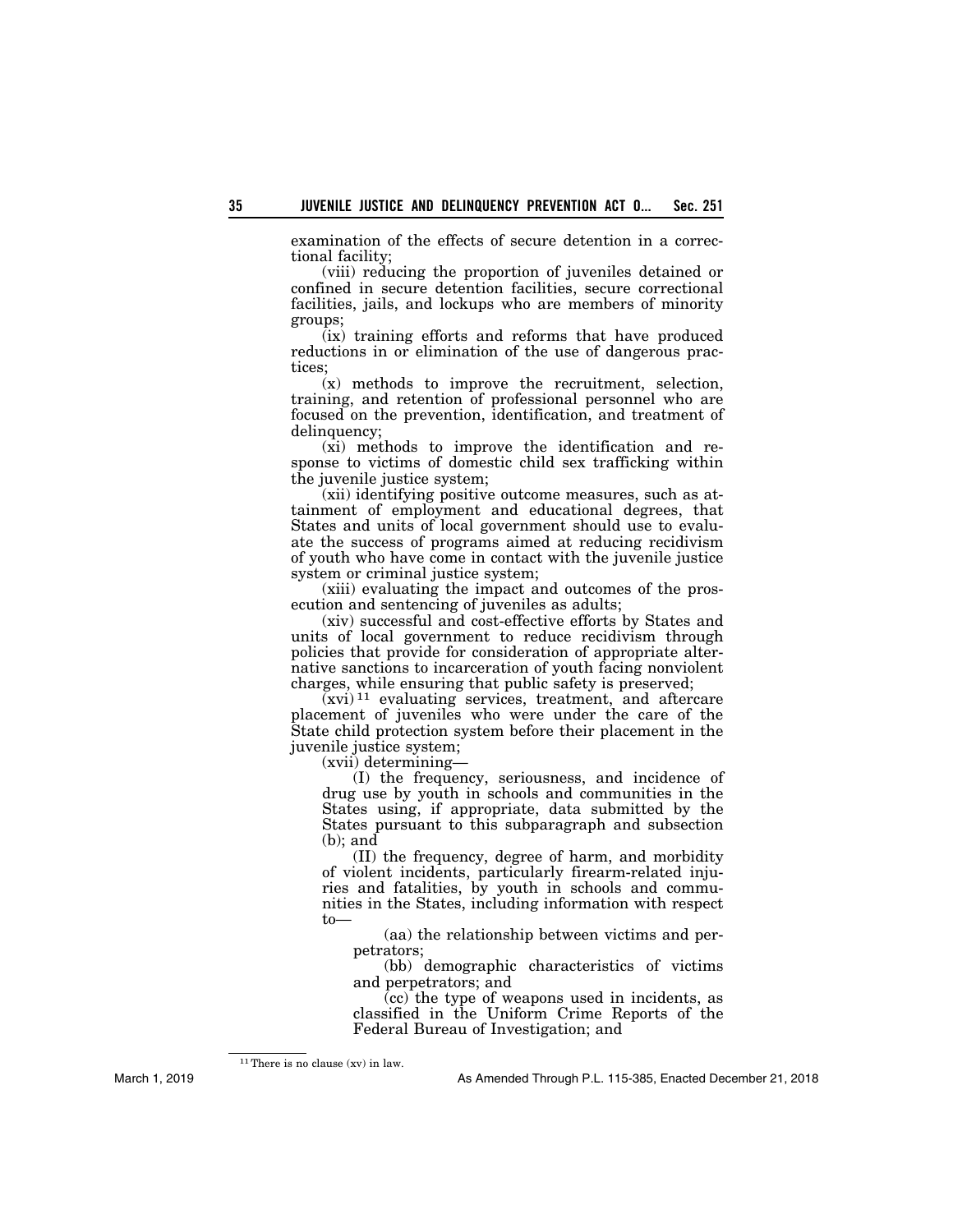examination of the effects of secure detention in a correctional facility;

(viii) reducing the proportion of juveniles detained or confined in secure detention facilities, secure correctional facilities, jails, and lockups who are members of minority groups;

(ix) training efforts and reforms that have produced reductions in or elimination of the use of dangerous practices;

(x) methods to improve the recruitment, selection, training, and retention of professional personnel who are focused on the prevention, identification, and treatment of delinquency;

(xi) methods to improve the identification and response to victims of domestic child sex trafficking within the juvenile justice system;

(xii) identifying positive outcome measures, such as attainment of employment and educational degrees, that States and units of local government should use to evaluate the success of programs aimed at reducing recidivism of youth who have come in contact with the juvenile justice system or criminal justice system;

(xiii) evaluating the impact and outcomes of the prosecution and sentencing of juveniles as adults;

(xiv) successful and cost-effective efforts by States and units of local government to reduce recidivism through policies that provide for consideration of appropriate alternative sanctions to incarceration of youth facing nonviolent charges, while ensuring that public safety is preserved;

(xvi) [11] evaluating services, treatment, and aftercare placement of juveniles who were under the care of the State child protection system before their placement in the juvenile justice system;

(xvii) determining—

(I) the frequency, seriousness, and incidence of drug use by youth in schools and communities in the States using, if appropriate, data submitted by the States pursuant to this subparagraph and subsection (b); and

(II) the frequency, degree of harm, and morbidity of violent incidents, particularly firearm-related injuries and fatalities, by youth in schools and communities in the States, including information with respect to—

(aa) the relationship between victims and perpetrators;

(bb) demographic characteristics of victims and perpetrators; and

(cc) the type of weapons used in incidents, as classified in the Uniform Crime Reports of the Federal Bureau of Investigation; and

[11] There is no clause (xv) in law.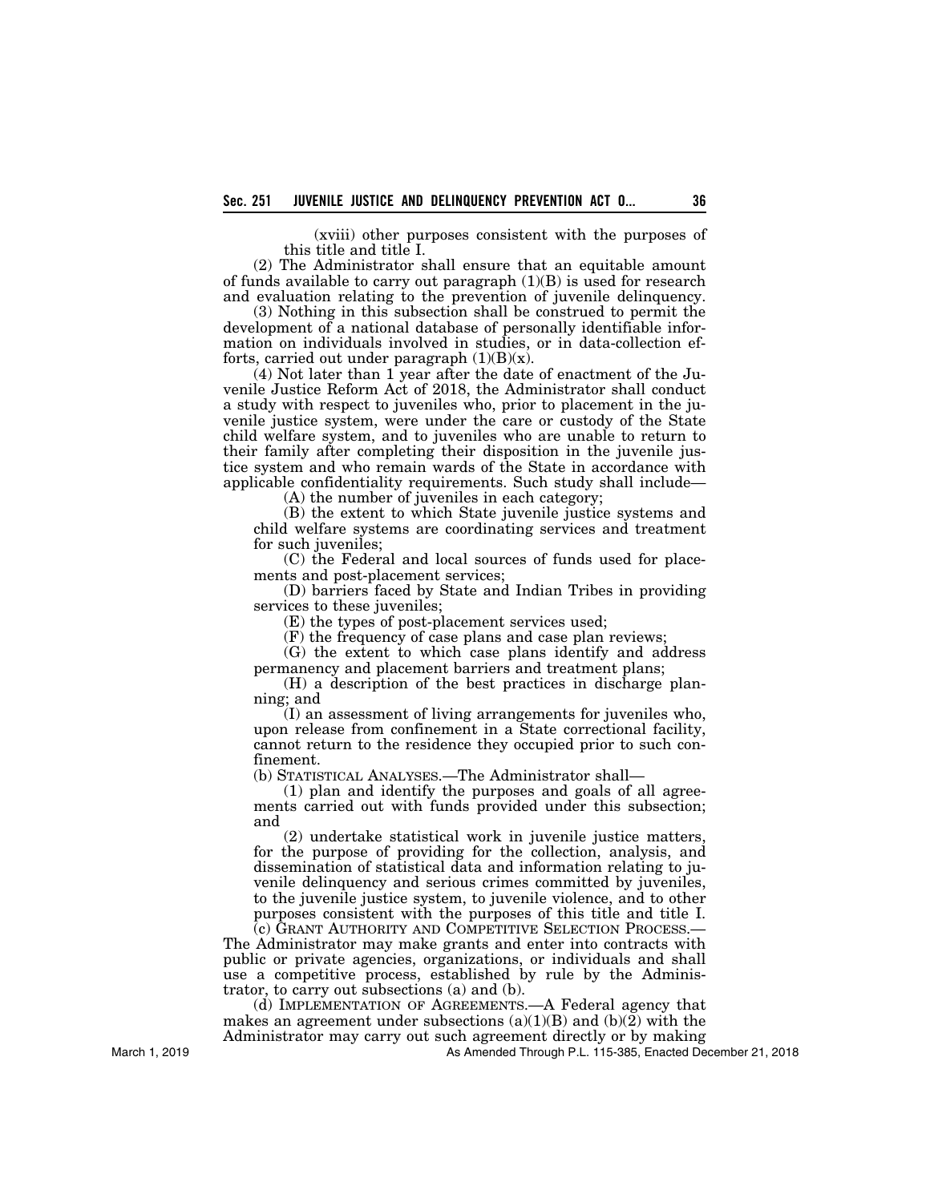(xviii) other purposes consistent with the purposes of this title and title I.

(2) The Administrator shall ensure that an equitable amount of funds available to carry out paragraph (1)(B) is used for research and evaluation relating to the prevention of juvenile delinquency.

(3) Nothing in this subsection shall be construed to permit the development of a national database of personally identifiable information on individuals involved in studies, or in data-collection efforts, carried out under paragraph (1)(B)(x).

(4) Not later than 1 year after the date of enactment of the Juvenile Justice Reform Act of 2018, the Administrator shall conduct a study with respect to juveniles who, prior to placement in the juvenile justice system, were under the care or custody of the State child welfare system, and to juveniles who are unable to return to their family after completing their disposition in the juvenile justice system and who remain wards of the State in accordance with applicable confidentiality requirements. Such study shall include—

(A) the number of juveniles in each category;

(B) the extent to which State juvenile justice systems and child welfare systems are coordinating services and treatment for such juveniles;

(C) the Federal and local sources of funds used for placements and post-placement services;

(D) barriers faced by State and Indian Tribes in providing services to these juveniles;

(E) the types of post-placement services used;

(F) the frequency of case plans and case plan reviews;

(G) the extent to which case plans identify and address permanency and placement barriers and treatment plans;

(H) a description of the best practices in discharge planning; and

(I) an assessment of living arrangements for juveniles who, upon release from confinement in a State correctional facility, cannot return to the residence they occupied prior to such confinement.

(b) STATISTICAL ANALYSES.—The Administrator shall—

(1) plan and identify the purposes and goals of all agreements carried out with funds provided under this subsection; and

(2) undertake statistical work in juvenile justice matters, for the purpose of providing for the collection, analysis, and dissemination of statistical data and information relating to juvenile delinquency and serious crimes committed by juveniles, to the juvenile justice system, to juvenile violence, and to other purposes consistent with the purposes of this title and title I.

(c) GRANT AUTHORITY AND COMPETITIVE SELECTION PROCESS.—The Administrator may make grants and enter into contracts with public or private agencies, organizations, or individuals and shall use a competitive process, established by rule by the Administrator, to carry out subsections (a) and (b).

(d) IMPLEMENTATION OF AGREEMENTS.—A Federal agency that makes an agreement under subsections (a)(1)(B) and (b)(2) with the Administrator may carry out such agreement directly or by making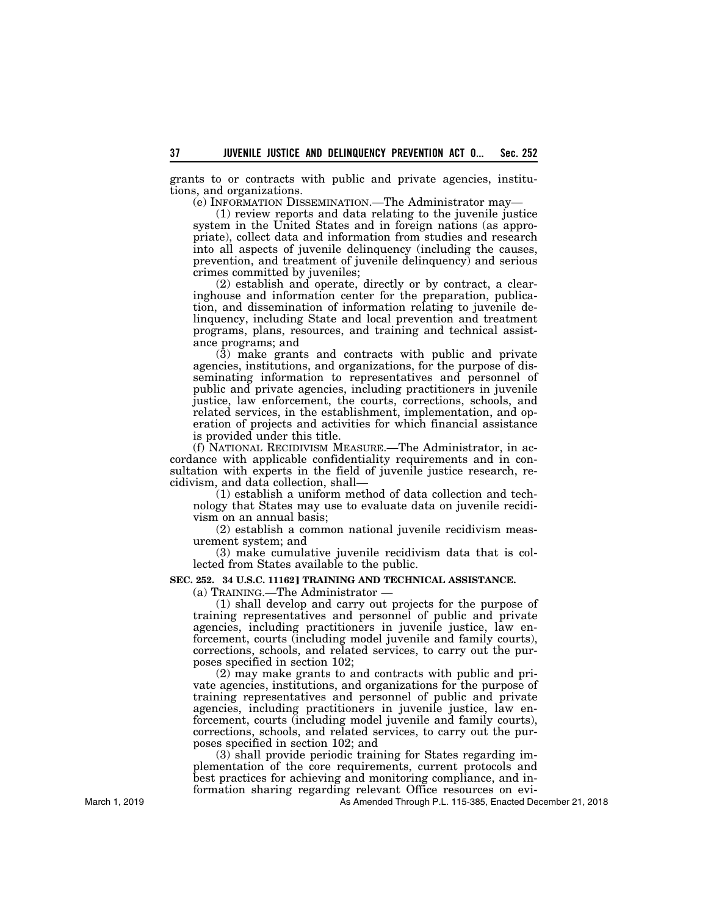grants to or contracts with public and private agencies, institutions, and organizations.

(e) INFORMATION DISSEMINATION.—The Administrator may—

(1) review reports and data relating to the juvenile justice system in the United States and in foreign nations (as appropriate), collect data and information from studies and research into all aspects of juvenile delinquency (including the causes, prevention, and treatment of juvenile delinquency) and serious crimes committed by juveniles;

(2) establish and operate, directly or by contract, a clearinghouse and information center for the preparation, publication, and dissemination of information relating to juvenile delinquency, including State and local prevention and treatment programs, plans, resources, and training and technical assistance programs; and

(3) make grants and contracts with public and private agencies, institutions, and organizations, for the purpose of disseminating information to representatives and personnel of public and private agencies, including practitioners in juvenile justice, law enforcement, the courts, corrections, schools, and related services, in the establishment, implementation, and operation of projects and activities for which financial assistance is provided under this title.

(f) NATIONAL RECIDIVISM MEASURE.—The Administrator, in accordance with applicable confidentiality requirements and in consultation with experts in the field of juvenile justice research, recidivism, and data collection, shall—

(1) establish a uniform method of data collection and technology that States may use to evaluate data on juvenile recidivism on an annual basis;

(2) establish a common national juvenile recidivism measurement system; and

(3) make cumulative juvenile recidivism data that is collected from States available to the public.

**SEC. 252. 34 U.S.C. 11162] TRAINING AND TECHNICAL ASSISTANCE.**

(a) TRAINING.—The Administrator —

(1) shall develop and carry out projects for the purpose of training representatives and personnel of public and private agencies, including practitioners in juvenile justice, law enforcement, courts (including model juvenile and family courts), corrections, schools, and related services, to carry out the purposes specified in section 102;

(2) may make grants to and contracts with public and private agencies, institutions, and organizations for the purpose of training representatives and personnel of public and private agencies, including practitioners in juvenile justice, law enforcement, courts (including model juvenile and family courts), corrections, schools, and related services, to carry out the purposes specified in section 102; and

(3) shall provide periodic training for States regarding implementation of the core requirements, current protocols and best practices for achieving and monitoring compliance, and information sharing regarding relevant Office resources on evi-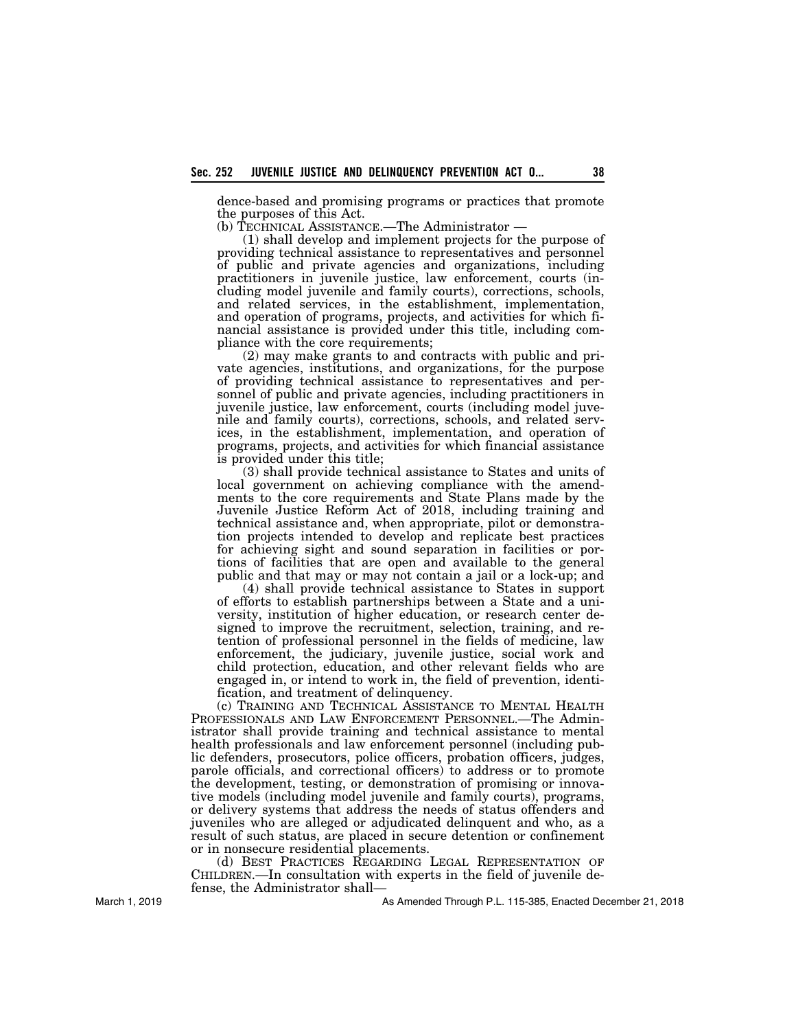dence-based and promising programs or practices that promote the purposes of this Act.

(b) TECHNICAL ASSISTANCE.—The Administrator —

(1) shall develop and implement projects for the purpose of providing technical assistance to representatives and personnel of public and private agencies and organizations, including practitioners in juvenile justice, law enforcement, courts (including model juvenile and family courts), corrections, schools, and related services, in the establishment, implementation, and operation of programs, projects, and activities for which financial assistance is provided under this title, including compliance with the core requirements;

(2) may make grants to and contracts with public and private agencies, institutions, and organizations, for the purpose of providing technical assistance to representatives and personnel of public and private agencies, including practitioners in juvenile justice, law enforcement, courts (including model juvenile and family courts), corrections, schools, and related services, in the establishment, implementation, and operation of programs, projects, and activities for which financial assistance is provided under this title;

(3) shall provide technical assistance to States and units of local government on achieving compliance with the amendments to the core requirements and State Plans made by the Juvenile Justice Reform Act of 2018, including training and technical assistance and, when appropriate, pilot or demonstration projects intended to develop and replicate best practices for achieving sight and sound separation in facilities or portions of facilities that are open and available to the general public and that may or may not contain a jail or a lock-up; and

(4) shall provide technical assistance to States in support of efforts to establish partnerships between a State and a university, institution of higher education, or research center designed to improve the recruitment, selection, training, and retention of professional personnel in the fields of medicine, law enforcement, the judiciary, juvenile justice, social work and child protection, education, and other relevant fields who are engaged in, or intend to work in, the field of prevention, identification, and treatment of delinquency.

(c) TRAINING AND TECHNICAL ASSISTANCE TO MENTAL HEALTH PROFESSIONALS AND LAW ENFORCEMENT PERSONNEL.—The Administrator shall provide training and technical assistance to mental health professionals and law enforcement personnel (including public defenders, prosecutors, police officers, probation officers, judges, parole officials, and correctional officers) to address or to promote the development, testing, or demonstration of promising or innovative models (including model juvenile and family courts), programs, or delivery systems that address the needs of status offenders and juveniles who are alleged or adjudicated delinquent and who, as a result of such status, are placed in secure detention or confinement or in nonsecure residential placements.

(d) BEST PRACTICES REGARDING LEGAL REPRESENTATION OF CHILDREN.—In consultation with experts in the field of juvenile defense, the Administrator shall—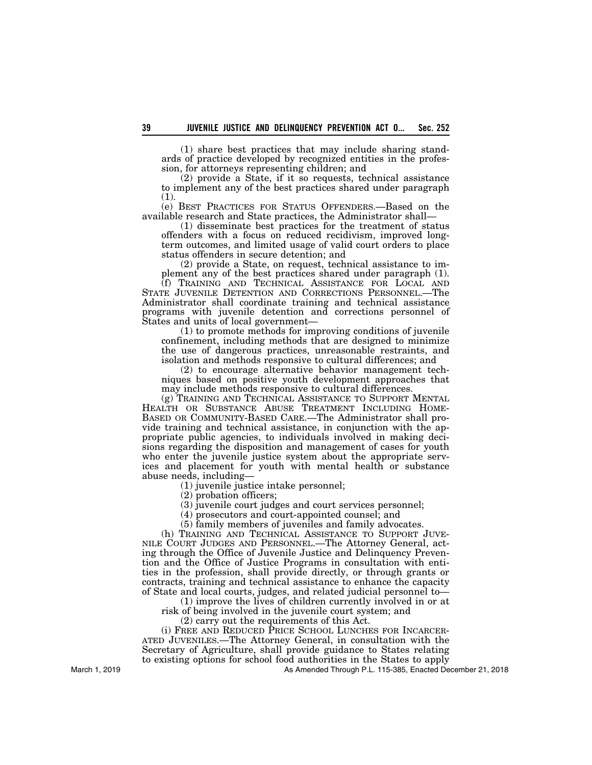(1) share best practices that may include sharing standards of practice developed by recognized entities in the profession, for attorneys representing children; and

(2) provide a State, if it so requests, technical assistance to implement any of the best practices shared under paragraph (1).

(e) BEST PRACTICES FOR STATUS OFFENDERS.—Based on the available research and State practices, the Administrator shall—

(1) disseminate best practices for the treatment of status offenders with a focus on reduced recidivism, improved long-term outcomes, and limited usage of valid court orders to place status offenders in secure detention; and

(2) provide a State, on request, technical assistance to implement any of the best practices shared under paragraph (1).

(f) TRAINING AND TECHNICAL ASSISTANCE FOR LOCAL AND STATE JUVENILE DETENTION AND CORRECTIONS PERSONNEL.—The Administrator shall coordinate training and technical assistance programs with juvenile detention and corrections personnel of States and units of local government—

(1) to promote methods for improving conditions of juvenile confinement, including methods that are designed to minimize the use of dangerous practices, unreasonable restraints, and isolation and methods responsive to cultural differences; and

(2) to encourage alternative behavior management techniques based on positive youth development approaches that may include methods responsive to cultural differences.

(g) TRAINING AND TECHNICAL ASSISTANCE TO SUPPORT MENTAL HEALTH OR SUBSTANCE ABUSE TREATMENT INCLUDING HOME-BASED OR COMMUNITY-BASED CARE.—The Administrator shall provide training and technical assistance, in conjunction with the appropriate public agencies, to individuals involved in making decisions regarding the disposition and management of cases for youth who enter the juvenile justice system about the appropriate services and placement for youth with mental health or substance abuse needs, including—

(1) juvenile justice intake personnel;

(2) probation officers;

(3) juvenile court judges and court services personnel;

(4) prosecutors and court-appointed counsel; and

(5) family members of juveniles and family advocates.

(h) TRAINING AND TECHNICAL ASSISTANCE TO SUPPORT JUVENILE COURT JUDGES AND PERSONNEL.—The Attorney General, acting through the Office of Juvenile Justice and Delinquency Prevention and the Office of Justice Programs in consultation with entities in the profession, shall provide directly, or through grants or contracts, training and technical assistance to enhance the capacity of State and local courts, judges, and related judicial personnel to—

(1) improve the lives of children currently involved in or at risk of being involved in the juvenile court system; and

(2) carry out the requirements of this Act.

(i) FREE AND REDUCED PRICE SCHOOL LUNCHES FOR INCARCERATED JUVENILES.—The Attorney General, in consultation with the Secretary of Agriculture, shall provide guidance to States relating to existing options for school food authorities in the States to apply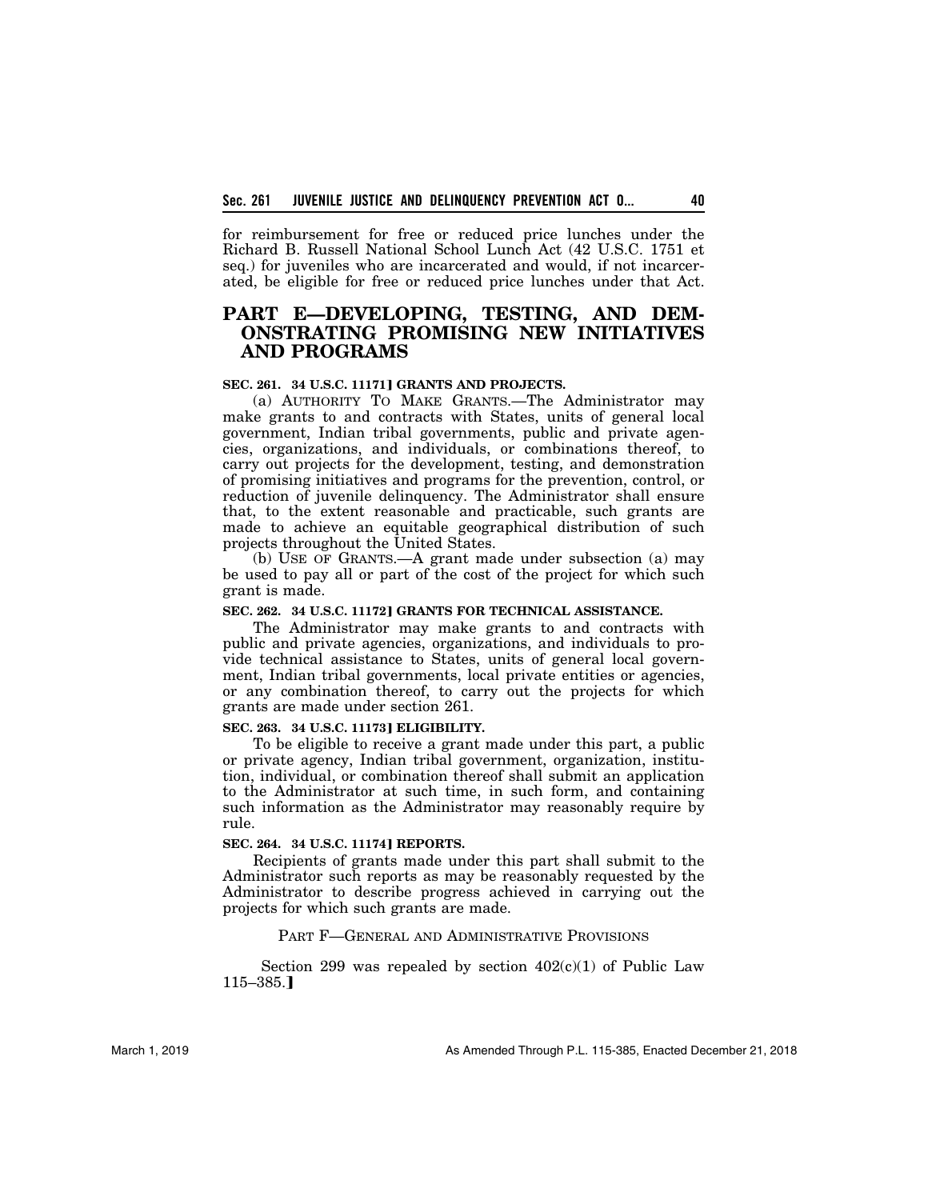for reimbursement for free or reduced price lunches under the Richard B. Russell National School Lunch Act (42 U.S.C. 1751 et seq.) for juveniles who are incarcerated and would, if not incarcerated, be eligible for free or reduced price lunches under that Act.

## PART E—DEVELOPING, TESTING, AND DEMONSTRATING PROMISING NEW INITIATIVES AND PROGRAMS

**SEC. 261. 34 U.S.C. 11171] GRANTS AND PROJECTS.**

(a) AUTHORITY TO MAKE GRANTS.—The Administrator may make grants to and contracts with States, units of general local government, Indian tribal governments, public and private agencies, organizations, and individuals, or combinations thereof, to carry out projects for the development, testing, and demonstration of promising initiatives and programs for the prevention, control, or reduction of juvenile delinquency. The Administrator shall ensure that, to the extent reasonable and practicable, such grants are made to achieve an equitable geographical distribution of such projects throughout the United States.

(b) USE OF GRANTS.—A grant made under subsection (a) may be used to pay all or part of the cost of the project for which such grant is made.

**SEC. 262. 34 U.S.C. 11172] GRANTS FOR TECHNICAL ASSISTANCE.**

The Administrator may make grants to and contracts with public and private agencies, organizations, and individuals to provide technical assistance to States, units of general local government, Indian tribal governments, local private entities or agencies, or any combination thereof, to carry out the projects for which grants are made under section 261.

**SEC. 263. 34 U.S.C. 11173] ELIGIBILITY.**

To be eligible to receive a grant made under this part, a public or private agency, Indian tribal government, organization, institution, individual, or combination thereof shall submit an application to the Administrator at such time, in such form, and containing such information as the Administrator may reasonably require by rule.

**SEC. 264. 34 U.S.C. 11174] REPORTS.**

Recipients of grants made under this part shall submit to the Administrator such reports as may be reasonably requested by the Administrator to describe progress achieved in carrying out the projects for which such grants are made.

PART F—GENERAL AND ADMINISTRATIVE PROVISIONS

Section 299 was repealed by section 402(c)(1) of Public Law 115–385.]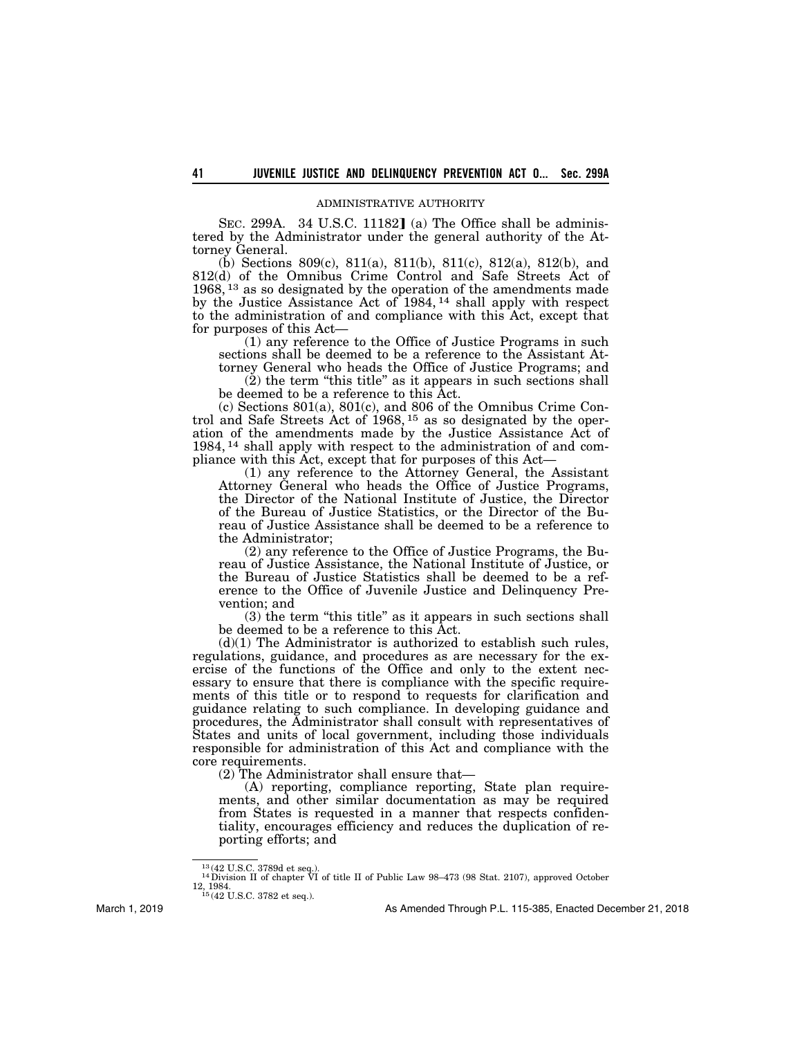ADMINISTRATIVE AUTHORITY

SEC. 299A. 34 U.S.C. 11182] (a) The Office shall be administered by the Administrator under the general authority of the Attorney General.

(b) Sections 809(c), 811(a), 811(b), 811(c), 812(a), 812(b), and 812(d) of the Omnibus Crime Control and Safe Streets Act of 1968,[13] as so designated by the operation of the amendments made by the Justice Assistance Act of 1984,[14] shall apply with respect to the administration of and compliance with this Act, except that for purposes of this Act—

(1) any reference to the Office of Justice Programs in such sections shall be deemed to be a reference to the Assistant Attorney General who heads the Office of Justice Programs; and

(2) the term "this title" as it appears in such sections shall be deemed to be a reference to this Act.

(c) Sections 801(a), 801(c), and 806 of the Omnibus Crime Control and Safe Streets Act of 1968,[15] as so designated by the operation of the amendments made by the Justice Assistance Act of 1984,[14] shall apply with respect to the administration of and compliance with this Act, except that for purposes of this Act—

(1) any reference to the Attorney General, the Assistant Attorney General who heads the Office of Justice Programs, the Director of the National Institute of Justice, the Director of the Bureau of Justice Statistics, or the Director of the Bureau of Justice Assistance shall be deemed to be a reference to the Administrator;

(2) any reference to the Office of Justice Programs, the Bureau of Justice Assistance, the National Institute of Justice, or the Bureau of Justice Statistics shall be deemed to be a reference to the Office of Juvenile Justice and Delinquency Prevention; and

(3) the term "this title" as it appears in such sections shall be deemed to be a reference to this Act.

(d)(1) The Administrator is authorized to establish such rules, regulations, guidance, and procedures as are necessary for the exercise of the functions of the Office and only to the extent necessary to ensure that there is compliance with the specific requirements of this title or to respond to requests for clarification and guidance relating to such compliance. In developing guidance and procedures, the Administrator shall consult with representatives of States and units of local government, including those individuals responsible for administration of this Act and compliance with the core requirements.

(2) The Administrator shall ensure that—

(A) reporting, compliance reporting, State plan requirements, and other similar documentation as may be required from States is requested in a manner that respects confidentiality, encourages efficiency and reduces the duplication of reporting efforts; and

---

[13] (42 U.S.C. 3789d et seq.).

[14] Division II of chapter VI of title II of Public Law 98–473 (98 Stat. 2107), approved October 12, 1984.

[15] (42 U.S.C. 3782 et seq.).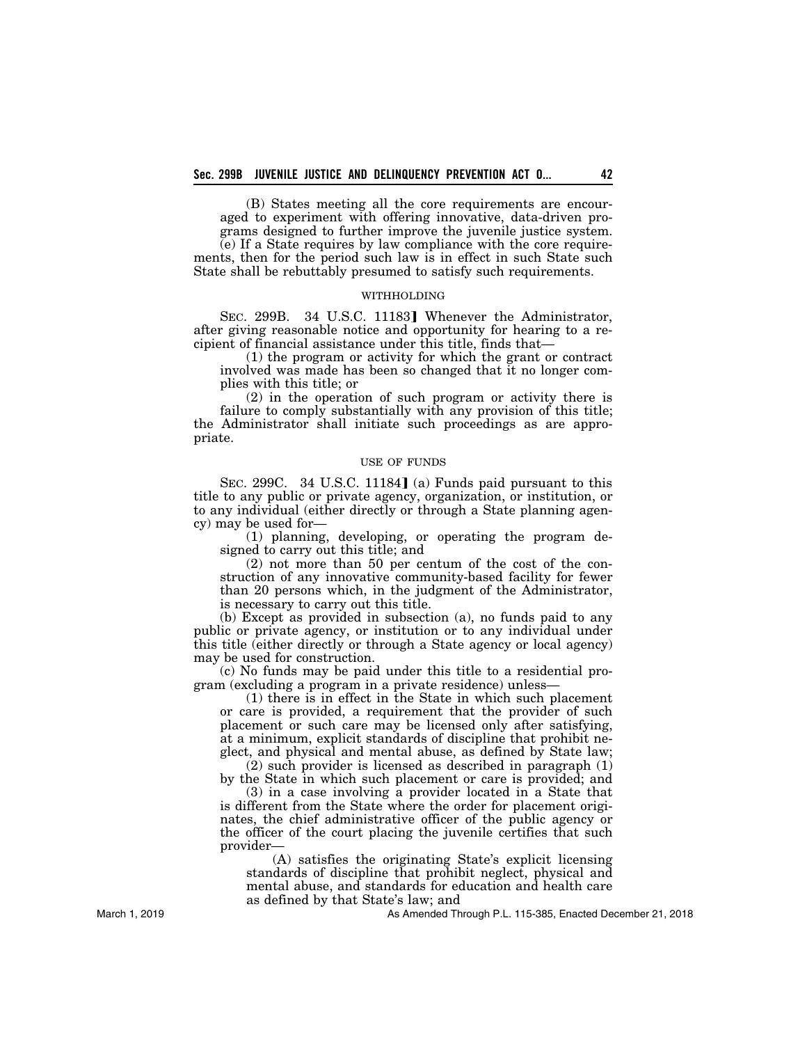(B) States meeting all the core requirements are encouraged to experiment with offering innovative, data-driven programs designed to further improve the juvenile justice system.

(e) If a State requires by law compliance with the core requirements, then for the period such law is in effect in such State such State shall be rebuttably presumed to satisfy such requirements.

WITHHOLDING

SEC. 299B. 34 U.S.C. 11183] Whenever the Administrator, after giving reasonable notice and opportunity for hearing to a recipient of financial assistance under this title, finds that—

(1) the program or activity for which the grant or contract involved was made has been so changed that it no longer complies with this title; or

(2) in the operation of such program or activity there is failure to comply substantially with any provision of this title;

the Administrator shall initiate such proceedings as are appropriate.

USE OF FUNDS

SEC. 299C. 34 U.S.C. 11184] (a) Funds paid pursuant to this title to any public or private agency, organization, or institution, or to any individual (either directly or through a State planning agency) may be used for—

(1) planning, developing, or operating the program designed to carry out this title; and

(2) not more than 50 per centum of the cost of the construction of any innovative community-based facility for fewer than 20 persons which, in the judgment of the Administrator, is necessary to carry out this title.

(b) Except as provided in subsection (a), no funds paid to any public or private agency, or institution or to any individual under this title (either directly or through a State agency or local agency) may be used for construction.

(c) No funds may be paid under this title to a residential program (excluding a program in a private residence) unless—

(1) there is in effect in the State in which such placement or care is provided, a requirement that the provider of such placement or such care may be licensed only after satisfying, at a minimum, explicit standards of discipline that prohibit neglect, and physical and mental abuse, as defined by State law;

(2) such provider is licensed as described in paragraph (1) by the State in which such placement or care is provided; and

(3) in a case involving a provider located in a State that is different from the State where the order for placement originates, the chief administrative officer of the public agency or the officer of the court placing the juvenile certifies that such provider—

(A) satisfies the originating State's explicit licensing standards of discipline that prohibit neglect, physical and mental abuse, and standards for education and health care as defined by that State's law; and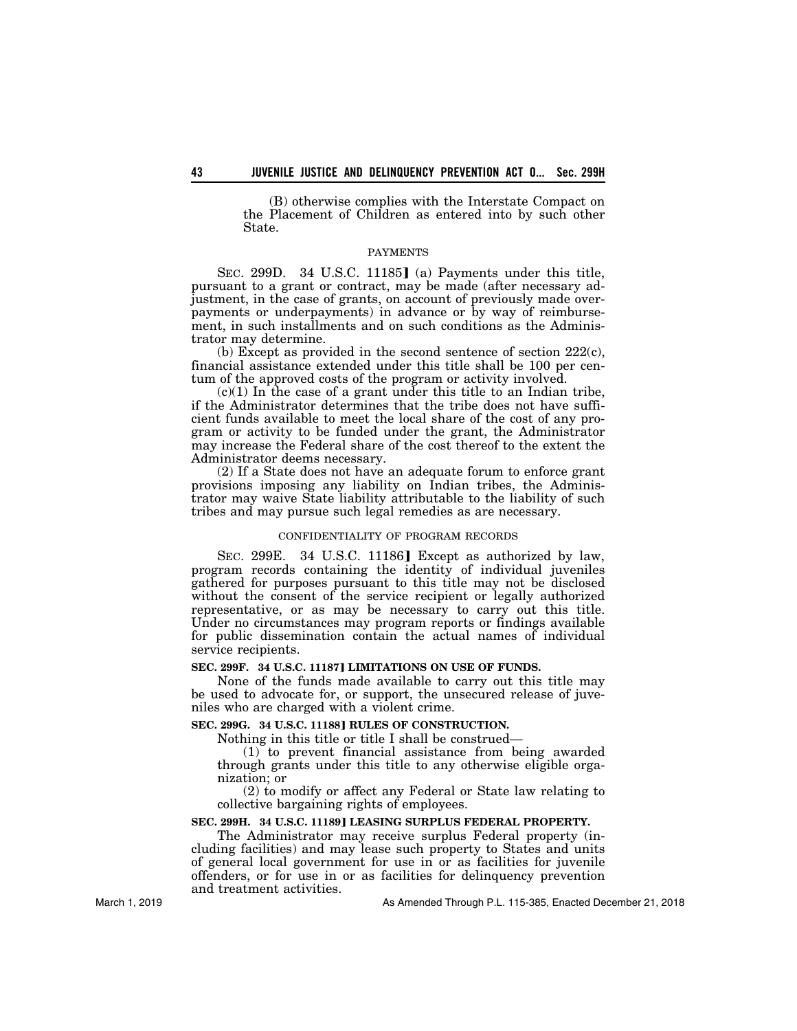(B) otherwise complies with the Interstate Compact on the Placement of Children as entered into by such other State.

PAYMENTS

SEC. 299D. 34 U.S.C. 11185] (a) Payments under this title, pursuant to a grant or contract, may be made (after necessary adjustment, in the case of grants, on account of previously made overpayments or underpayments) in advance or by way of reimbursement, in such installments and on such conditions as the Administrator may determine.

(b) Except as provided in the second sentence of section 222(c), financial assistance extended under this title shall be 100 per centum of the approved costs of the program or activity involved.

(c)(1) In the case of a grant under this title to an Indian tribe, if the Administrator determines that the tribe does not have sufficient funds available to meet the local share of the cost of any program or activity to be funded under the grant, the Administrator may increase the Federal share of the cost thereof to the extent the Administrator deems necessary.

(2) If a State does not have an adequate forum to enforce grant provisions imposing any liability on Indian tribes, the Administrator may waive State liability attributable to the liability of such tribes and may pursue such legal remedies as are necessary.

CONFIDENTIALITY OF PROGRAM RECORDS

SEC. 299E. 34 U.S.C. 11186] Except as authorized by law, program records containing the identity of individual juveniles gathered for purposes pursuant to this title may not be disclosed without the consent of the service recipient or legally authorized representative, or as may be necessary to carry out this title. Under no circumstances may program reports or findings available for public dissemination contain the actual names of individual service recipients.

**SEC. 299F. 34 U.S.C. 11187] LIMITATIONS ON USE OF FUNDS.**

None of the funds made available to carry out this title may be used to advocate for, or support, the unsecured release of juveniles who are charged with a violent crime.

**SEC. 299G. 34 U.S.C. 11188] RULES OF CONSTRUCTION.**

Nothing in this title or title I shall be construed—

(1) to prevent financial assistance from being awarded through grants under this title to any otherwise eligible organization; or

(2) to modify or affect any Federal or State law relating to collective bargaining rights of employees.

**SEC. 299H. 34 U.S.C. 11189] LEASING SURPLUS FEDERAL PROPERTY.**

The Administrator may receive surplus Federal property (including facilities) and may lease such property to States and units of general local government for use in or as facilities for juvenile offenders, or for use in or as facilities for delinquency prevention and treatment activities.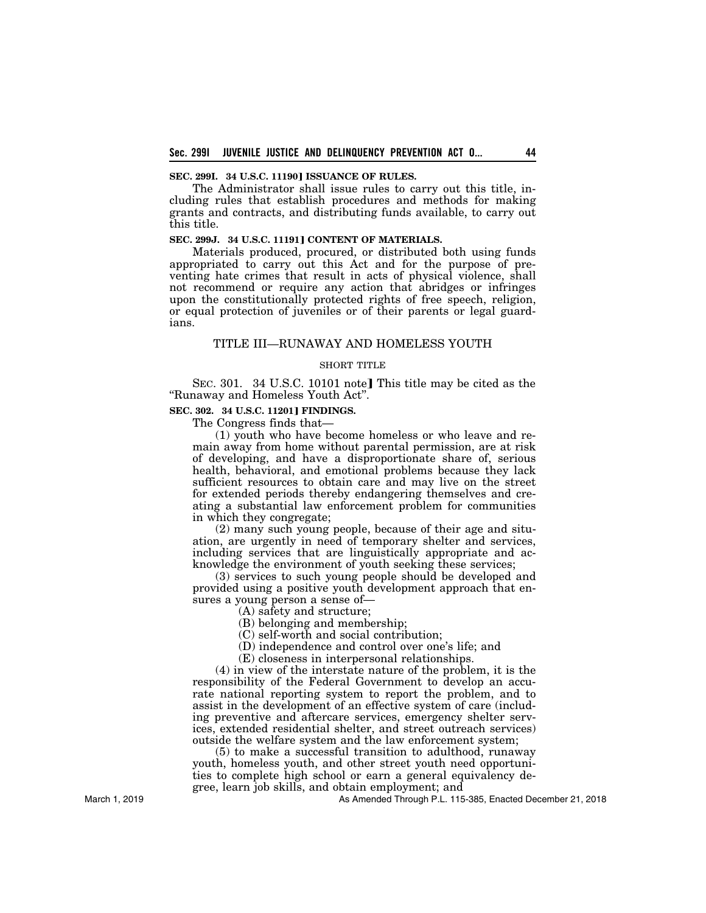**SEC. 299I. 34 U.S.C. 11190] ISSUANCE OF RULES.**

The Administrator shall issue rules to carry out this title, including rules that establish procedures and methods for making grants and contracts, and distributing funds available, to carry out this title.

**SEC. 299J. 34 U.S.C. 11191] CONTENT OF MATERIALS.**

Materials produced, procured, or distributed both using funds appropriated to carry out this Act and for the purpose of preventing hate crimes that result in acts of physical violence, shall not recommend or require any action that abridges or infringes upon the constitutionally protected rights of free speech, religion, or equal protection of juveniles or of their parents or legal guardians.

## TITLE III—RUNAWAY AND HOMELESS YOUTH

### SHORT TITLE

SEC. 301. 34 U.S.C. 10101 note] This title may be cited as the "Runaway and Homeless Youth Act".

**SEC. 302. 34 U.S.C. 11201] FINDINGS.**

The Congress finds that—

(1) youth who have become homeless or who leave and remain away from home without parental permission, are at risk of developing, and have a disproportionate share of, serious health, behavioral, and emotional problems because they lack sufficient resources to obtain care and may live on the street for extended periods thereby endangering themselves and creating a substantial law enforcement problem for communities in which they congregate;

(2) many such young people, because of their age and situation, are urgently in need of temporary shelter and services, including services that are linguistically appropriate and acknowledge the environment of youth seeking these services;

(3) services to such young people should be developed and provided using a positive youth development approach that ensures a young person a sense of—

(A) safety and structure;

(B) belonging and membership;

(C) self-worth and social contribution;

(D) independence and control over one's life; and

(E) closeness in interpersonal relationships.

(4) in view of the interstate nature of the problem, it is the responsibility of the Federal Government to develop an accurate national reporting system to report the problem, and to assist in the development of an effective system of care (including preventive and aftercare services, emergency shelter services, extended residential shelter, and street outreach services) outside the welfare system and the law enforcement system;

(5) to make a successful transition to adulthood, runaway youth, homeless youth, and other street youth need opportunities to complete high school or earn a general equivalency degree, learn job skills, and obtain employment; and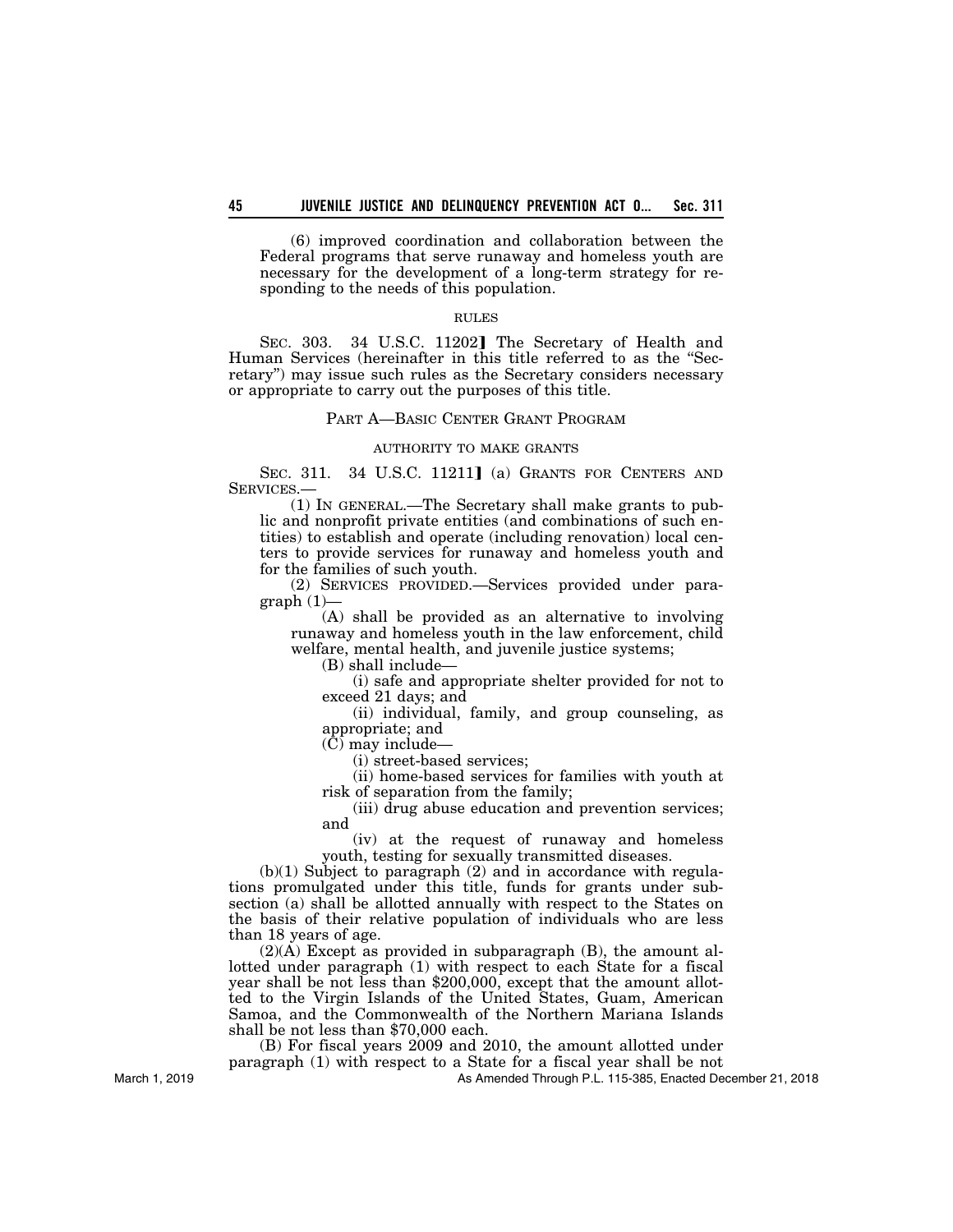(6) improved coordination and collaboration between the Federal programs that serve runaway and homeless youth are necessary for the development of a long-term strategy for responding to the needs of this population.

RULES

SEC. 303. 34 U.S.C. 11202] The Secretary of Health and Human Services (hereinafter in this title referred to as the "Secretary") may issue such rules as the Secretary considers necessary or appropriate to carry out the purposes of this title.

## PART A—BASIC CENTER GRANT PROGRAM

AUTHORITY TO MAKE GRANTS

SEC. 311. 34 U.S.C. 11211] (a) GRANTS FOR CENTERS AND SERVICES.—

(1) IN GENERAL.—The Secretary shall make grants to public and nonprofit private entities (and combinations of such entities) to establish and operate (including renovation) local centers to provide services for runaway and homeless youth and for the families of such youth.

(2) SERVICES PROVIDED.—Services provided under paragraph (1)—

(A) shall be provided as an alternative to involving runaway and homeless youth in the law enforcement, child welfare, mental health, and juvenile justice systems;

(B) shall include—

(i) safe and appropriate shelter provided for not to exceed 21 days; and

(ii) individual, family, and group counseling, as appropriate; and

(C) may include—

(i) street-based services;

(ii) home-based services for families with youth at risk of separation from the family;

(iii) drug abuse education and prevention services; and

(iv) at the request of runaway and homeless youth, testing for sexually transmitted diseases.

(b)(1) Subject to paragraph (2) and in accordance with regulations promulgated under this title, funds for grants under subsection (a) shall be allotted annually with respect to the States on the basis of their relative population of individuals who are less than 18 years of age.

(2)(A) Except as provided in subparagraph (B), the amount allotted under paragraph (1) with respect to each State for a fiscal year shall be not less than $200,000, except that the amount allotted to the Virgin Islands of the United States, Guam, American Samoa, and the Commonwealth of the Northern Mariana Islands shall be not less than $70,000 each.

(B) For fiscal years 2009 and 2010, the amount allotted under paragraph (1) with respect to a State for a fiscal year shall be not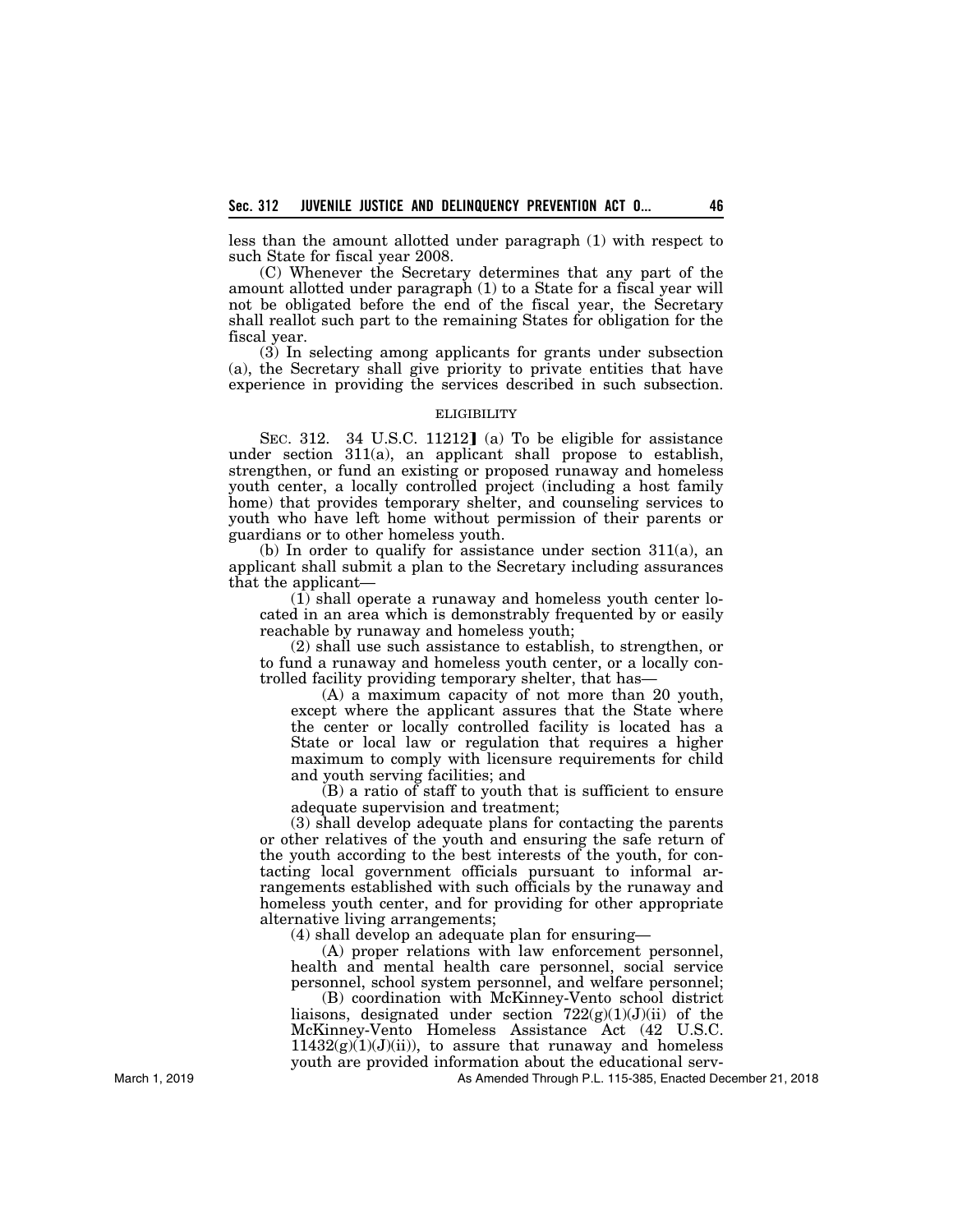less than the amount allotted under paragraph (1) with respect to such State for fiscal year 2008.

(C) Whenever the Secretary determines that any part of the amount allotted under paragraph (1) to a State for a fiscal year will not be obligated before the end of the fiscal year, the Secretary shall reallot such part to the remaining States for obligation for the fiscal year.

(3) In selecting among applicants for grants under subsection (a), the Secretary shall give priority to private entities that have experience in providing the services described in such subsection.

ELIGIBILITY

SEC. 312. 34 U.S.C. 11212] (a) To be eligible for assistance under section 311(a), an applicant shall propose to establish, strengthen, or fund an existing or proposed runaway and homeless youth center, a locally controlled project (including a host family home) that provides temporary shelter, and counseling services to youth who have left home without permission of their parents or guardians or to other homeless youth.

(b) In order to qualify for assistance under section 311(a), an applicant shall submit a plan to the Secretary including assurances that the applicant—

(1) shall operate a runaway and homeless youth center located in an area which is demonstrably frequented by or easily reachable by runaway and homeless youth;

(2) shall use such assistance to establish, to strengthen, or to fund a runaway and homeless youth center, or a locally controlled facility providing temporary shelter, that has—

(A) a maximum capacity of not more than 20 youth, except where the applicant assures that the State where the center or locally controlled facility is located has a State or local law or regulation that requires a higher maximum to comply with licensure requirements for child and youth serving facilities; and

(B) a ratio of staff to youth that is sufficient to ensure adequate supervision and treatment;

(3) shall develop adequate plans for contacting the parents or other relatives of the youth and ensuring the safe return of the youth according to the best interests of the youth, for contacting local government officials pursuant to informal arrangements established with such officials by the runaway and homeless youth center, and for providing for other appropriate alternative living arrangements;

(4) shall develop an adequate plan for ensuring—

(A) proper relations with law enforcement personnel, health and mental health care personnel, social service personnel, school system personnel, and welfare personnel;

(B) coordination with McKinney-Vento school district liaisons, designated under section 722(g)(1)(J)(ii) of the McKinney-Vento Homeless Assistance Act (42 U.S.C. 11432(g)(1)(J)(ii)), to assure that runaway and homeless youth are provided information about the educational serv-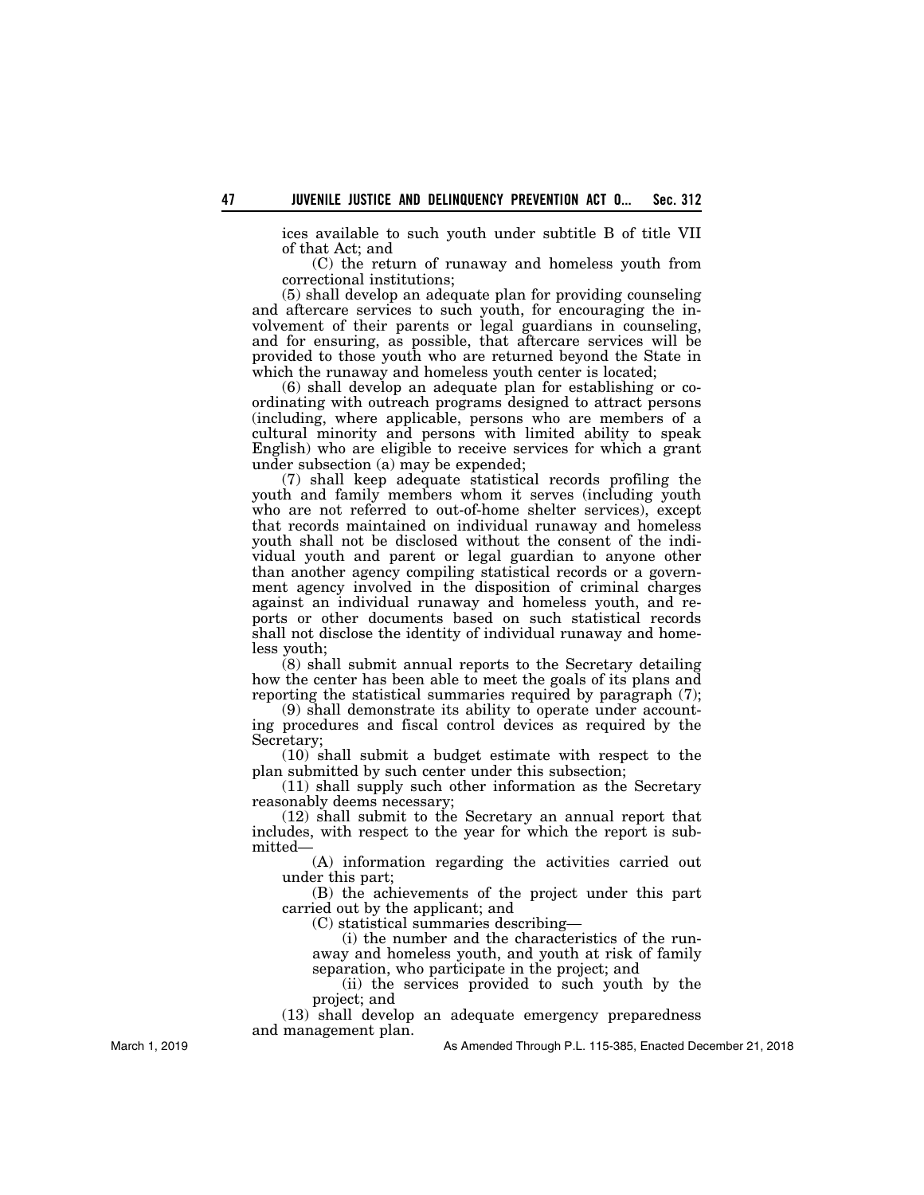ices available to such youth under subtitle B of title VII of that Act; and

(C) the return of runaway and homeless youth from correctional institutions;

(5) shall develop an adequate plan for providing counseling and aftercare services to such youth, for encouraging the involvement of their parents or legal guardians in counseling, and for ensuring, as possible, that aftercare services will be provided to those youth who are returned beyond the State in which the runaway and homeless youth center is located;

(6) shall develop an adequate plan for establishing or coordinating with outreach programs designed to attract persons (including, where applicable, persons who are members of a cultural minority and persons with limited ability to speak English) who are eligible to receive services for which a grant under subsection (a) may be expended;

(7) shall keep adequate statistical records profiling the youth and family members whom it serves (including youth who are not referred to out-of-home shelter services), except that records maintained on individual runaway and homeless youth shall not be disclosed without the consent of the individual youth and parent or legal guardian to anyone other than another agency compiling statistical records or a government agency involved in the disposition of criminal charges against an individual runaway and homeless youth, and reports or other documents based on such statistical records shall not disclose the identity of individual runaway and homeless youth;

(8) shall submit annual reports to the Secretary detailing how the center has been able to meet the goals of its plans and reporting the statistical summaries required by paragraph (7);

(9) shall demonstrate its ability to operate under accounting procedures and fiscal control devices as required by the Secretary;

(10) shall submit a budget estimate with respect to the plan submitted by such center under this subsection;

(11) shall supply such other information as the Secretary reasonably deems necessary;

(12) shall submit to the Secretary an annual report that includes, with respect to the year for which the report is submitted—

(A) information regarding the activities carried out under this part;

(B) the achievements of the project under this part carried out by the applicant; and

(C) statistical summaries describing—

(i) the number and the characteristics of the runaway and homeless youth, and youth at risk of family separation, who participate in the project; and

(ii) the services provided to such youth by the project; and

(13) shall develop an adequate emergency preparedness and management plan.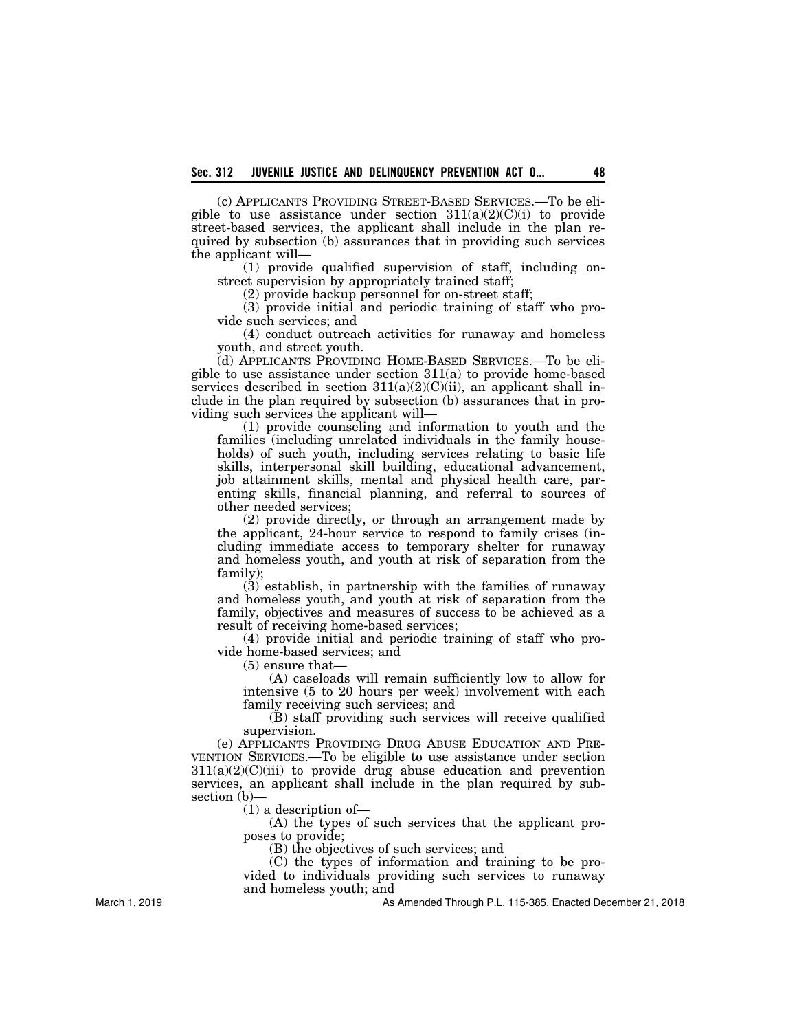(c) APPLICANTS PROVIDING STREET-BASED SERVICES.—To be eligible to use assistance under section 311(a)(2)(C)(i) to provide street-based services, the applicant shall include in the plan required by subsection (b) assurances that in providing such services the applicant will—

(1) provide qualified supervision of staff, including on-street supervision by appropriately trained staff;

(2) provide backup personnel for on-street staff;

(3) provide initial and periodic training of staff who provide such services; and

(4) conduct outreach activities for runaway and homeless youth, and street youth.

(d) APPLICANTS PROVIDING HOME-BASED SERVICES.—To be eligible to use assistance under section 311(a) to provide home-based services described in section 311(a)(2)(C)(ii), an applicant shall include in the plan required by subsection (b) assurances that in providing such services the applicant will—

(1) provide counseling and information to youth and the families (including unrelated individuals in the family households) of such youth, including services relating to basic life skills, interpersonal skill building, educational advancement, job attainment skills, mental and physical health care, parenting skills, financial planning, and referral to sources of other needed services;

(2) provide directly, or through an arrangement made by the applicant, 24-hour service to respond to family crises (including immediate access to temporary shelter for runaway and homeless youth, and youth at risk of separation from the family);

(3) establish, in partnership with the families of runaway and homeless youth, and youth at risk of separation from the family, objectives and measures of success to be achieved as a result of receiving home-based services;

(4) provide initial and periodic training of staff who provide home-based services; and

(5) ensure that—

(A) caseloads will remain sufficiently low to allow for intensive (5 to 20 hours per week) involvement with each family receiving such services; and

(B) staff providing such services will receive qualified supervision.

(e) APPLICANTS PROVIDING DRUG ABUSE EDUCATION AND PREVENTION SERVICES.—To be eligible to use assistance under section 311(a)(2)(C)(iii) to provide drug abuse education and prevention services, an applicant shall include in the plan required by subsection (b)—

(1) a description of—

(A) the types of such services that the applicant proposes to provide;

(B) the objectives of such services; and

(C) the types of information and training to be provided to individuals providing such services to runaway and homeless youth; and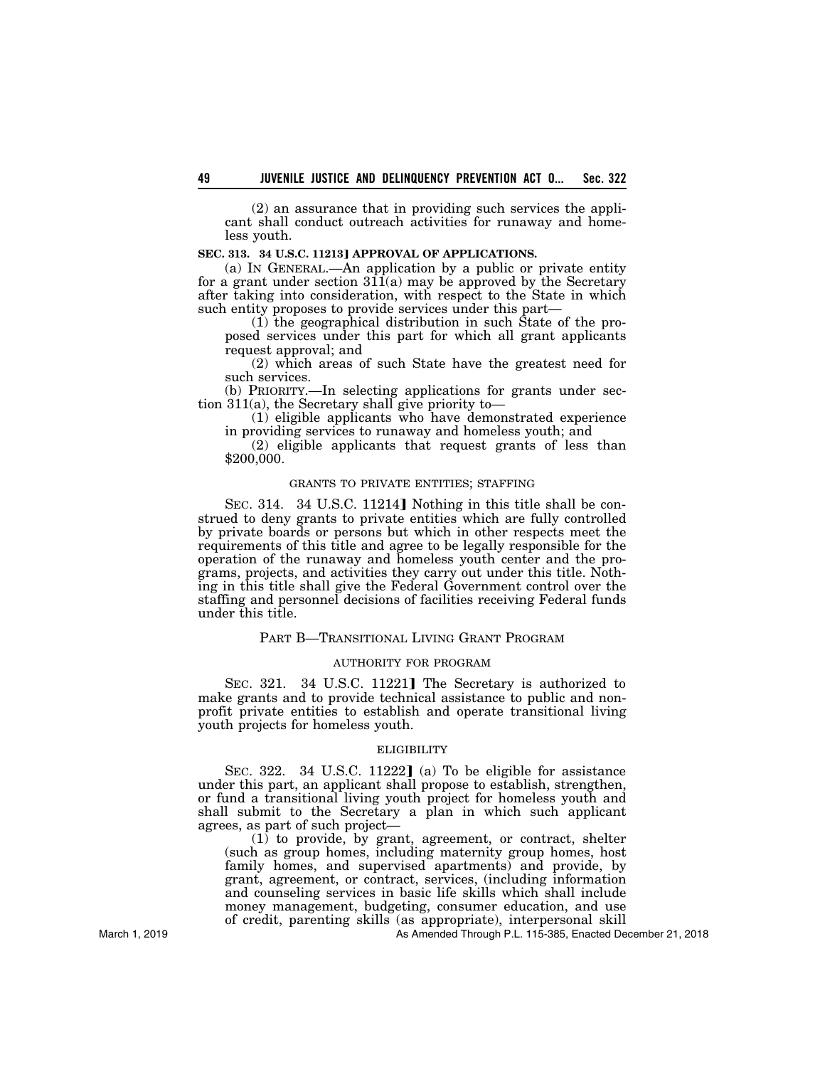(2) an assurance that in providing such services the applicant shall conduct outreach activities for runaway and homeless youth.

**SEC. 313. 34 U.S.C. 11213] APPROVAL OF APPLICATIONS.**

(a) IN GENERAL.—An application by a public or private entity for a grant under section 311(a) may be approved by the Secretary after taking into consideration, with respect to the State in which such entity proposes to provide services under this part—

(1) the geographical distribution in such State of the proposed services under this part for which all grant applicants request approval; and

(2) which areas of such State have the greatest need for such services.

(b) PRIORITY.—In selecting applications for grants under section 311(a), the Secretary shall give priority to—

(1) eligible applicants who have demonstrated experience in providing services to runaway and homeless youth; and

(2) eligible applicants that request grants of less than $200,000.

GRANTS TO PRIVATE ENTITIES; STAFFING

SEC. 314. 34 U.S.C. 11214] Nothing in this title shall be construed to deny grants to private entities which are fully controlled by private boards or persons but which in other respects meet the requirements of this title and agree to be legally responsible for the operation of the runaway and homeless youth center and the programs, projects, and activities they carry out under this title. Nothing in this title shall give the Federal Government control over the staffing and personnel decisions of facilities receiving Federal funds under this title.

## PART B—TRANSITIONAL LIVING GRANT PROGRAM

AUTHORITY FOR PROGRAM

SEC. 321. 34 U.S.C. 11221] The Secretary is authorized to make grants and to provide technical assistance to public and nonprofit private entities to establish and operate transitional living youth projects for homeless youth.

ELIGIBILITY

SEC. 322. 34 U.S.C. 11222] (a) To be eligible for assistance under this part, an applicant shall propose to establish, strengthen, or fund a transitional living youth project for homeless youth and shall submit to the Secretary a plan in which such applicant agrees, as part of such project—

(1) to provide, by grant, agreement, or contract, shelter (such as group homes, including maternity group homes, host family homes, and supervised apartments) and provide, by grant, agreement, or contract, services, (including information and counseling services in basic life skills which shall include money management, budgeting, consumer education, and use of credit, parenting skills (as appropriate), interpersonal skill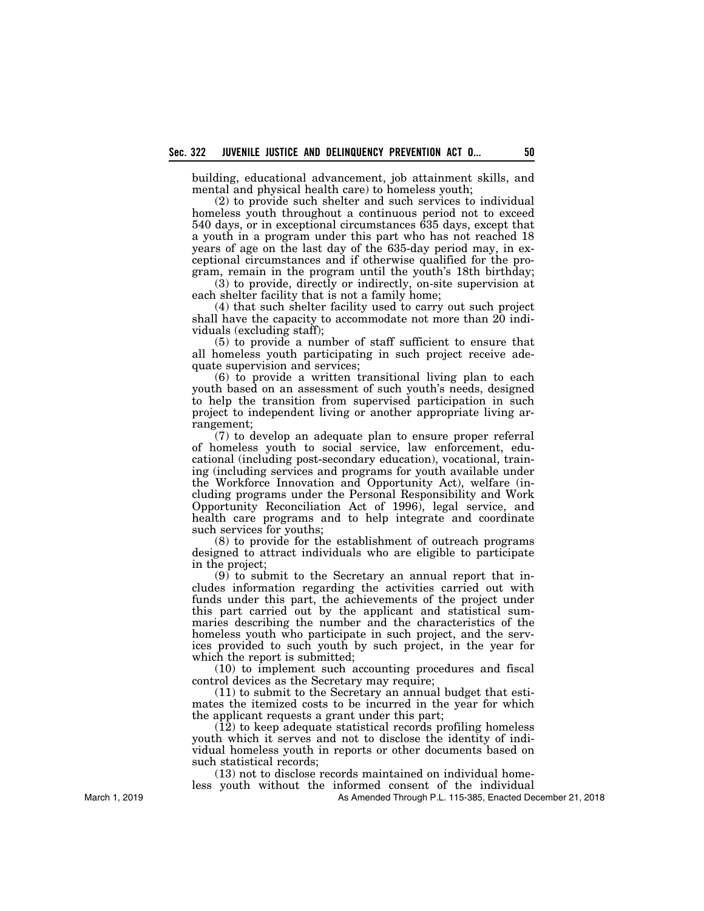building, educational advancement, job attainment skills, and mental and physical health care) to homeless youth;

(2) to provide such shelter and such services to individual homeless youth throughout a continuous period not to exceed 540 days, or in exceptional circumstances 635 days, except that a youth in a program under this part who has not reached 18 years of age on the last day of the 635-day period may, in exceptional circumstances and if otherwise qualified for the program, remain in the program until the youth's 18th birthday;

(3) to provide, directly or indirectly, on-site supervision at each shelter facility that is not a family home;

(4) that such shelter facility used to carry out such project shall have the capacity to accommodate not more than 20 individuals (excluding staff);

(5) to provide a number of staff sufficient to ensure that all homeless youth participating in such project receive adequate supervision and services;

(6) to provide a written transitional living plan to each youth based on an assessment of such youth's needs, designed to help the transition from supervised participation in such project to independent living or another appropriate living arrangement;

(7) to develop an adequate plan to ensure proper referral of homeless youth to social service, law enforcement, educational (including post-secondary education), vocational, training (including services and programs for youth available under the Workforce Innovation and Opportunity Act), welfare (including programs under the Personal Responsibility and Work Opportunity Reconciliation Act of 1996), legal service, and health care programs and to help integrate and coordinate such services for youths;

(8) to provide for the establishment of outreach programs designed to attract individuals who are eligible to participate in the project;

(9) to submit to the Secretary an annual report that includes information regarding the activities carried out with funds under this part, the achievements of the project under this part carried out by the applicant and statistical summaries describing the number and the characteristics of the homeless youth who participate in such project, and the services provided to such youth by such project, in the year for which the report is submitted;

(10) to implement such accounting procedures and fiscal control devices as the Secretary may require;

(11) to submit to the Secretary an annual budget that estimates the itemized costs to be incurred in the year for which the applicant requests a grant under this part;

(12) to keep adequate statistical records profiling homeless youth which it serves and not to disclose the identity of individual homeless youth in reports or other documents based on such statistical records;

(13) not to disclose records maintained on individual homeless youth without the informed consent of the individual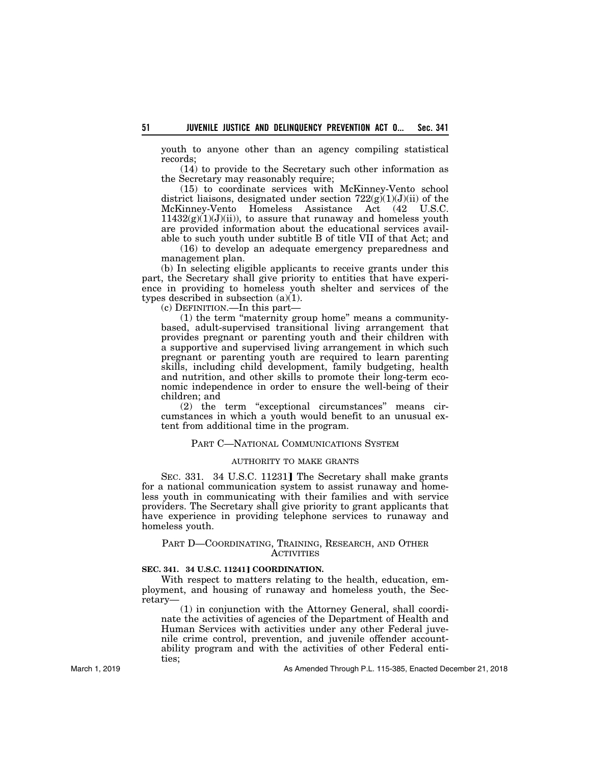youth to anyone other than an agency compiling statistical records;

(14) to provide to the Secretary such other information as the Secretary may reasonably require;

(15) to coordinate services with McKinney-Vento school district liaisons, designated under section 722(g)(1)(J)(ii) of the McKinney-Vento Homeless Assistance Act (42 U.S.C. 11432(g)(1)(J)(ii)), to assure that runaway and homeless youth are provided information about the educational services available to such youth under subtitle B of title VII of that Act; and

(16) to develop an adequate emergency preparedness and management plan.

(b) In selecting eligible applicants to receive grants under this part, the Secretary shall give priority to entities that have experience in providing to homeless youth shelter and services of the types described in subsection (a)(1).

(c) DEFINITION.—In this part—

(1) the term "maternity group home" means a community-based, adult-supervised transitional living arrangement that provides pregnant or parenting youth and their children with a supportive and supervised living arrangement in which such pregnant or parenting youth are required to learn parenting skills, including child development, family budgeting, health and nutrition, and other skills to promote their long-term economic independence in order to ensure the well-being of their children; and

(2) the term "exceptional circumstances" means circumstances in which a youth would benefit to an unusual extent from additional time in the program.

## PART C—NATIONAL COMMUNICATIONS SYSTEM

### AUTHORITY TO MAKE GRANTS

SEC. 331. 34 U.S.C. 11231] The Secretary shall make grants for a national communication system to assist runaway and homeless youth in communicating with their families and with service providers. The Secretary shall give priority to grant applicants that have experience in providing telephone services to runaway and homeless youth.

## PART D—COORDINATING, TRAINING, RESEARCH, AND OTHER ACTIVITIES

### SEC. 341. 34 U.S.C. 11241] COORDINATION.

With respect to matters relating to the health, education, employment, and housing of runaway and homeless youth, the Secretary—

(1) in conjunction with the Attorney General, shall coordinate the activities of agencies of the Department of Health and Human Services with activities under any other Federal juvenile crime control, prevention, and juvenile offender accountability program and with the activities of other Federal entities;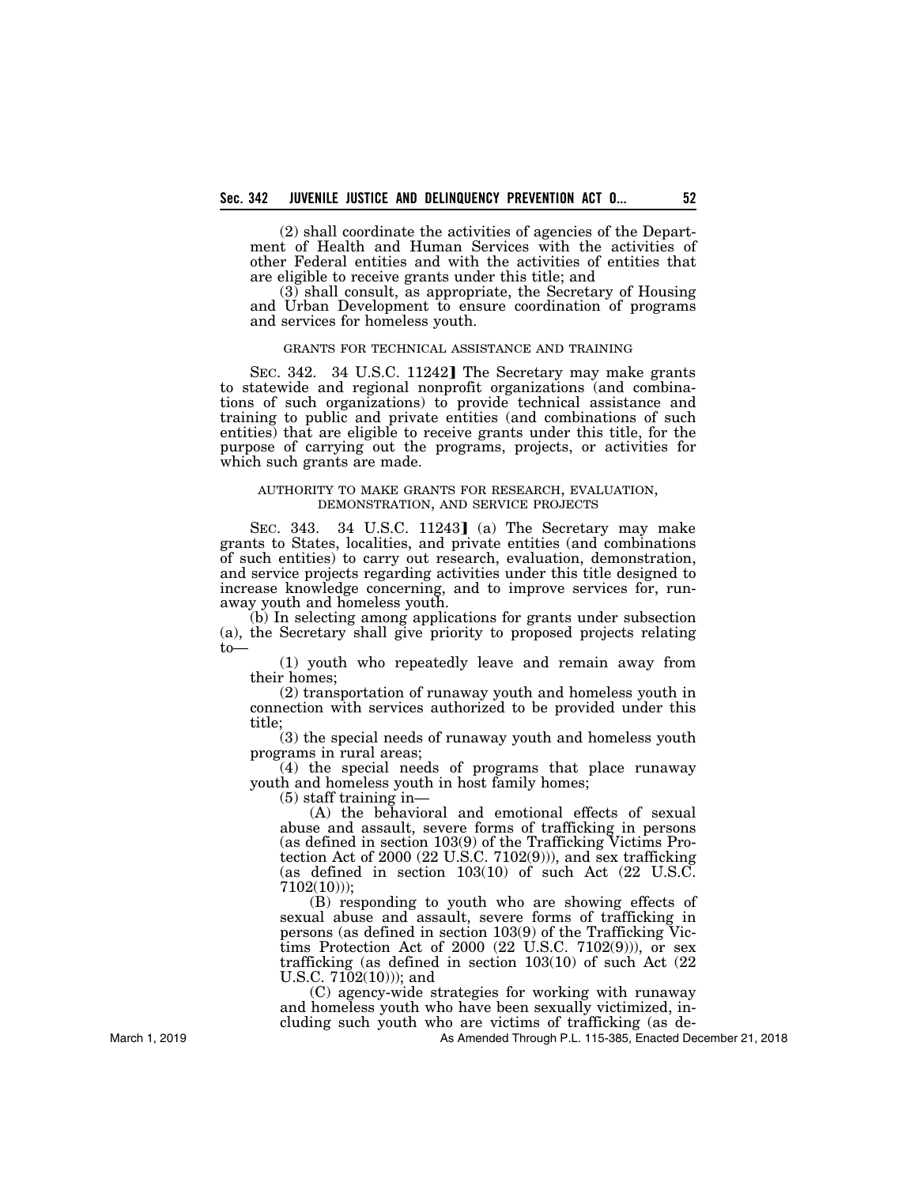(2) shall coordinate the activities of agencies of the Department of Health and Human Services with the activities of other Federal entities and with the activities of entities that are eligible to receive grants under this title; and

(3) shall consult, as appropriate, the Secretary of Housing and Urban Development to ensure coordination of programs and services for homeless youth.

GRANTS FOR TECHNICAL ASSISTANCE AND TRAINING

SEC. 342. 34 U.S.C. 11242] The Secretary may make grants to statewide and regional nonprofit organizations (and combinations of such organizations) to provide technical assistance and training to public and private entities (and combinations of such entities) that are eligible to receive grants under this title, for the purpose of carrying out the programs, projects, or activities for which such grants are made.

AUTHORITY TO MAKE GRANTS FOR RESEARCH, EVALUATION, DEMONSTRATION, AND SERVICE PROJECTS

SEC. 343. 34 U.S.C. 11243] (a) The Secretary may make grants to States, localities, and private entities (and combinations of such entities) to carry out research, evaluation, demonstration, and service projects regarding activities under this title designed to increase knowledge concerning, and to improve services for, runaway youth and homeless youth.

(b) In selecting among applications for grants under subsection (a), the Secretary shall give priority to proposed projects relating to—

(1) youth who repeatedly leave and remain away from their homes;

(2) transportation of runaway youth and homeless youth in connection with services authorized to be provided under this title;

(3) the special needs of runaway youth and homeless youth programs in rural areas;

(4) the special needs of programs that place runaway youth and homeless youth in host family homes;

(5) staff training in—

(A) the behavioral and emotional effects of sexual abuse and assault, severe forms of trafficking in persons (as defined in section 103(9) of the Trafficking Victims Protection Act of 2000 (22 U.S.C. 7102(9))), and sex trafficking (as defined in section 103(10) of such Act (22 U.S.C. 7102(10)));

(B) responding to youth who are showing effects of sexual abuse and assault, severe forms of trafficking in persons (as defined in section 103(9) of the Trafficking Victims Protection Act of 2000 (22 U.S.C. 7102(9))), or sex trafficking (as defined in section 103(10) of such Act (22 U.S.C. 7102(10))); and

(C) agency-wide strategies for working with runaway and homeless youth who have been sexually victimized, including such youth who are victims of trafficking (as de-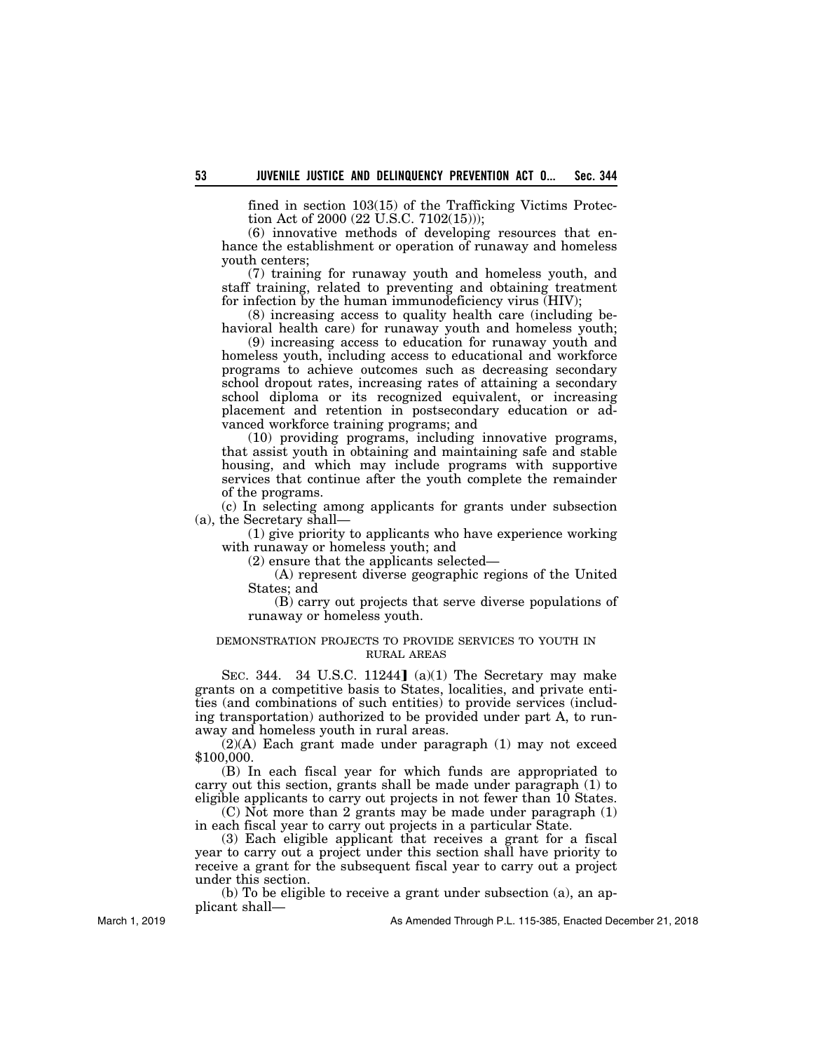fined in section 103(15) of the Trafficking Victims Protection Act of 2000 (22 U.S.C. 7102(15)));

(6) innovative methods of developing resources that enhance the establishment or operation of runaway and homeless youth centers;

(7) training for runaway youth and homeless youth, and staff training, related to preventing and obtaining treatment for infection by the human immunodeficiency virus (HIV);

(8) increasing access to quality health care (including behavioral health care) for runaway youth and homeless youth;

(9) increasing access to education for runaway youth and homeless youth, including access to educational and workforce programs to achieve outcomes such as decreasing secondary school dropout rates, increasing rates of attaining a secondary school diploma or its recognized equivalent, or increasing placement and retention in postsecondary education or advanced workforce training programs; and

(10) providing programs, including innovative programs, that assist youth in obtaining and maintaining safe and stable housing, and which may include programs with supportive services that continue after the youth complete the remainder of the programs.

(c) In selecting among applicants for grants under subsection (a), the Secretary shall—

(1) give priority to applicants who have experience working with runaway or homeless youth; and

(2) ensure that the applicants selected—

(A) represent diverse geographic regions of the United States; and

(B) carry out projects that serve diverse populations of runaway or homeless youth.

DEMONSTRATION PROJECTS TO PROVIDE SERVICES TO YOUTH IN RURAL AREAS

SEC. 344. 34 U.S.C. 11244] (a)(1) The Secretary may make grants on a competitive basis to States, localities, and private entities (and combinations of such entities) to provide services (including transportation) authorized to be provided under part A, to runaway and homeless youth in rural areas.

(2)(A) Each grant made under paragraph (1) may not exceed $100,000.

(B) In each fiscal year for which funds are appropriated to carry out this section, grants shall be made under paragraph (1) to eligible applicants to carry out projects in not fewer than 10 States.

(C) Not more than 2 grants may be made under paragraph (1) in each fiscal year to carry out projects in a particular State.

(3) Each eligible applicant that receives a grant for a fiscal year to carry out a project under this section shall have priority to receive a grant for the subsequent fiscal year to carry out a project under this section.

(b) To be eligible to receive a grant under subsection (a), an applicant shall—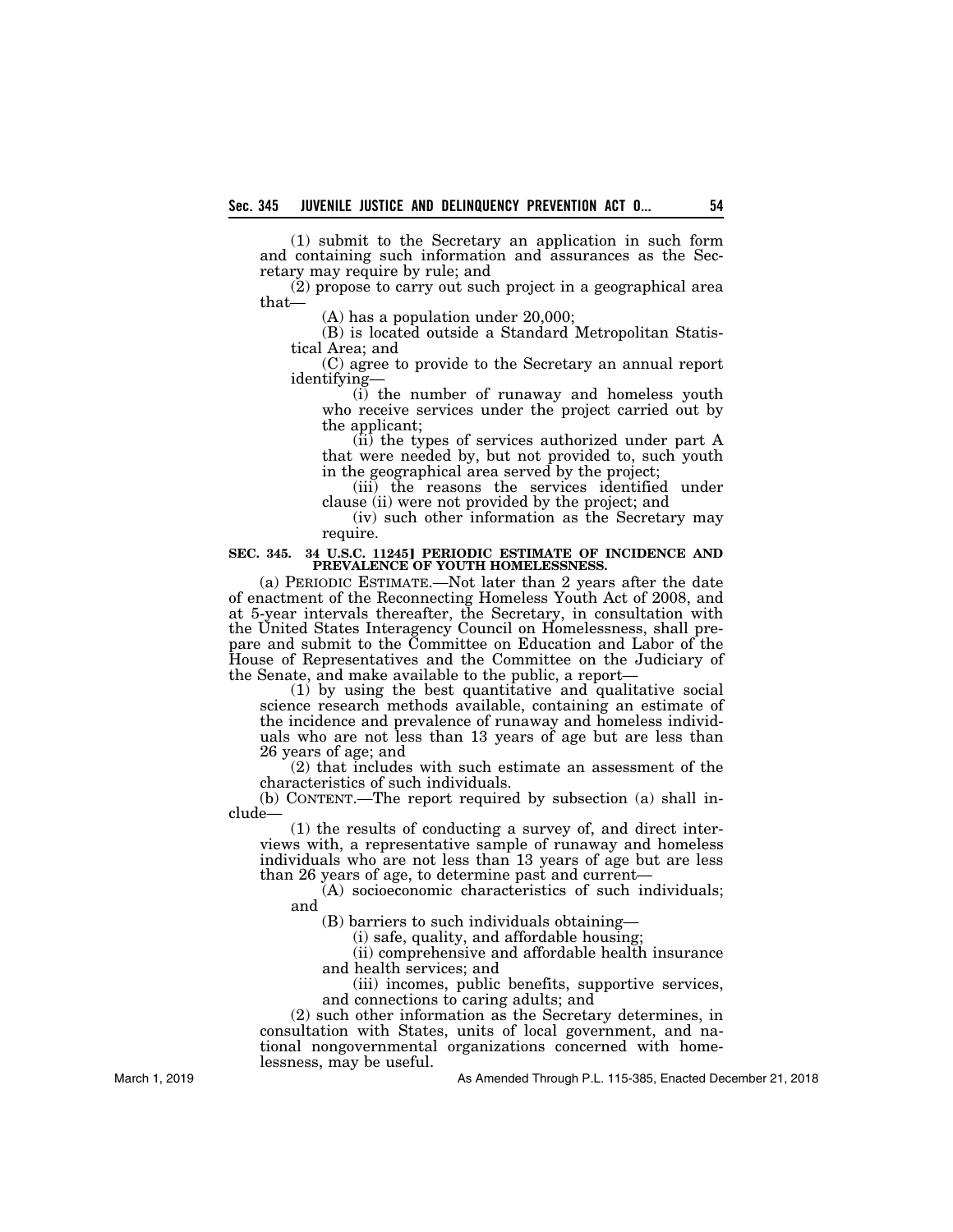(1) submit to the Secretary an application in such form and containing such information and assurances as the Secretary may require by rule; and

(2) propose to carry out such project in a geographical area that—

(A) has a population under 20,000;

(B) is located outside a Standard Metropolitan Statistical Area; and

(C) agree to provide to the Secretary an annual report identifying—

(i) the number of runaway and homeless youth who receive services under the project carried out by the applicant;

(ii) the types of services authorized under part A that were needed by, but not provided to, such youth in the geographical area served by the project;

(iii) the reasons the services identified under clause (ii) were not provided by the project; and

(iv) such other information as the Secretary may require.

**SEC. 345. 34 U.S.C. 11245] PERIODIC ESTIMATE OF INCIDENCE AND PREVALENCE OF YOUTH HOMELESSNESS.**

(a) PERIODIC ESTIMATE.—Not later than 2 years after the date of enactment of the Reconnecting Homeless Youth Act of 2008, and at 5-year intervals thereafter, the Secretary, in consultation with the United States Interagency Council on Homelessness, shall prepare and submit to the Committee on Education and Labor of the House of Representatives and the Committee on the Judiciary of the Senate, and make available to the public, a report—

(1) by using the best quantitative and qualitative social science research methods available, containing an estimate of the incidence and prevalence of runaway and homeless individuals who are not less than 13 years of age but are less than 26 years of age; and

(2) that includes with such estimate an assessment of the characteristics of such individuals.

(b) CONTENT.—The report required by subsection (a) shall include—

(1) the results of conducting a survey of, and direct interviews with, a representative sample of runaway and homeless individuals who are not less than 13 years of age but are less than 26 years of age, to determine past and current—

(A) socioeconomic characteristics of such individuals; and

(B) barriers to such individuals obtaining—

(i) safe, quality, and affordable housing;

(ii) comprehensive and affordable health insurance and health services; and

(iii) incomes, public benefits, supportive services, and connections to caring adults; and

(2) such other information as the Secretary determines, in consultation with States, units of local government, and national nongovernmental organizations concerned with homelessness, may be useful.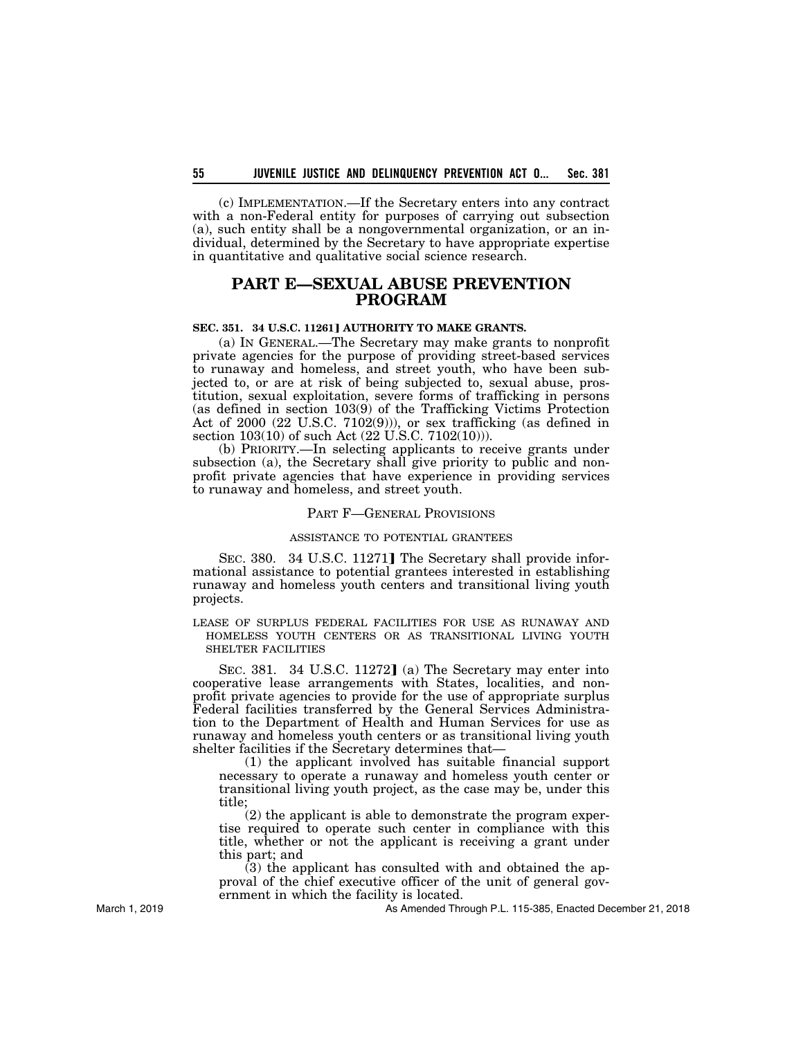(c) IMPLEMENTATION.—If the Secretary enters into any contract with a non-Federal entity for purposes of carrying out subsection (a), such entity shall be a nongovernmental organization, or an individual, determined by the Secretary to have appropriate expertise in quantitative and qualitative social science research.

## PART E—SEXUAL ABUSE PREVENTION PROGRAM

**SEC. 351. 34 U.S.C. 11261] AUTHORITY TO MAKE GRANTS.**

(a) IN GENERAL.—The Secretary may make grants to nonprofit private agencies for the purpose of providing street-based services to runaway and homeless, and street youth, who have been subjected to, or are at risk of being subjected to, sexual abuse, prostitution, sexual exploitation, severe forms of trafficking in persons (as defined in section 103(9) of the Trafficking Victims Protection Act of 2000 (22 U.S.C. 7102(9))), or sex trafficking (as defined in section 103(10) of such Act (22 U.S.C. 7102(10))).

(b) PRIORITY.—In selecting applicants to receive grants under subsection (a), the Secretary shall give priority to public and nonprofit private agencies that have experience in providing services to runaway and homeless, and street youth.

### PART F—GENERAL PROVISIONS

ASSISTANCE TO POTENTIAL GRANTEES

SEC. 380. 34 U.S.C. 11271] The Secretary shall provide informational assistance to potential grantees interested in establishing runaway and homeless youth centers and transitional living youth projects.

LEASE OF SURPLUS FEDERAL FACILITIES FOR USE AS RUNAWAY AND HOMELESS YOUTH CENTERS OR AS TRANSITIONAL LIVING YOUTH SHELTER FACILITIES

SEC. 381. 34 U.S.C. 11272] (a) The Secretary may enter into cooperative lease arrangements with States, localities, and nonprofit private agencies to provide for the use of appropriate surplus Federal facilities transferred by the General Services Administration to the Department of Health and Human Services for use as runaway and homeless youth centers or as transitional living youth shelter facilities if the Secretary determines that—

(1) the applicant involved has suitable financial support necessary to operate a runaway and homeless youth center or transitional living youth project, as the case may be, under this title;

(2) the applicant is able to demonstrate the program expertise required to operate such center in compliance with this title, whether or not the applicant is receiving a grant under this part; and

(3) the applicant has consulted with and obtained the approval of the chief executive officer of the unit of general government in which the facility is located.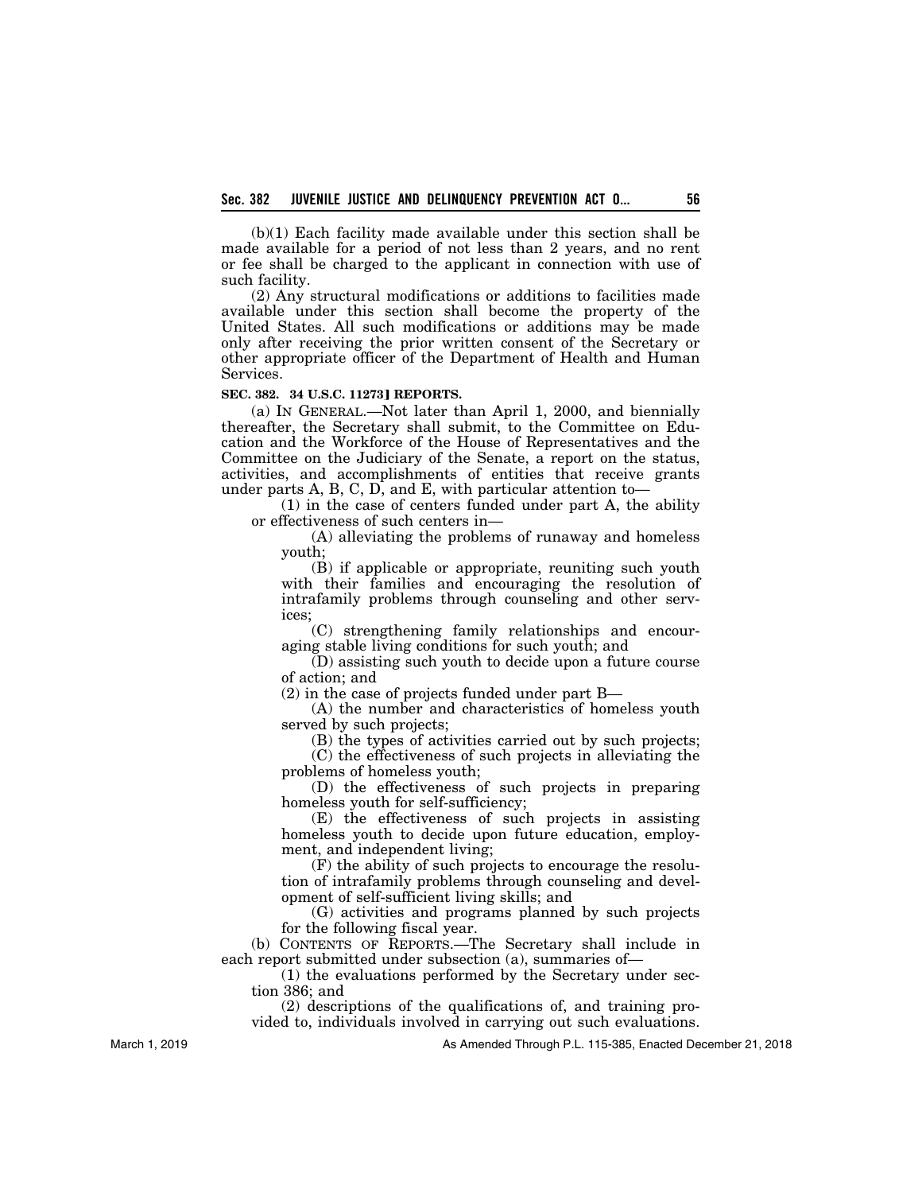(b)(1) Each facility made available under this section shall be made available for a period of not less than 2 years, and no rent or fee shall be charged to the applicant in connection with use of such facility.

(2) Any structural modifications or additions to facilities made available under this section shall become the property of the United States. All such modifications or additions may be made only after receiving the prior written consent of the Secretary or other appropriate officer of the Department of Health and Human Services.

**SEC. 382. 34 U.S.C. 11273] REPORTS.**

(a) IN GENERAL.—Not later than April 1, 2000, and biennially thereafter, the Secretary shall submit, to the Committee on Education and the Workforce of the House of Representatives and the Committee on the Judiciary of the Senate, a report on the status, activities, and accomplishments of entities that receive grants under parts A, B, C, D, and E, with particular attention to—

(1) in the case of centers funded under part A, the ability or effectiveness of such centers in—

(A) alleviating the problems of runaway and homeless youth;

(B) if applicable or appropriate, reuniting such youth with their families and encouraging the resolution of intrafamily problems through counseling and other services;

(C) strengthening family relationships and encouraging stable living conditions for such youth; and

(D) assisting such youth to decide upon a future course of action; and

(2) in the case of projects funded under part B—

(A) the number and characteristics of homeless youth served by such projects;

(B) the types of activities carried out by such projects;

(C) the effectiveness of such projects in alleviating the problems of homeless youth;

(D) the effectiveness of such projects in preparing homeless youth for self-sufficiency;

(E) the effectiveness of such projects in assisting homeless youth to decide upon future education, employment, and independent living;

(F) the ability of such projects to encourage the resolution of intrafamily problems through counseling and development of self-sufficient living skills; and

(G) activities and programs planned by such projects for the following fiscal year.

(b) CONTENTS OF REPORTS.—The Secretary shall include in each report submitted under subsection (a), summaries of—

(1) the evaluations performed by the Secretary under section 386; and

(2) descriptions of the qualifications of, and training provided to, individuals involved in carrying out such evaluations.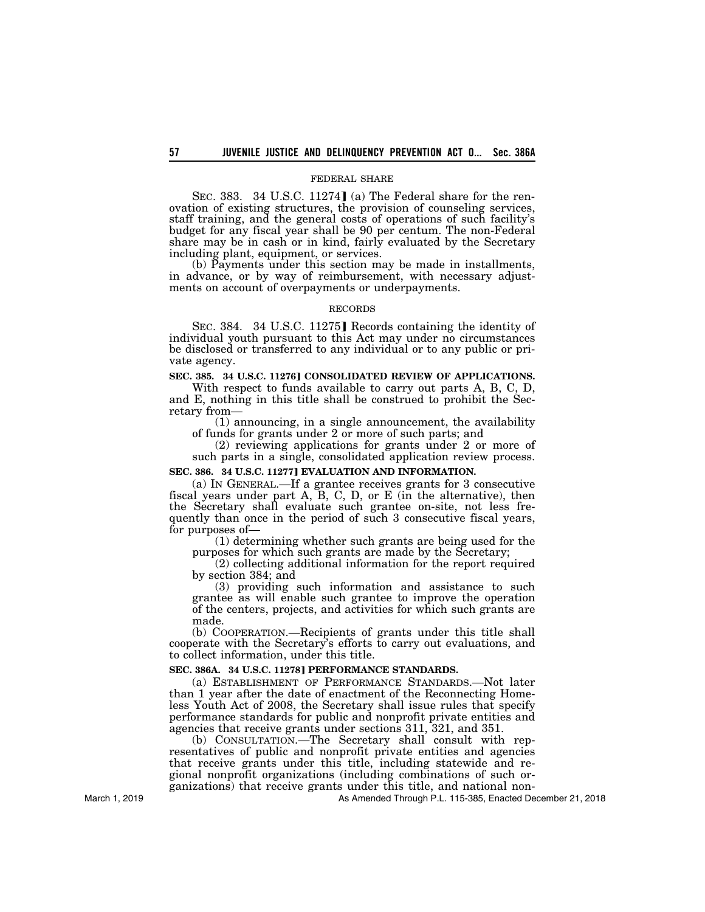FEDERAL SHARE

SEC. 383. 34 U.S.C. 11274] (a) The Federal share for the renovation of existing structures, the provision of counseling services, staff training, and the general costs of operations of such facility's budget for any fiscal year shall be 90 per centum. The non-Federal share may be in cash or in kind, fairly evaluated by the Secretary including plant, equipment, or services.

(b) Payments under this section may be made in installments, in advance, or by way of reimbursement, with necessary adjustments on account of overpayments or underpayments.

RECORDS

SEC. 384. 34 U.S.C. 11275] Records containing the identity of individual youth pursuant to this Act may under no circumstances be disclosed or transferred to any individual or to any public or private agency.

**SEC. 385. 34 U.S.C. 11276] CONSOLIDATED REVIEW OF APPLICATIONS.**

With respect to funds available to carry out parts A, B, C, D, and E, nothing in this title shall be construed to prohibit the Secretary from—

(1) announcing, in a single announcement, the availability of funds for grants under 2 or more of such parts; and

(2) reviewing applications for grants under 2 or more of such parts in a single, consolidated application review process.

**SEC. 386. 34 U.S.C. 11277] EVALUATION AND INFORMATION.**

(a) IN GENERAL.—If a grantee receives grants for 3 consecutive fiscal years under part A, B, C, D, or E (in the alternative), then the Secretary shall evaluate such grantee on-site, not less frequently than once in the period of such 3 consecutive fiscal years, for purposes of—

(1) determining whether such grants are being used for the purposes for which such grants are made by the Secretary;

(2) collecting additional information for the report required by section 384; and

(3) providing such information and assistance to such grantee as will enable such grantee to improve the operation of the centers, projects, and activities for which such grants are made.

(b) COOPERATION.—Recipients of grants under this title shall cooperate with the Secretary's efforts to carry out evaluations, and to collect information, under this title.

**SEC. 386A. 34 U.S.C. 11278] PERFORMANCE STANDARDS.**

(a) ESTABLISHMENT OF PERFORMANCE STANDARDS.—Not later than 1 year after the date of enactment of the Reconnecting Homeless Youth Act of 2008, the Secretary shall issue rules that specify performance standards for public and nonprofit private entities and agencies that receive grants under sections 311, 321, and 351.

(b) CONSULTATION.—The Secretary shall consult with representatives of public and nonprofit private entities and agencies that receive grants under this title, including statewide and regional nonprofit organizations (including combinations of such organizations) that receive grants under this title, and national non-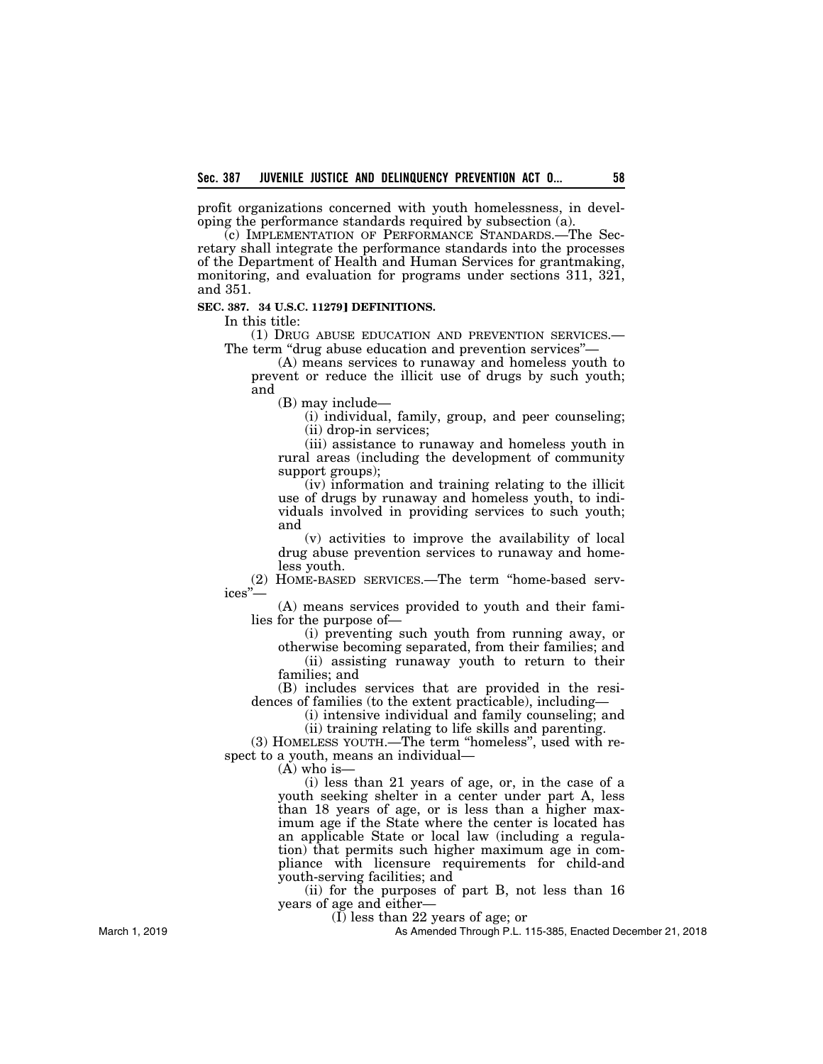profit organizations concerned with youth homelessness, in developing the performance standards required by subsection (a).

(c) IMPLEMENTATION OF PERFORMANCE STANDARDS.—The Secretary shall integrate the performance standards into the processes of the Department of Health and Human Services for grantmaking, monitoring, and evaluation for programs under sections 311, 321, and 351.

**SEC. 387. 34 U.S.C. 11279] DEFINITIONS.**

In this title:

(1) DRUG ABUSE EDUCATION AND PREVENTION SERVICES.—The term "drug abuse education and prevention services"—

(A) means services to runaway and homeless youth to prevent or reduce the illicit use of drugs by such youth; and

(B) may include—

(i) individual, family, group, and peer counseling;

(ii) drop-in services;

(iii) assistance to runaway and homeless youth in rural areas (including the development of community support groups);

(iv) information and training relating to the illicit use of drugs by runaway and homeless youth, to individuals involved in providing services to such youth; and

(v) activities to improve the availability of local drug abuse prevention services to runaway and homeless youth.

(2) HOME-BASED SERVICES.—The term "home-based services"—

(A) means services provided to youth and their families for the purpose of—

(i) preventing such youth from running away, or otherwise becoming separated, from their families; and

(ii) assisting runaway youth to return to their families; and

(B) includes services that are provided in the residences of families (to the extent practicable), including—

(i) intensive individual and family counseling; and

(ii) training relating to life skills and parenting.

(3) HOMELESS YOUTH.—The term "homeless", used with respect to a youth, means an individual—

(A) who is—

(i) less than 21 years of age, or, in the case of a youth seeking shelter in a center under part A, less than 18 years of age, or is less than a higher maximum age if the State where the center is located has an applicable State or local law (including a regulation) that permits such higher maximum age in compliance with licensure requirements for child-and youth-serving facilities; and

(ii) for the purposes of part B, not less than 16 years of age and either—

(I) less than 22 years of age; or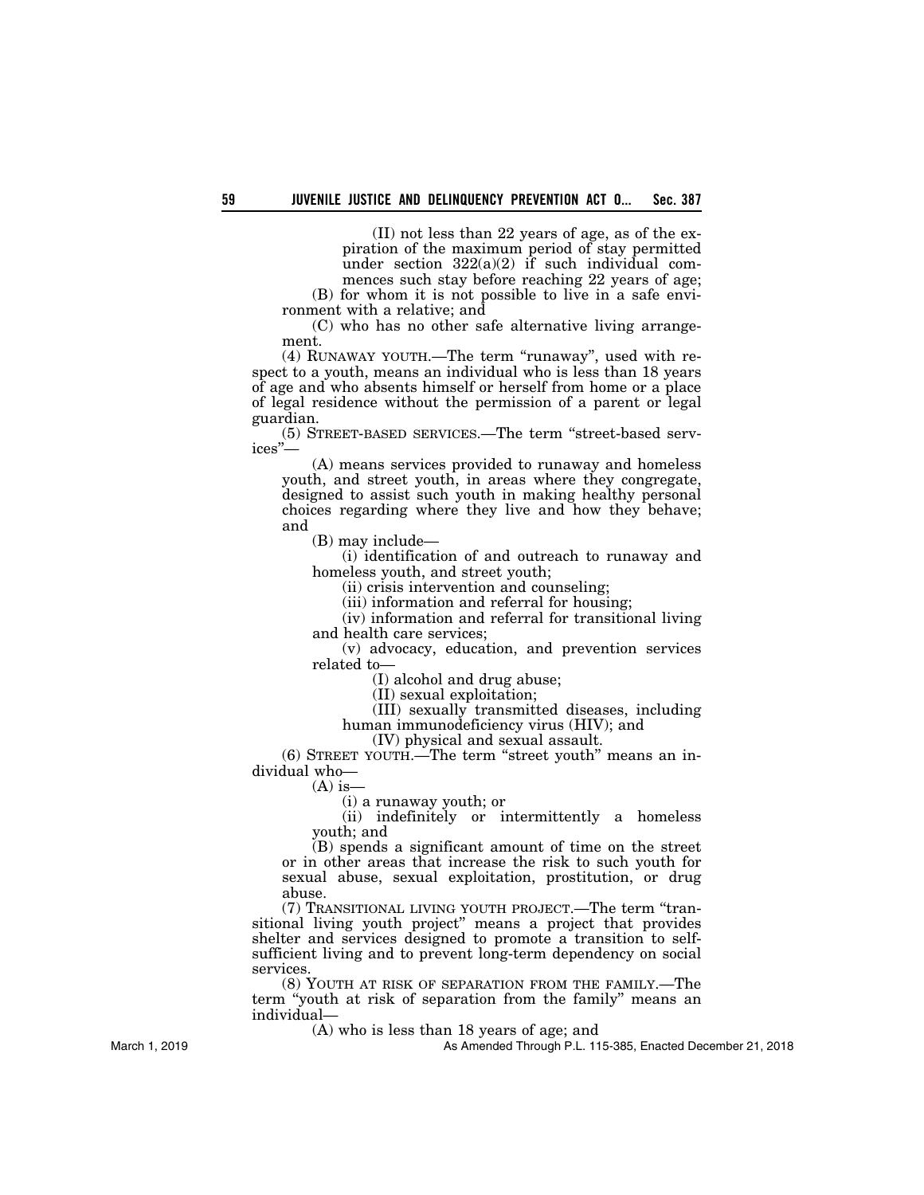(II) not less than 22 years of age, as of the expiration of the maximum period of stay permitted under section 322(a)(2) if such individual commences such stay before reaching 22 years of age;

(B) for whom it is not possible to live in a safe environment with a relative; and

(C) who has no other safe alternative living arrangement.

(4) RUNAWAY YOUTH.—The term "runaway", used with respect to a youth, means an individual who is less than 18 years of age and who absents himself or herself from home or a place of legal residence without the permission of a parent or legal guardian.

(5) STREET-BASED SERVICES.—The term "street-based services"—

(A) means services provided to runaway and homeless youth, and street youth, in areas where they congregate, designed to assist such youth in making healthy personal choices regarding where they live and how they behave; and

(B) may include—

(i) identification of and outreach to runaway and homeless youth, and street youth;

(ii) crisis intervention and counseling;

(iii) information and referral for housing;

(iv) information and referral for transitional living and health care services;

(v) advocacy, education, and prevention services related to—

(I) alcohol and drug abuse;

(II) sexual exploitation;

(III) sexually transmitted diseases, including human immunodeficiency virus (HIV); and

(IV) physical and sexual assault.

(6) STREET YOUTH.—The term "street youth" means an individual who—

(A) is—

(i) a runaway youth; or

(ii) indefinitely or intermittently a homeless youth; and

(B) spends a significant amount of time on the street or in other areas that increase the risk to such youth for sexual abuse, sexual exploitation, prostitution, or drug abuse.

(7) TRANSITIONAL LIVING YOUTH PROJECT.—The term "transitional living youth project" means a project that provides shelter and services designed to promote a transition to self-sufficient living and to prevent long-term dependency on social services.

(8) YOUTH AT RISK OF SEPARATION FROM THE FAMILY.—The term "youth at risk of separation from the family" means an individual—

(A) who is less than 18 years of age; and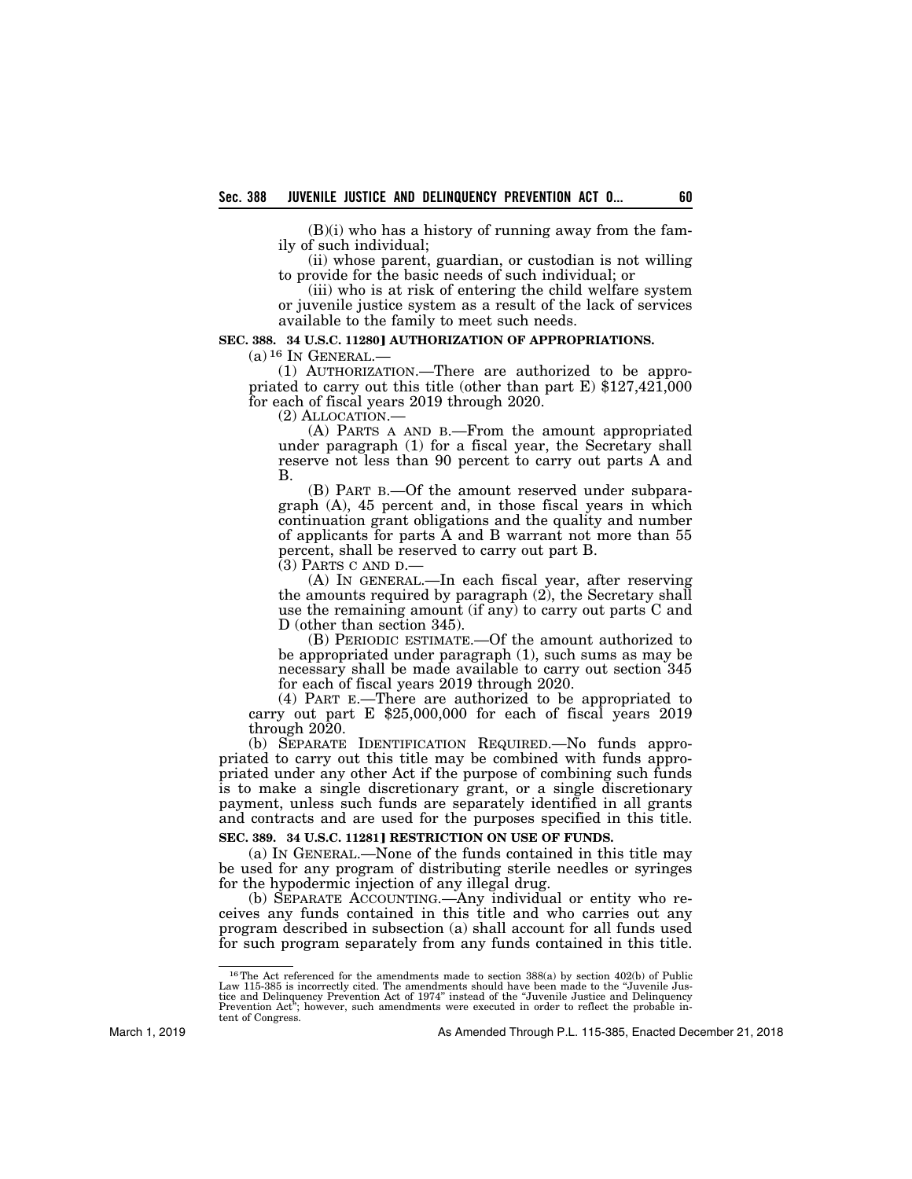(B)(i) who has a history of running away from the family of such individual;

(ii) whose parent, guardian, or custodian is not willing to provide for the basic needs of such individual; or

(iii) who is at risk of entering the child welfare system or juvenile justice system as a result of the lack of services available to the family to meet such needs.

**SEC. 388. 34 U.S.C. 11280] AUTHORIZATION OF APPROPRIATIONS.**

(a)[16] IN GENERAL.—

(1) AUTHORIZATION.—There are authorized to be appropriated to carry out this title (other than part E) $127,421,000 for each of fiscal years 2019 through 2020.

(2) ALLOCATION.—

(A) PARTS A AND B.—From the amount appropriated under paragraph (1) for a fiscal year, the Secretary shall reserve not less than 90 percent to carry out parts A and B.

(B) PART B.—Of the amount reserved under subparagraph (A), 45 percent and, in those fiscal years in which continuation grant obligations and the quality and number of applicants for parts A and B warrant not more than 55 percent, shall be reserved to carry out part B.

(3) PARTS C AND D.—

(A) IN GENERAL.—In each fiscal year, after reserving the amounts required by paragraph (2), the Secretary shall use the remaining amount (if any) to carry out parts C and D (other than section 345).

(B) PERIODIC ESTIMATE.—Of the amount authorized to be appropriated under paragraph (1), such sums as may be necessary shall be made available to carry out section 345 for each of fiscal years 2019 through 2020.

(4) PART E.—There are authorized to be appropriated to carry out part E $25,000,000 for each of fiscal years 2019 through 2020.

(b) SEPARATE IDENTIFICATION REQUIRED.—No funds appropriated to carry out this title may be combined with funds appropriated under any other Act if the purpose of combining such funds is to make a single discretionary grant, or a single discretionary payment, unless such funds are separately identified in all grants and contracts and are used for the purposes specified in this title.

**SEC. 389. 34 U.S.C. 11281] RESTRICTION ON USE OF FUNDS.**

(a) IN GENERAL.—None of the funds contained in this title may be used for any program of distributing sterile needles or syringes for the hypodermic injection of any illegal drug.

(b) SEPARATE ACCOUNTING.—Any individual or entity who receives any funds contained in this title and who carries out any program described in subsection (a) shall account for all funds used for such program separately from any funds contained in this title.

---

[16] The Act referenced for the amendments made to section 388(a) by section 402(b) of Public Law 115-385 is incorrectly cited. The amendments should have been made to the "Juvenile Justice and Delinquency Prevention Act of 1974" instead of the "Juvenile Justice and Delinquency Prevention Act"; however, such amendments were executed in order to reflect the probable intent of Congress.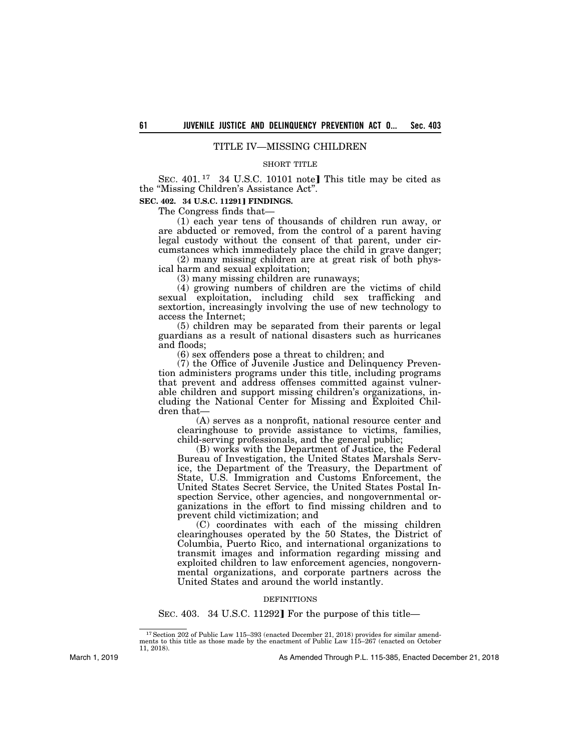## TITLE IV—MISSING CHILDREN

SHORT TITLE

SEC. 401.[17] 34 U.S.C. 10101 note] This title may be cited as the "Missing Children's Assistance Act".

**SEC. 402. 34 U.S.C. 11291] FINDINGS.**

The Congress finds that—

(1) each year tens of thousands of children run away, or are abducted or removed, from the control of a parent having legal custody without the consent of that parent, under circumstances which immediately place the child in grave danger;

(2) many missing children are at great risk of both physical harm and sexual exploitation;

(3) many missing children are runaways;

(4) growing numbers of children are the victims of child sexual exploitation, including child sex trafficking and sextortion, increasingly involving the use of new technology to access the Internet;

(5) children may be separated from their parents or legal guardians as a result of national disasters such as hurricanes and floods;

(6) sex offenders pose a threat to children; and

(7) the Office of Juvenile Justice and Delinquency Prevention administers programs under this title, including programs that prevent and address offenses committed against vulnerable children and support missing children's organizations, including the National Center for Missing and Exploited Children that—

(A) serves as a nonprofit, national resource center and clearinghouse to provide assistance to victims, families, child-serving professionals, and the general public;

(B) works with the Department of Justice, the Federal Bureau of Investigation, the United States Marshals Service, the Department of the Treasury, the Department of State, U.S. Immigration and Customs Enforcement, the United States Secret Service, the United States Postal Inspection Service, other agencies, and nongovernmental organizations in the effort to find missing children and to prevent child victimization; and

(C) coordinates with each of the missing children clearinghouses operated by the 50 States, the District of Columbia, Puerto Rico, and international organizations to transmit images and information regarding missing and exploited children to law enforcement agencies, nongovernmental organizations, and corporate partners across the United States and around the world instantly.

DEFINITIONS

SEC. 403. 34 U.S.C. 11292] For the purpose of this title—

[17] Section 202 of Public Law 115–393 (enacted December 21, 2018) provides for similar amendments to this title as those made by the enactment of Public Law 115–267 (enacted on October 11, 2018).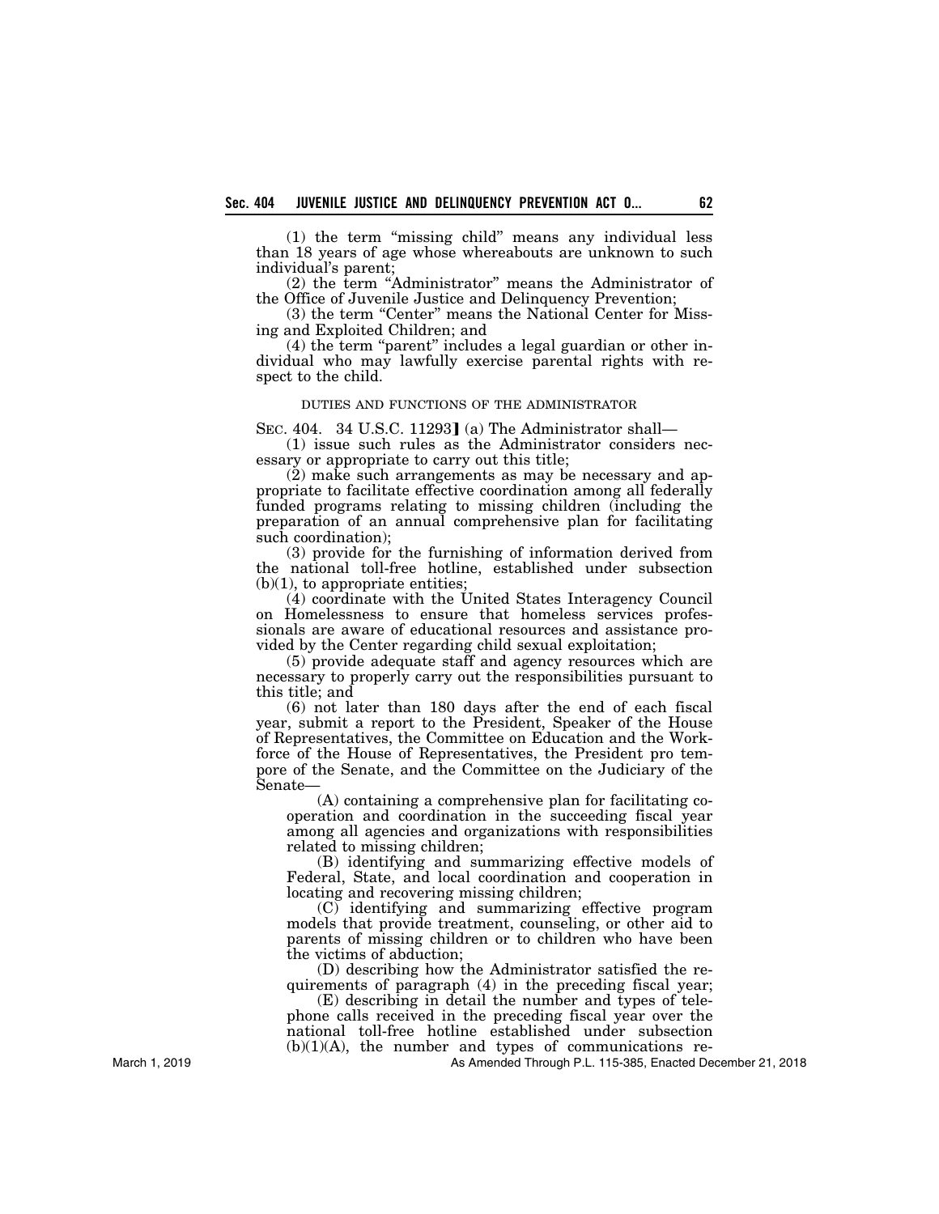(1) the term "missing child" means any individual less than 18 years of age whose whereabouts are unknown to such individual's parent;

(2) the term "Administrator" means the Administrator of the Office of Juvenile Justice and Delinquency Prevention;

(3) the term "Center" means the National Center for Missing and Exploited Children; and

(4) the term "parent" includes a legal guardian or other individual who may lawfully exercise parental rights with respect to the child.

DUTIES AND FUNCTIONS OF THE ADMINISTRATOR

SEC. 404. 34 U.S.C. 11293] (a) The Administrator shall—

(1) issue such rules as the Administrator considers necessary or appropriate to carry out this title;

(2) make such arrangements as may be necessary and appropriate to facilitate effective coordination among all federally funded programs relating to missing children (including the preparation of an annual comprehensive plan for facilitating such coordination);

(3) provide for the furnishing of information derived from the national toll-free hotline, established under subsection (b)(1), to appropriate entities;

(4) coordinate with the United States Interagency Council on Homelessness to ensure that homeless services professionals are aware of educational resources and assistance provided by the Center regarding child sexual exploitation;

(5) provide adequate staff and agency resources which are necessary to properly carry out the responsibilities pursuant to this title; and

(6) not later than 180 days after the end of each fiscal year, submit a report to the President, Speaker of the House of Representatives, the Committee on Education and the Workforce of the House of Representatives, the President pro tempore of the Senate, and the Committee on the Judiciary of the Senate—

(A) containing a comprehensive plan for facilitating cooperation and coordination in the succeeding fiscal year among all agencies and organizations with responsibilities related to missing children;

(B) identifying and summarizing effective models of Federal, State, and local coordination and cooperation in locating and recovering missing children;

(C) identifying and summarizing effective program models that provide treatment, counseling, or other aid to parents of missing children or to children who have been the victims of abduction;

(D) describing how the Administrator satisfied the requirements of paragraph (4) in the preceding fiscal year;

(E) describing in detail the number and types of telephone calls received in the preceding fiscal year over the national toll-free hotline established under subsection (b)(1)(A), the number and types of communications re-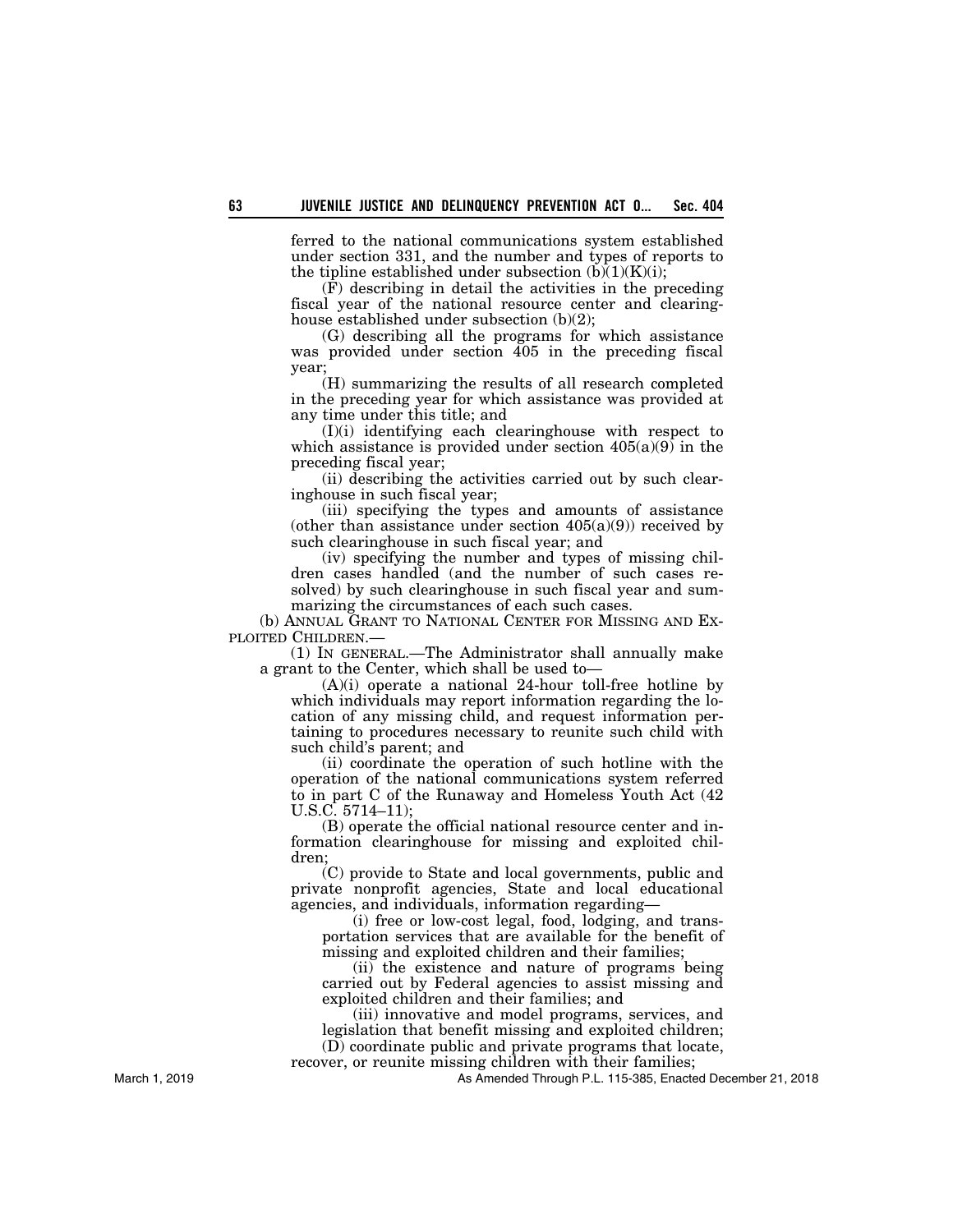ferred to the national communications system established under section 331, and the number and types of reports to the tipline established under subsection (b)(1)(K)(i);

(F) describing in detail the activities in the preceding fiscal year of the national resource center and clearinghouse established under subsection (b)(2);

(G) describing all the programs for which assistance was provided under section 405 in the preceding fiscal year;

(H) summarizing the results of all research completed in the preceding year for which assistance was provided at any time under this title; and

(I)(i) identifying each clearinghouse with respect to which assistance is provided under section 405(a)(9) in the preceding fiscal year;

(ii) describing the activities carried out by such clearinghouse in such fiscal year;

(iii) specifying the types and amounts of assistance (other than assistance under section 405(a)(9)) received by such clearinghouse in such fiscal year; and

(iv) specifying the number and types of missing children cases handled (and the number of such cases resolved) by such clearinghouse in such fiscal year and summarizing the circumstances of each such cases.

(b) ANNUAL GRANT TO NATIONAL CENTER FOR MISSING AND EXPLOITED CHILDREN.—

(1) IN GENERAL.—The Administrator shall annually make a grant to the Center, which shall be used to—

(A)(i) operate a national 24-hour toll-free hotline by which individuals may report information regarding the location of any missing child, and request information pertaining to procedures necessary to reunite such child with such child's parent; and

(ii) coordinate the operation of such hotline with the operation of the national communications system referred to in part C of the Runaway and Homeless Youth Act (42 U.S.C. 5714–11);

(B) operate the official national resource center and information clearinghouse for missing and exploited children;

(C) provide to State and local governments, public and private nonprofit agencies, State and local educational agencies, and individuals, information regarding—

(i) free or low-cost legal, food, lodging, and transportation services that are available for the benefit of missing and exploited children and their families;

(ii) the existence and nature of programs being carried out by Federal agencies to assist missing and exploited children and their families; and

(iii) innovative and model programs, services, and legislation that benefit missing and exploited children;

(D) coordinate public and private programs that locate, recover, or reunite missing children with their families;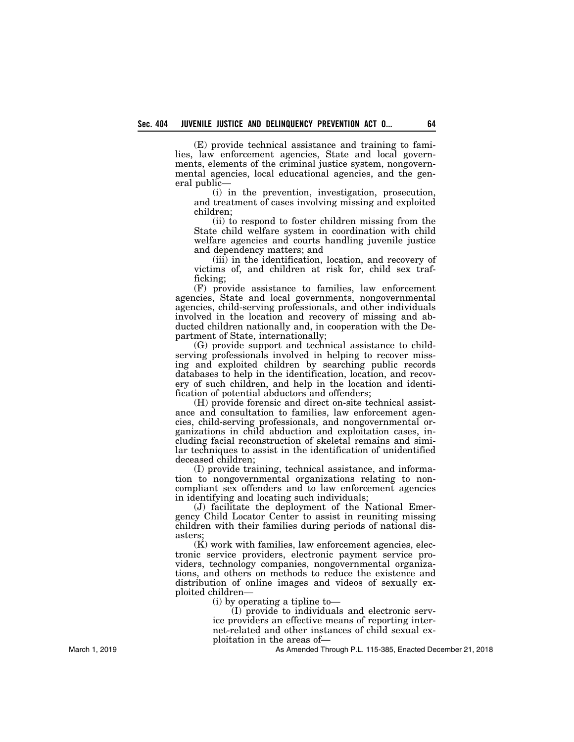(E) provide technical assistance and training to families, law enforcement agencies, State and local governments, elements of the criminal justice system, nongovernmental agencies, local educational agencies, and the general public—

(i) in the prevention, investigation, prosecution, and treatment of cases involving missing and exploited children;

(ii) to respond to foster children missing from the State child welfare system in coordination with child welfare agencies and courts handling juvenile justice and dependency matters; and

(iii) in the identification, location, and recovery of victims of, and children at risk for, child sex trafficking;

(F) provide assistance to families, law enforcement agencies, State and local governments, nongovernmental agencies, child-serving professionals, and other individuals involved in the location and recovery of missing and abducted children nationally and, in cooperation with the Department of State, internationally;

(G) provide support and technical assistance to child-serving professionals involved in helping to recover missing and exploited children by searching public records databases to help in the identification, location, and recovery of such children, and help in the location and identification of potential abductors and offenders;

(H) provide forensic and direct on-site technical assistance and consultation to families, law enforcement agencies, child-serving professionals, and nongovernmental organizations in child abduction and exploitation cases, including facial reconstruction of skeletal remains and similar techniques to assist in the identification of unidentified deceased children;

(I) provide training, technical assistance, and information to nongovernmental organizations relating to non-compliant sex offenders and to law enforcement agencies in identifying and locating such individuals;

(J) facilitate the deployment of the National Emergency Child Locator Center to assist in reuniting missing children with their families during periods of national disasters;

(K) work with families, law enforcement agencies, electronic service providers, electronic payment service providers, technology companies, nongovernmental organizations, and others on methods to reduce the existence and distribution of online images and videos of sexually exploited children—

(i) by operating a tipline to—

(I) provide to individuals and electronic service providers an effective means of reporting internet-related and other instances of child sexual exploitation in the areas of—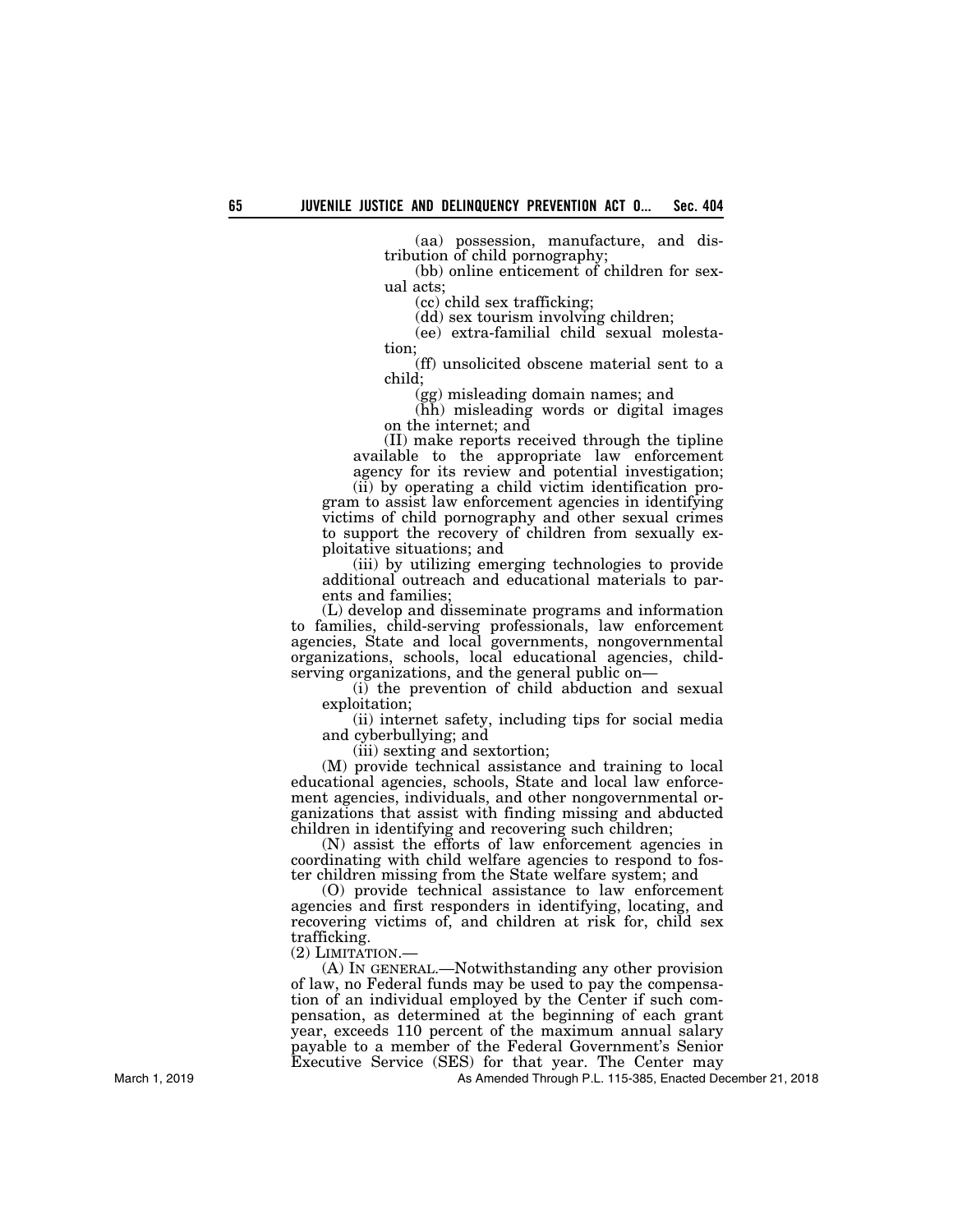(aa) possession, manufacture, and distribution of child pornography;

(bb) online enticement of children for sexual acts;

(cc) child sex trafficking;

(dd) sex tourism involving children;

(ee) extra-familial child sexual molestation;

(ff) unsolicited obscene material sent to a child;

(gg) misleading domain names; and

(hh) misleading words or digital images on the internet; and

(II) make reports received through the tipline available to the appropriate law enforcement agency for its review and potential investigation;

(ii) by operating a child victim identification program to assist law enforcement agencies in identifying victims of child pornography and other sexual crimes to support the recovery of children from sexually exploitative situations; and

(iii) by utilizing emerging technologies to provide additional outreach and educational materials to parents and families;

(L) develop and disseminate programs and information to families, child-serving professionals, law enforcement agencies, State and local governments, nongovernmental organizations, schools, local educational agencies, child-serving organizations, and the general public on—

(i) the prevention of child abduction and sexual exploitation;

(ii) internet safety, including tips for social media and cyberbullying; and

(iii) sexting and sextortion;

(M) provide technical assistance and training to local educational agencies, schools, State and local law enforcement agencies, individuals, and other nongovernmental organizations that assist with finding missing and abducted children in identifying and recovering such children;

(N) assist the efforts of law enforcement agencies in coordinating with child welfare agencies to respond to foster children missing from the State welfare system; and

(O) provide technical assistance to law enforcement agencies and first responders in identifying, locating, and recovering victims of, and children at risk for, child sex trafficking.

(2) LIMITATION.—

(A) IN GENERAL.—Notwithstanding any other provision of law, no Federal funds may be used to pay the compensation of an individual employed by the Center if such compensation, as determined at the beginning of each grant year, exceeds 110 percent of the maximum annual salary payable to a member of the Federal Government's Senior Executive Service (SES) for that year. The Center may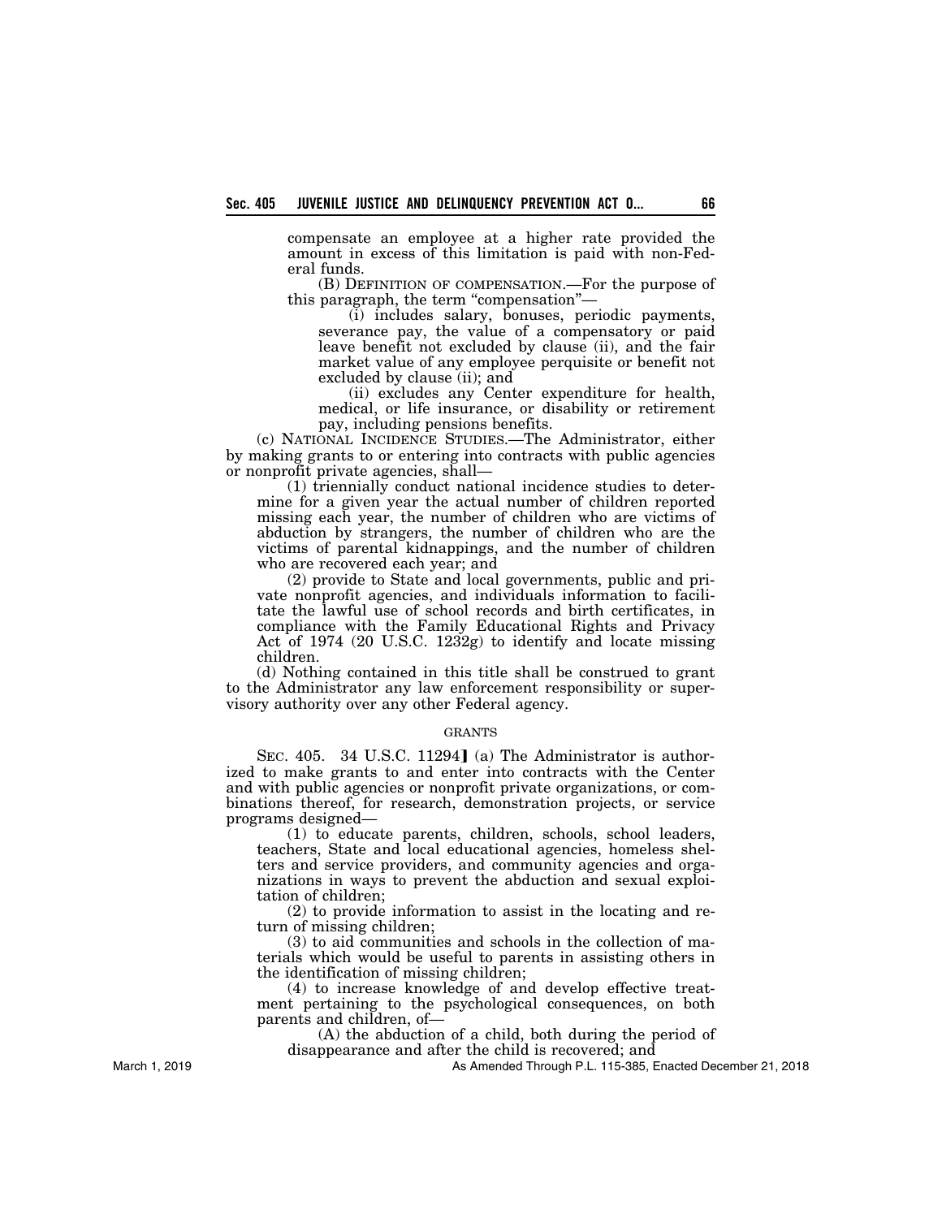compensate an employee at a higher rate provided the amount in excess of this limitation is paid with non-Federal funds.

(B) DEFINITION OF COMPENSATION.—For the purpose of this paragraph, the term "compensation"—

(i) includes salary, bonuses, periodic payments, severance pay, the value of a compensatory or paid leave benefit not excluded by clause (ii), and the fair market value of any employee perquisite or benefit not excluded by clause (ii); and

(ii) excludes any Center expenditure for health, medical, or life insurance, or disability or retirement pay, including pensions benefits.

(c) NATIONAL INCIDENCE STUDIES.—The Administrator, either by making grants to or entering into contracts with public agencies or nonprofit private agencies, shall—

(1) triennially conduct national incidence studies to determine for a given year the actual number of children reported missing each year, the number of children who are victims of abduction by strangers, the number of children who are the victims of parental kidnappings, and the number of children who are recovered each year; and

(2) provide to State and local governments, public and private nonprofit agencies, and individuals information to facilitate the lawful use of school records and birth certificates, in compliance with the Family Educational Rights and Privacy Act of 1974 (20 U.S.C. 1232g) to identify and locate missing children.

(d) Nothing contained in this title shall be construed to grant to the Administrator any law enforcement responsibility or supervisory authority over any other Federal agency.

GRANTS

SEC. 405. 34 U.S.C. 11294] (a) The Administrator is authorized to make grants to and enter into contracts with the Center and with public agencies or nonprofit private organizations, or combinations thereof, for research, demonstration projects, or service programs designed—

(1) to educate parents, children, schools, school leaders, teachers, State and local educational agencies, homeless shelters and service providers, and community agencies and organizations in ways to prevent the abduction and sexual exploitation of children;

(2) to provide information to assist in the locating and return of missing children;

(3) to aid communities and schools in the collection of materials which would be useful to parents in assisting others in the identification of missing children;

(4) to increase knowledge of and develop effective treatment pertaining to the psychological consequences, on both parents and children, of—

(A) the abduction of a child, both during the period of disappearance and after the child is recovered; and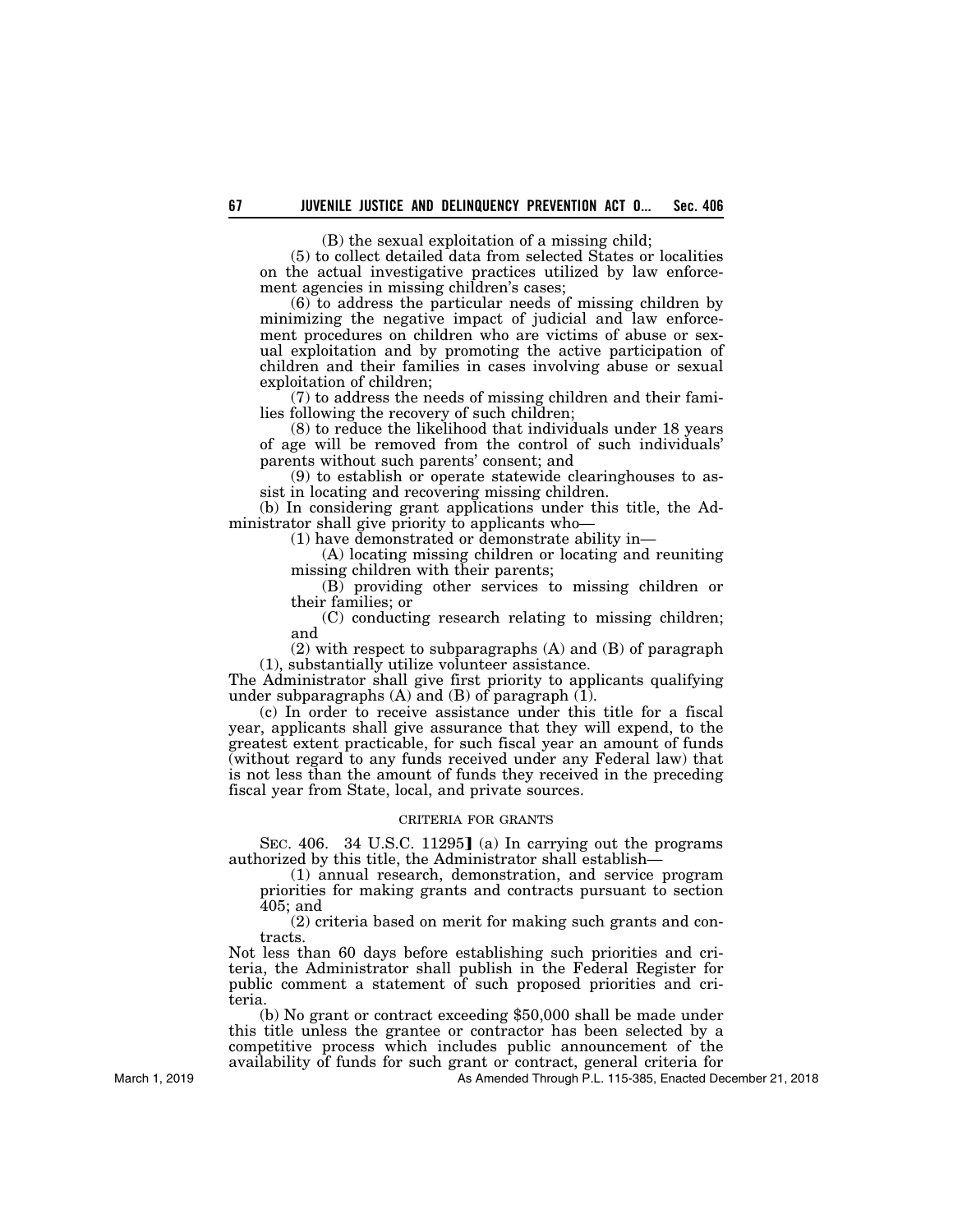(B) the sexual exploitation of a missing child;

(5) to collect detailed data from selected States or localities on the actual investigative practices utilized by law enforcement agencies in missing children's cases;

(6) to address the particular needs of missing children by minimizing the negative impact of judicial and law enforcement procedures on children who are victims of abuse or sexual exploitation and by promoting the active participation of children and their families in cases involving abuse or sexual exploitation of children;

(7) to address the needs of missing children and their families following the recovery of such children;

(8) to reduce the likelihood that individuals under 18 years of age will be removed from the control of such individuals' parents without such parents' consent; and

(9) to establish or operate statewide clearinghouses to assist in locating and recovering missing children.

(b) In considering grant applications under this title, the Administrator shall give priority to applicants who—

(1) have demonstrated or demonstrate ability in—

(A) locating missing children or locating and reuniting missing children with their parents;

(B) providing other services to missing children or their families; or

(C) conducting research relating to missing children; and

(2) with respect to subparagraphs (A) and (B) of paragraph (1), substantially utilize volunteer assistance.

The Administrator shall give first priority to applicants qualifying under subparagraphs (A) and (B) of paragraph (1).

(c) In order to receive assistance under this title for a fiscal year, applicants shall give assurance that they will expend, to the greatest extent practicable, for such fiscal year an amount of funds (without regard to any funds received under any Federal law) that is not less than the amount of funds they received in the preceding fiscal year from State, local, and private sources.

CRITERIA FOR GRANTS

SEC. 406. 34 U.S.C. 11295] (a) In carrying out the programs authorized by this title, the Administrator shall establish—

(1) annual research, demonstration, and service program priorities for making grants and contracts pursuant to section 405; and

(2) criteria based on merit for making such grants and contracts.

Not less than 60 days before establishing such priorities and criteria, the Administrator shall publish in the Federal Register for public comment a statement of such proposed priorities and criteria.

(b) No grant or contract exceeding $50,000 shall be made under this title unless the grantee or contractor has been selected by a competitive process which includes public announcement of the availability of funds for such grant or contract, general criteria for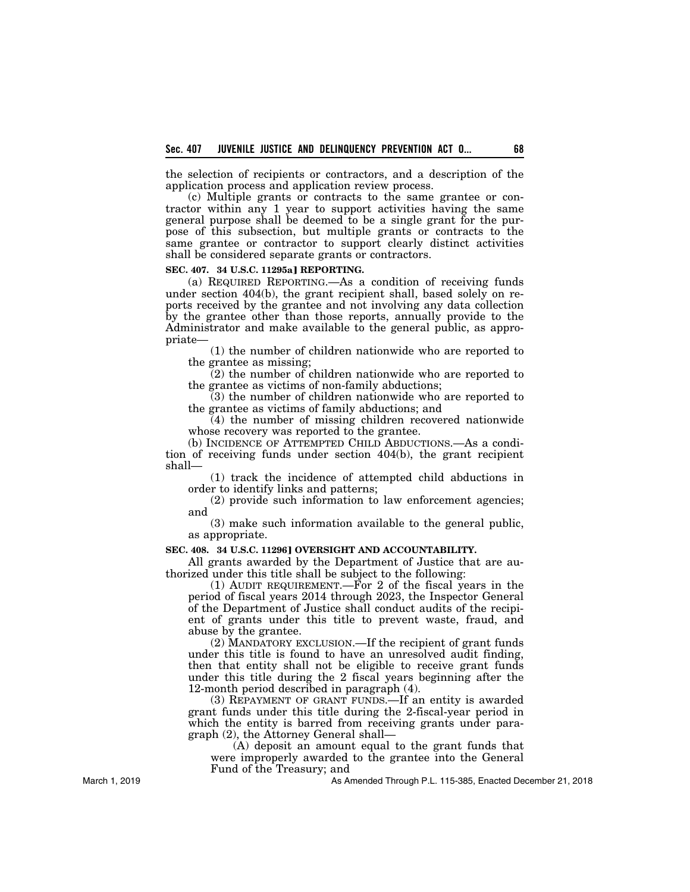the selection of recipients or contractors, and a description of the application process and application review process.

(c) Multiple grants or contracts to the same grantee or contractor within any 1 year to support activities having the same general purpose shall be deemed to be a single grant for the purpose of this subsection, but multiple grants or contracts to the same grantee or contractor to support clearly distinct activities shall be considered separate grants or contractors.

**SEC. 407. 34 U.S.C. 11295a] REPORTING.**

(a) REQUIRED REPORTING.—As a condition of receiving funds under section 404(b), the grant recipient shall, based solely on reports received by the grantee and not involving any data collection by the grantee other than those reports, annually provide to the Administrator and make available to the general public, as appropriate—

(1) the number of children nationwide who are reported to the grantee as missing;

(2) the number of children nationwide who are reported to the grantee as victims of non-family abductions;

(3) the number of children nationwide who are reported to the grantee as victims of family abductions; and

(4) the number of missing children recovered nationwide whose recovery was reported to the grantee.

(b) INCIDENCE OF ATTEMPTED CHILD ABDUCTIONS.—As a condition of receiving funds under section 404(b), the grant recipient shall—

(1) track the incidence of attempted child abductions in order to identify links and patterns;

(2) provide such information to law enforcement agencies; and

(3) make such information available to the general public, as appropriate.

**SEC. 408. 34 U.S.C. 11296] OVERSIGHT AND ACCOUNTABILITY.**

All grants awarded by the Department of Justice that are authorized under this title shall be subject to the following:

(1) AUDIT REQUIREMENT.—For 2 of the fiscal years in the period of fiscal years 2014 through 2023, the Inspector General of the Department of Justice shall conduct audits of the recipient of grants under this title to prevent waste, fraud, and abuse by the grantee.

(2) MANDATORY EXCLUSION.—If the recipient of grant funds under this title is found to have an unresolved audit finding, then that entity shall not be eligible to receive grant funds under this title during the 2 fiscal years beginning after the 12-month period described in paragraph (4).

(3) REPAYMENT OF GRANT FUNDS.—If an entity is awarded grant funds under this title during the 2-fiscal-year period in which the entity is barred from receiving grants under paragraph (2), the Attorney General shall—

(A) deposit an amount equal to the grant funds that were improperly awarded to the grantee into the General Fund of the Treasury; and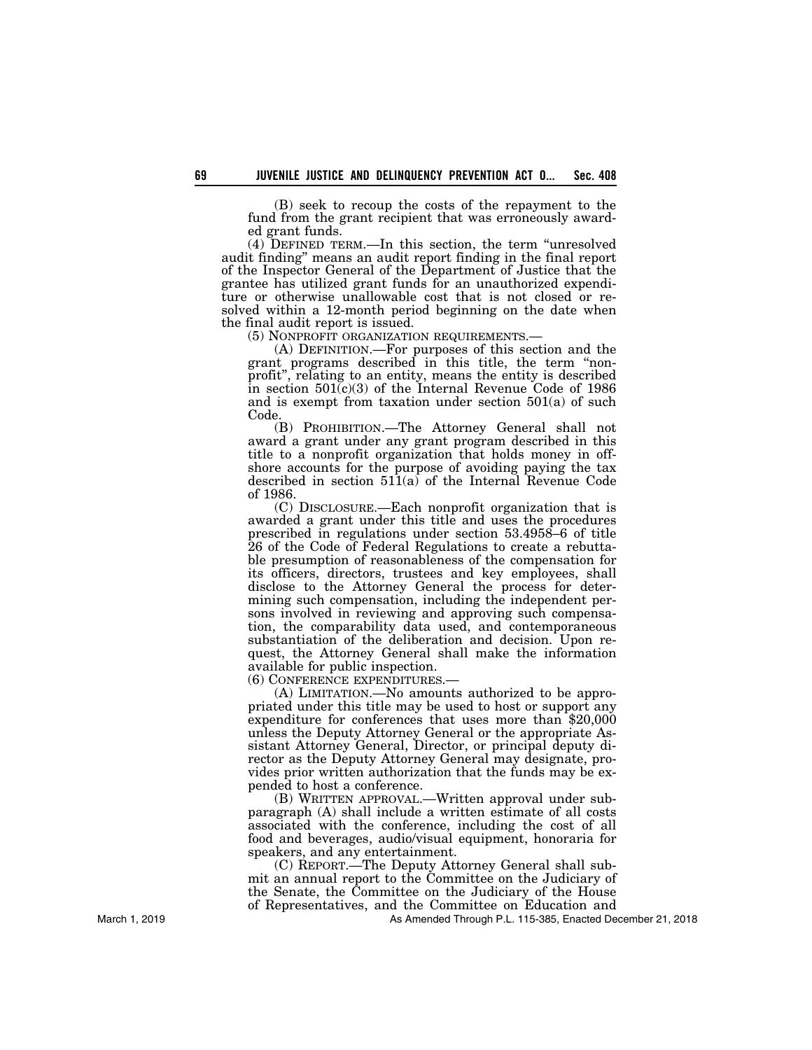(B) seek to recoup the costs of the repayment to the fund from the grant recipient that was erroneously awarded grant funds.

(4) DEFINED TERM.—In this section, the term "unresolved audit finding" means an audit report finding in the final report of the Inspector General of the Department of Justice that the grantee has utilized grant funds for an unauthorized expenditure or otherwise unallowable cost that is not closed or resolved within a 12-month period beginning on the date when the final audit report is issued.

(5) NONPROFIT ORGANIZATION REQUIREMENTS.—

(A) DEFINITION.—For purposes of this section and the grant programs described in this title, the term "nonprofit", relating to an entity, means the entity is described in section 501(c)(3) of the Internal Revenue Code of 1986 and is exempt from taxation under section 501(a) of such Code.

(B) PROHIBITION.—The Attorney General shall not award a grant under any grant program described in this title to a nonprofit organization that holds money in offshore accounts for the purpose of avoiding paying the tax described in section 511(a) of the Internal Revenue Code of 1986.

(C) DISCLOSURE.—Each nonprofit organization that is awarded a grant under this title and uses the procedures prescribed in regulations under section 53.4958–6 of title 26 of the Code of Federal Regulations to create a rebuttable presumption of reasonableness of the compensation for its officers, directors, trustees and key employees, shall disclose to the Attorney General the process for determining such compensation, including the independent persons involved in reviewing and approving such compensation, the comparability data used, and contemporaneous substantiation of the deliberation and decision. Upon request, the Attorney General shall make the information available for public inspection.

(6) CONFERENCE EXPENDITURES.—

(A) LIMITATION.—No amounts authorized to be appropriated under this title may be used to host or support any expenditure for conferences that uses more than $20,000 unless the Deputy Attorney General or the appropriate Assistant Attorney General, Director, or principal deputy director as the Deputy Attorney General may designate, provides prior written authorization that the funds may be expended to host a conference.

(B) WRITTEN APPROVAL.—Written approval under subparagraph (A) shall include a written estimate of all costs associated with the conference, including the cost of all food and beverages, audio/visual equipment, honoraria for speakers, and any entertainment.

(C) REPORT.—The Deputy Attorney General shall submit an annual report to the Committee on the Judiciary of the Senate, the Committee on the Judiciary of the House of Representatives, and the Committee on Education and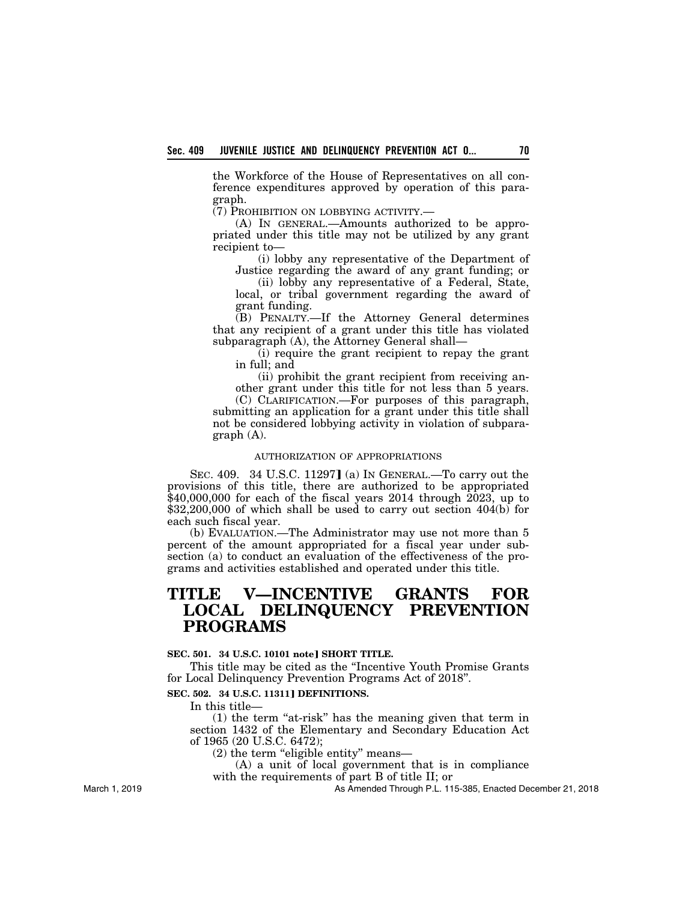the Workforce of the House of Representatives on all conference expenditures approved by operation of this paragraph.

(7) PROHIBITION ON LOBBYING ACTIVITY.—

(A) IN GENERAL.—Amounts authorized to be appropriated under this title may not be utilized by any grant recipient to—

(i) lobby any representative of the Department of Justice regarding the award of any grant funding; or

(ii) lobby any representative of a Federal, State, local, or tribal government regarding the award of grant funding.

(B) PENALTY.—If the Attorney General determines that any recipient of a grant under this title has violated subparagraph (A), the Attorney General shall—

(i) require the grant recipient to repay the grant in full; and

(ii) prohibit the grant recipient from receiving another grant under this title for not less than 5 years.

(C) CLARIFICATION.—For purposes of this paragraph, submitting an application for a grant under this title shall not be considered lobbying activity in violation of subparagraph (A).

AUTHORIZATION OF APPROPRIATIONS

SEC. 409. 34 U.S.C. 11297] (a) IN GENERAL.—To carry out the provisions of this title, there are authorized to be appropriated $40,000,000 for each of the fiscal years 2014 through 2023, up to $32,200,000 of which shall be used to carry out section 404(b) for each such fiscal year.

(b) EVALUATION.—The Administrator may use not more than 5 percent of the amount appropriated for a fiscal year under subsection (a) to conduct an evaluation of the effectiveness of the programs and activities established and operated under this title.

# TITLE V—INCENTIVE GRANTS FOR LOCAL DELINQUENCY PREVENTION PROGRAMS

**SEC. 501. 34 U.S.C. 10101 note] SHORT TITLE.**

This title may be cited as the “Incentive Youth Promise Grants for Local Delinquency Prevention Programs Act of 2018”.

**SEC. 502. 34 U.S.C. 11311] DEFINITIONS.**

In this title—

(1) the term “at-risk” has the meaning given that term in section 1432 of the Elementary and Secondary Education Act of 1965 (20 U.S.C. 6472);

(2) the term “eligible entity” means—

(A) a unit of local government that is in compliance with the requirements of part B of title II; or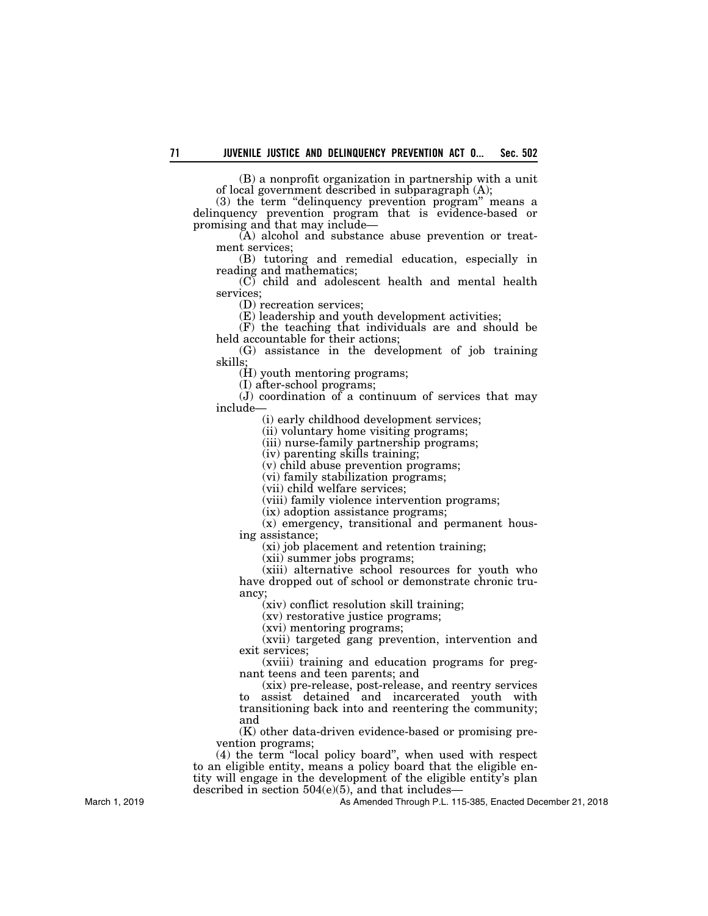(B) a nonprofit organization in partnership with a unit of local government described in subparagraph (A);

(3) the term "delinquency prevention program" means a delinquency prevention program that is evidence-based or promising and that may include—

(A) alcohol and substance abuse prevention or treatment services;

(B) tutoring and remedial education, especially in reading and mathematics;

(C) child and adolescent health and mental health services;

(D) recreation services;

(E) leadership and youth development activities;

(F) the teaching that individuals are and should be held accountable for their actions;

(G) assistance in the development of job training skills;

(H) youth mentoring programs;

(I) after-school programs;

(J) coordination of a continuum of services that may include—

(i) early childhood development services;

(ii) voluntary home visiting programs;

(iii) nurse-family partnership programs;

(iv) parenting skills training;

(v) child abuse prevention programs;

(vi) family stabilization programs;

(vii) child welfare services;

(viii) family violence intervention programs;

(ix) adoption assistance programs;

(x) emergency, transitional and permanent housing assistance;

(xi) job placement and retention training;

(xii) summer jobs programs;

(xiii) alternative school resources for youth who have dropped out of school or demonstrate chronic truancy;

(xiv) conflict resolution skill training;

(xv) restorative justice programs;

(xvi) mentoring programs;

(xvii) targeted gang prevention, intervention and exit services;

(xviii) training and education programs for pregnant teens and teen parents; and

(xix) pre-release, post-release, and reentry services to assist detained and incarcerated youth with transitioning back into and reentering the community; and

(K) other data-driven evidence-based or promising prevention programs;

(4) the term "local policy board", when used with respect to an eligible entity, means a policy board that the eligible entity will engage in the development of the eligible entity's plan described in section 504(e)(5), and that includes—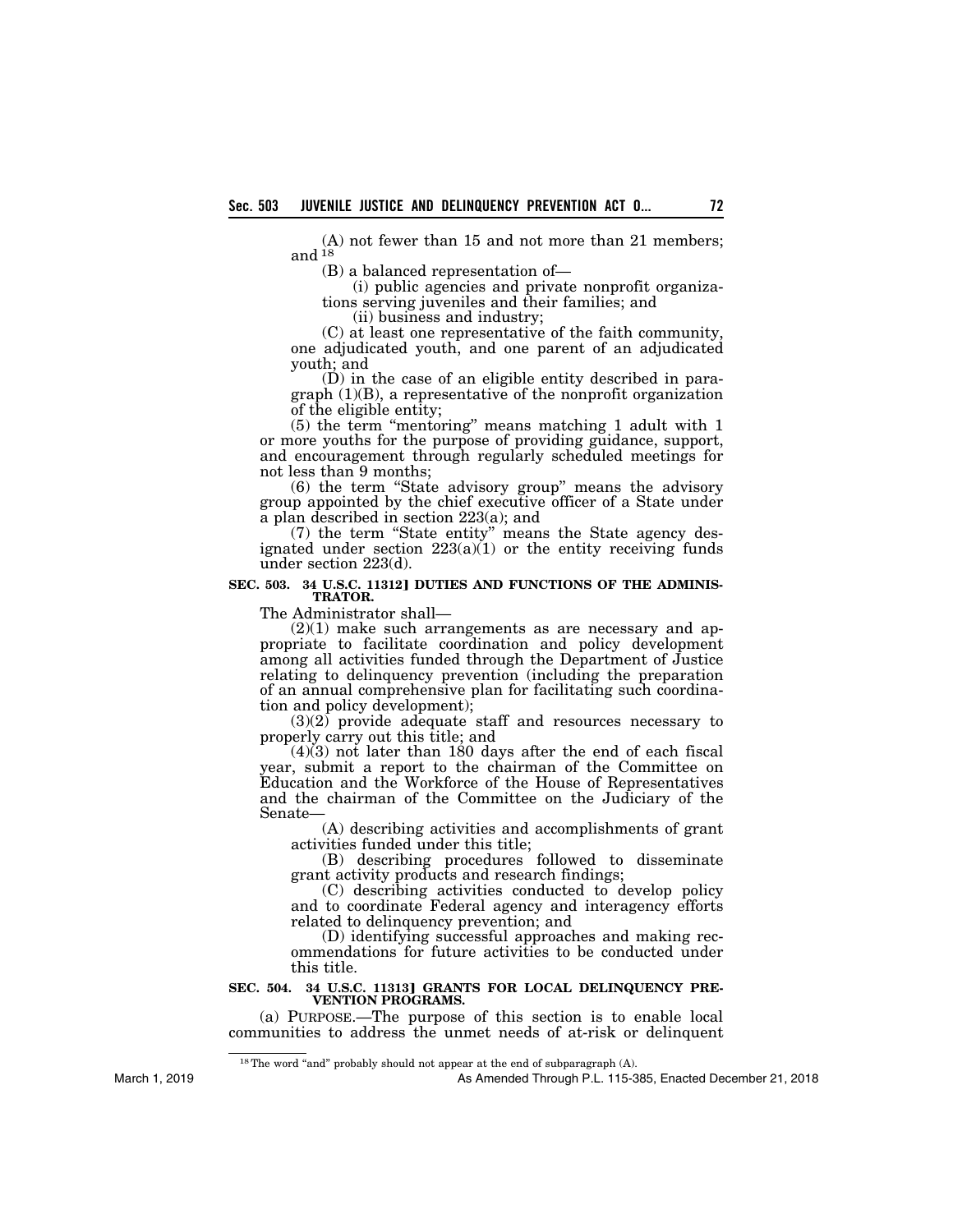(A) not fewer than 15 and not more than 21 members; and [18]

(B) a balanced representation of—

(i) public agencies and private nonprofit organizations serving juveniles and their families; and

(ii) business and industry;

(C) at least one representative of the faith community, one adjudicated youth, and one parent of an adjudicated youth; and

(D) in the case of an eligible entity described in paragraph (1)(B), a representative of the nonprofit organization of the eligible entity;

(5) the term "mentoring" means matching 1 adult with 1 or more youths for the purpose of providing guidance, support, and encouragement through regularly scheduled meetings for not less than 9 months;

(6) the term "State advisory group" means the advisory group appointed by the chief executive officer of a State under a plan described in section 223(a); and

(7) the term "State entity" means the State agency designated under section 223(a)(1) or the entity receiving funds under section 223(d).

### SEC. 503. 34 U.S.C. 11312] DUTIES AND FUNCTIONS OF THE ADMINISTRATOR.

The Administrator shall—

(2)(1) make such arrangements as are necessary and appropriate to facilitate coordination and policy development among all activities funded through the Department of Justice relating to delinquency prevention (including the preparation of an annual comprehensive plan for facilitating such coordination and policy development);

(3)(2) provide adequate staff and resources necessary to properly carry out this title; and

(4)(3) not later than 180 days after the end of each fiscal year, submit a report to the chairman of the Committee on Education and the Workforce of the House of Representatives and the chairman of the Committee on the Judiciary of the Senate—

(A) describing activities and accomplishments of grant activities funded under this title;

(B) describing procedures followed to disseminate grant activity products and research findings;

(C) describing activities conducted to develop policy and to coordinate Federal agency and interagency efforts related to delinquency prevention; and

(D) identifying successful approaches and making recommendations for future activities to be conducted under this title.

### SEC. 504. 34 U.S.C. 11313] GRANTS FOR LOCAL DELINQUENCY PREVENTION PROGRAMS.

(a) PURPOSE.—The purpose of this section is to enable local communities to address the unmet needs of at-risk or delinquent

[18] The word "and" probably should not appear at the end of subparagraph (A).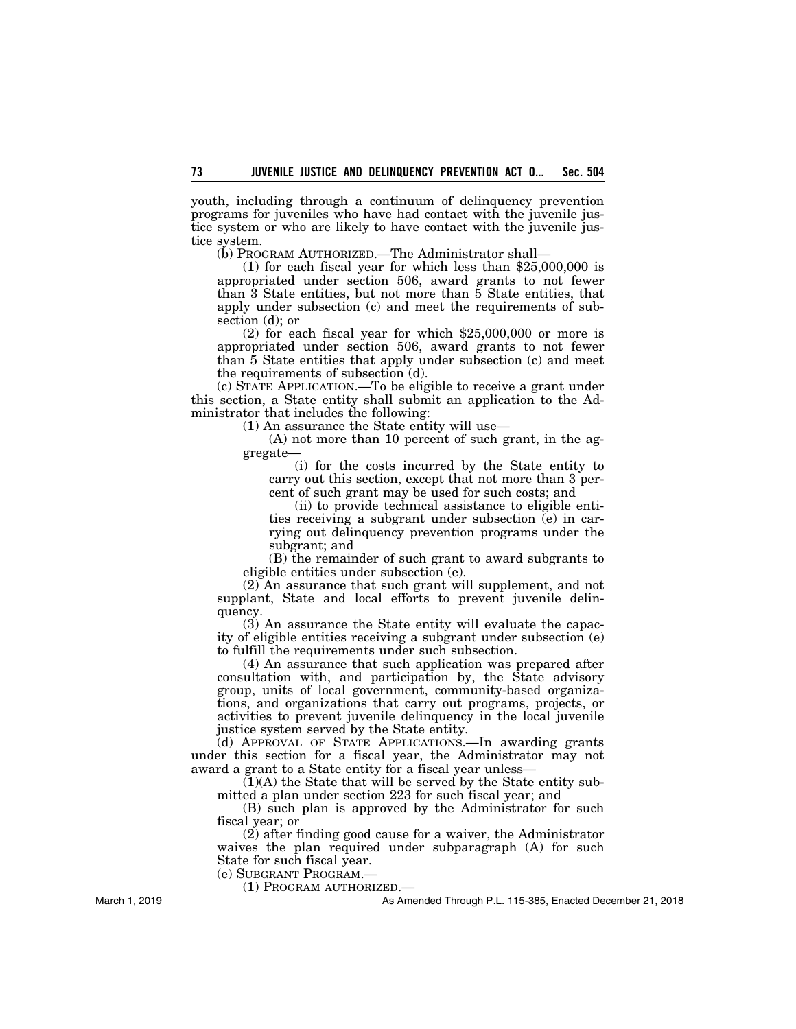youth, including through a continuum of delinquency prevention programs for juveniles who have had contact with the juvenile justice system or who are likely to have contact with the juvenile justice system.

(b) PROGRAM AUTHORIZED.—The Administrator shall—

(1) for each fiscal year for which less than $25,000,000 is appropriated under section 506, award grants to not fewer than 3 State entities, but not more than 5 State entities, that apply under subsection (c) and meet the requirements of subsection (d); or

(2) for each fiscal year for which $25,000,000 or more is appropriated under section 506, award grants to not fewer than 5 State entities that apply under subsection (c) and meet the requirements of subsection (d).

(c) STATE APPLICATION.—To be eligible to receive a grant under this section, a State entity shall submit an application to the Administrator that includes the following:

(1) An assurance the State entity will use—

(A) not more than 10 percent of such grant, in the aggregate—

(i) for the costs incurred by the State entity to carry out this section, except that not more than 3 percent of such grant may be used for such costs; and

(ii) to provide technical assistance to eligible entities receiving a subgrant under subsection (e) in carrying out delinquency prevention programs under the subgrant; and

(B) the remainder of such grant to award subgrants to eligible entities under subsection (e).

(2) An assurance that such grant will supplement, and not supplant, State and local efforts to prevent juvenile delinquency.

(3) An assurance the State entity will evaluate the capacity of eligible entities receiving a subgrant under subsection (e) to fulfill the requirements under such subsection.

(4) An assurance that such application was prepared after consultation with, and participation by, the State advisory group, units of local government, community-based organizations, and organizations that carry out programs, projects, or activities to prevent juvenile delinquency in the local juvenile justice system served by the State entity.

(d) APPROVAL OF STATE APPLICATIONS.—In awarding grants under this section for a fiscal year, the Administrator may not award a grant to a State entity for a fiscal year unless—

(1)(A) the State that will be served by the State entity submitted a plan under section 223 for such fiscal year; and

(B) such plan is approved by the Administrator for such fiscal year; or

(2) after finding good cause for a waiver, the Administrator waives the plan required under subparagraph (A) for such State for such fiscal year.

(e) SUBGRANT PROGRAM.—

(1) PROGRAM AUTHORIZED.—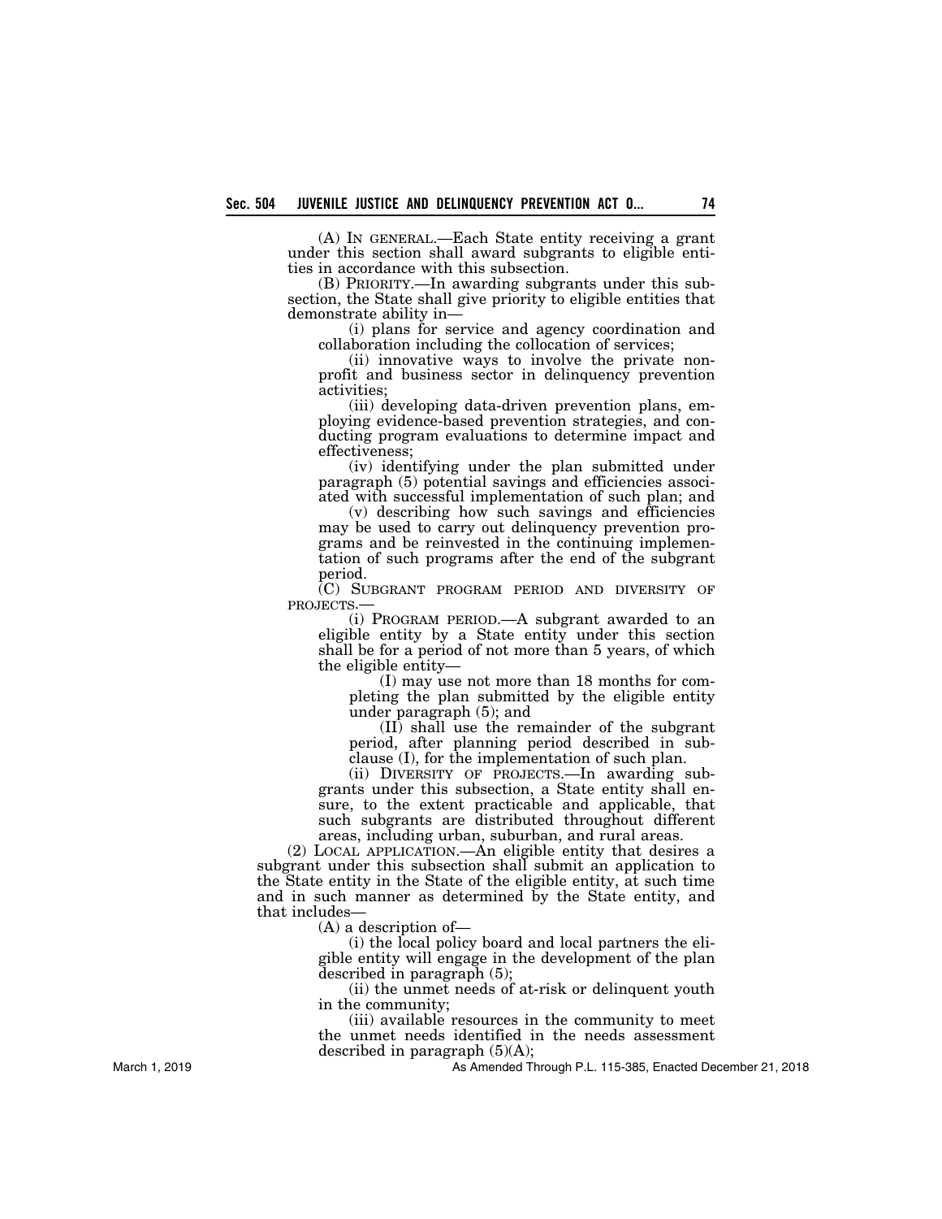(A) IN GENERAL.—Each State entity receiving a grant under this section shall award subgrants to eligible entities in accordance with this subsection.

(B) PRIORITY.—In awarding subgrants under this subsection, the State shall give priority to eligible entities that demonstrate ability in—

(i) plans for service and agency coordination and collaboration including the collocation of services;

(ii) innovative ways to involve the private nonprofit and business sector in delinquency prevention activities;

(iii) developing data-driven prevention plans, employing evidence-based prevention strategies, and conducting program evaluations to determine impact and effectiveness;

(iv) identifying under the plan submitted under paragraph (5) potential savings and efficiencies associated with successful implementation of such plan; and

(v) describing how such savings and efficiencies may be used to carry out delinquency prevention programs and be reinvested in the continuing implementation of such programs after the end of the subgrant period.

(C) SUBGRANT PROGRAM PERIOD AND DIVERSITY OF PROJECTS.—

(i) PROGRAM PERIOD.—A subgrant awarded to an eligible entity by a State entity under this section shall be for a period of not more than 5 years, of which the eligible entity—

(I) may use not more than 18 months for completing the plan submitted by the eligible entity under paragraph (5); and

(II) shall use the remainder of the subgrant period, after planning period described in subclause (I), for the implementation of such plan.

(ii) DIVERSITY OF PROJECTS.—In awarding subgrants under this subsection, a State entity shall ensure, to the extent practicable and applicable, that such subgrants are distributed throughout different areas, including urban, suburban, and rural areas.

(2) LOCAL APPLICATION.—An eligible entity that desires a subgrant under this subsection shall submit an application to the State entity in the State of the eligible entity, at such time and in such manner as determined by the State entity, and that includes—

(A) a description of—

(i) the local policy board and local partners the eligible entity will engage in the development of the plan described in paragraph (5);

(ii) the unmet needs of at-risk or delinquent youth in the community;

(iii) available resources in the community to meet the unmet needs identified in the needs assessment described in paragraph (5)(A);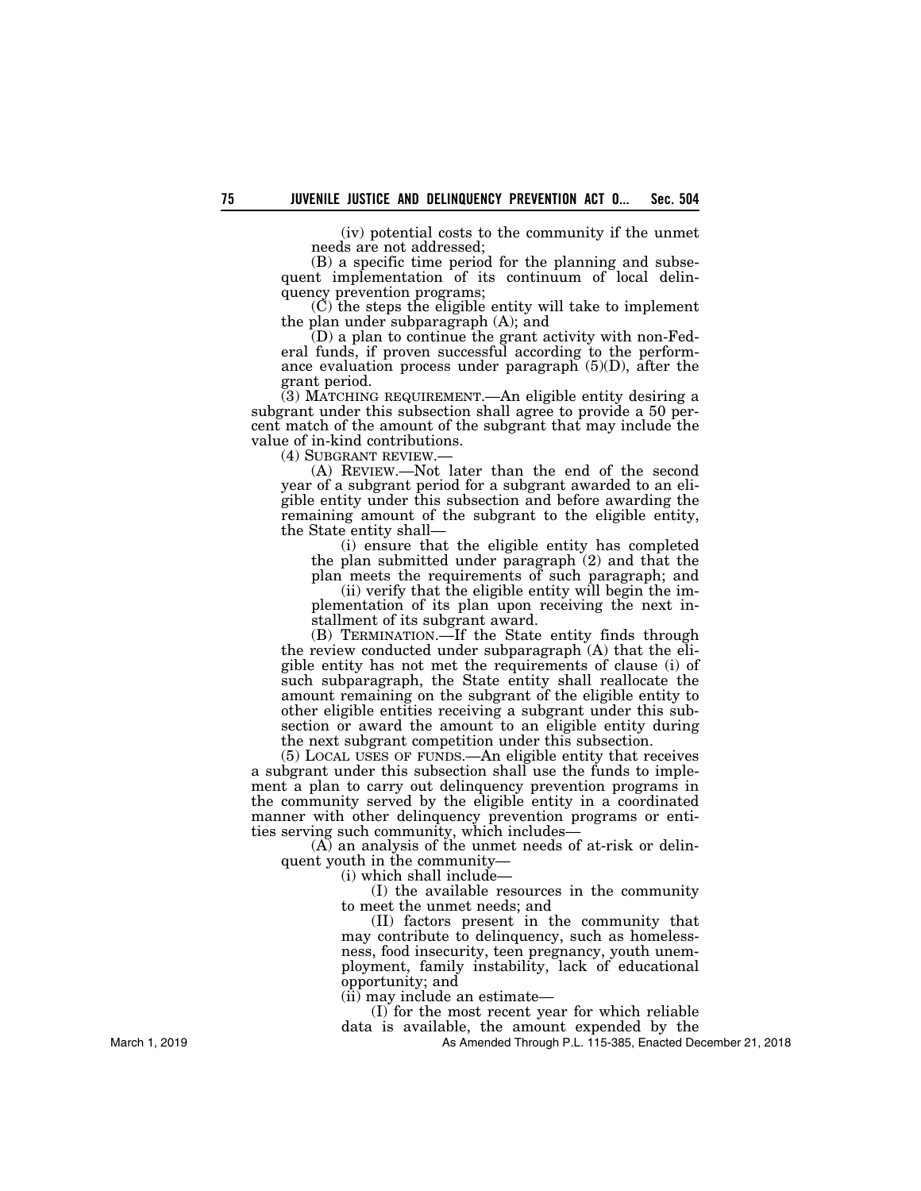(iv) potential costs to the community if the unmet needs are not addressed;

(B) a specific time period for the planning and subsequent implementation of its continuum of local delinquency prevention programs;

(C) the steps the eligible entity will take to implement the plan under subparagraph (A); and

(D) a plan to continue the grant activity with non-Federal funds, if proven successful according to the performance evaluation process under paragraph (5)(D), after the grant period.

(3) MATCHING REQUIREMENT.—An eligible entity desiring a subgrant under this subsection shall agree to provide a 50 percent match of the amount of the subgrant that may include the value of in-kind contributions.

(4) SUBGRANT REVIEW.—

(A) REVIEW.—Not later than the end of the second year of a subgrant period for a subgrant awarded to an eligible entity under this subsection and before awarding the remaining amount of the subgrant to the eligible entity, the State entity shall—

(i) ensure that the eligible entity has completed the plan submitted under paragraph (2) and that the plan meets the requirements of such paragraph; and

(ii) verify that the eligible entity will begin the implementation of its plan upon receiving the next installment of its subgrant award.

(B) TERMINATION.—If the State entity finds through the review conducted under subparagraph (A) that the eligible entity has not met the requirements of clause (i) of such subparagraph, the State entity shall reallocate the amount remaining on the subgrant of the eligible entity to other eligible entities receiving a subgrant under this subsection or award the amount to an eligible entity during the next subgrant competition under this subsection.

(5) LOCAL USES OF FUNDS.—An eligible entity that receives a subgrant under this subsection shall use the funds to implement a plan to carry out delinquency prevention programs in the community served by the eligible entity in a coordinated manner with other delinquency prevention programs or entities serving such community, which includes—

(A) an analysis of the unmet needs of at-risk or delinquent youth in the community—

(i) which shall include—

(I) the available resources in the community to meet the unmet needs; and

(II) factors present in the community that may contribute to delinquency, such as homelessness, food insecurity, teen pregnancy, youth unemployment, family instability, lack of educational opportunity; and

(ii) may include an estimate—

(I) for the most recent year for which reliable data is available, the amount expended by the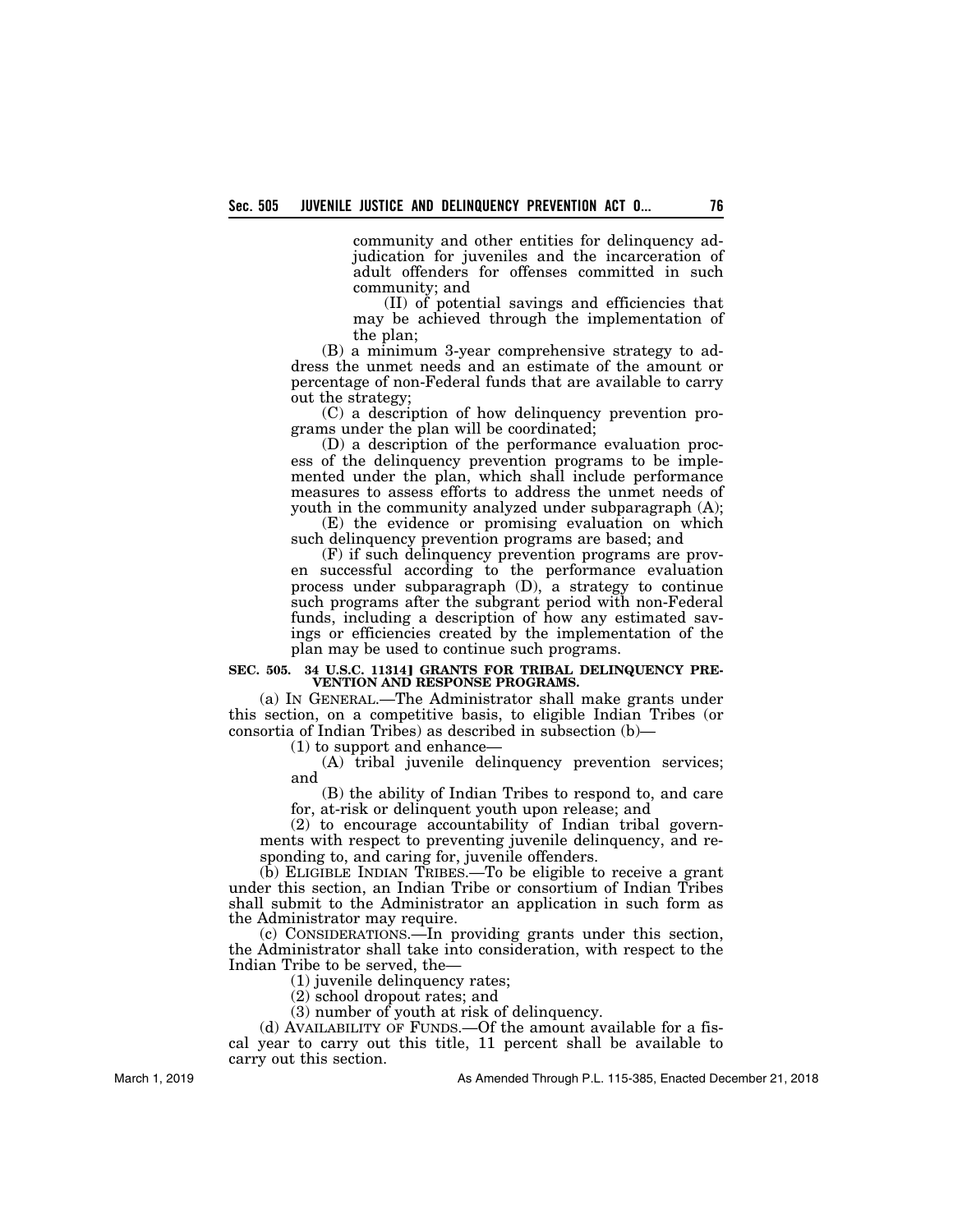community and other entities for delinquency adjudication for juveniles and the incarceration of adult offenders for offenses committed in such community; and

(II) of potential savings and efficiencies that may be achieved through the implementation of the plan;

(B) a minimum 3-year comprehensive strategy to address the unmet needs and an estimate of the amount or percentage of non-Federal funds that are available to carry out the strategy;

(C) a description of how delinquency prevention programs under the plan will be coordinated;

(D) a description of the performance evaluation process of the delinquency prevention programs to be implemented under the plan, which shall include performance measures to assess efforts to address the unmet needs of youth in the community analyzed under subparagraph (A);

(E) the evidence or promising evaluation on which such delinquency prevention programs are based; and

(F) if such delinquency prevention programs are proven successful according to the performance evaluation process under subparagraph (D), a strategy to continue such programs after the subgrant period with non-Federal funds, including a description of how any estimated savings or efficiencies created by the implementation of the plan may be used to continue such programs.

**SEC. 505. 34 U.S.C. 11314] GRANTS FOR TRIBAL DELINQUENCY PREVENTION AND RESPONSE PROGRAMS.**

(a) IN GENERAL.—The Administrator shall make grants under this section, on a competitive basis, to eligible Indian Tribes (or consortia of Indian Tribes) as described in subsection (b)—

(1) to support and enhance—

(A) tribal juvenile delinquency prevention services; and

(B) the ability of Indian Tribes to respond to, and care for, at-risk or delinquent youth upon release; and

(2) to encourage accountability of Indian tribal governments with respect to preventing juvenile delinquency, and responding to, and caring for, juvenile offenders.

(b) ELIGIBLE INDIAN TRIBES.—To be eligible to receive a grant under this section, an Indian Tribe or consortium of Indian Tribes shall submit to the Administrator an application in such form as the Administrator may require.

(c) CONSIDERATIONS.—In providing grants under this section, the Administrator shall take into consideration, with respect to the Indian Tribe to be served, the—

(1) juvenile delinquency rates;

(2) school dropout rates; and

(3) number of youth at risk of delinquency.

(d) AVAILABILITY OF FUNDS.—Of the amount available for a fiscal year to carry out this title, 11 percent shall be available to carry out this section.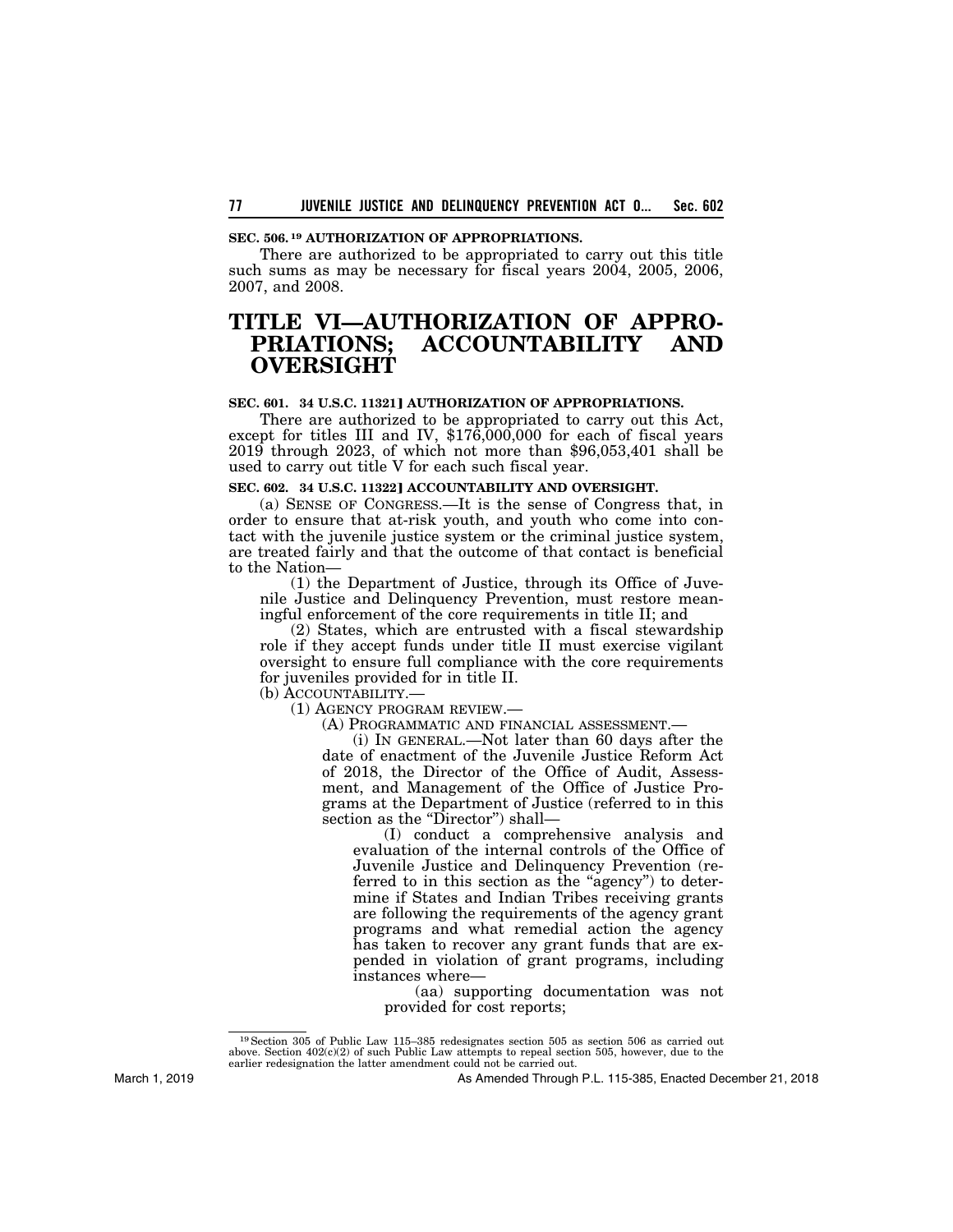**SEC. 506.[19] AUTHORIZATION OF APPROPRIATIONS.**

There are authorized to be appropriated to carry out this title such sums as may be necessary for fiscal years 2004, 2005, 2006, 2007, and 2008.

# TITLE VI—AUTHORIZATION OF APPROPRIATIONS; ACCOUNTABILITY AND OVERSIGHT

**SEC. 601. 34 U.S.C. 11321] AUTHORIZATION OF APPROPRIATIONS.**

There are authorized to be appropriated to carry out this Act, except for titles III and IV, $176,000,000 for each of fiscal years 2019 through 2023, of which not more than $96,053,401 shall be used to carry out title V for each such fiscal year.

**SEC. 602. 34 U.S.C. 11322] ACCOUNTABILITY AND OVERSIGHT.**

(a) SENSE OF CONGRESS.—It is the sense of Congress that, in order to ensure that at-risk youth, and youth who come into contact with the juvenile justice system or the criminal justice system, are treated fairly and that the outcome of that contact is beneficial to the Nation—

(1) the Department of Justice, through its Office of Juvenile Justice and Delinquency Prevention, must restore meaningful enforcement of the core requirements in title II; and

(2) States, which are entrusted with a fiscal stewardship role if they accept funds under title II must exercise vigilant oversight to ensure full compliance with the core requirements for juveniles provided for in title II.

(b) ACCOUNTABILITY.—

(1) AGENCY PROGRAM REVIEW.—

(A) PROGRAMMATIC AND FINANCIAL ASSESSMENT.—

(i) IN GENERAL.—Not later than 60 days after the date of enactment of the Juvenile Justice Reform Act of 2018, the Director of the Office of Audit, Assessment, and Management of the Office of Justice Programs at the Department of Justice (referred to in this section as the "Director") shall—

(I) conduct a comprehensive analysis and evaluation of the internal controls of the Office of Juvenile Justice and Delinquency Prevention (referred to in this section as the "agency") to determine if States and Indian Tribes receiving grants are following the requirements of the agency grant programs and what remedial action the agency has taken to recover any grant funds that are expended in violation of grant programs, including instances where—

(aa) supporting documentation was not provided for cost reports;

---

[19] Section 305 of Public Law 115–385 redesignates section 505 as section 506 as carried out above. Section 402(c)(2) of such Public Law attempts to repeal section 505, however, due to the earlier redesignation the latter amendment could not be carried out.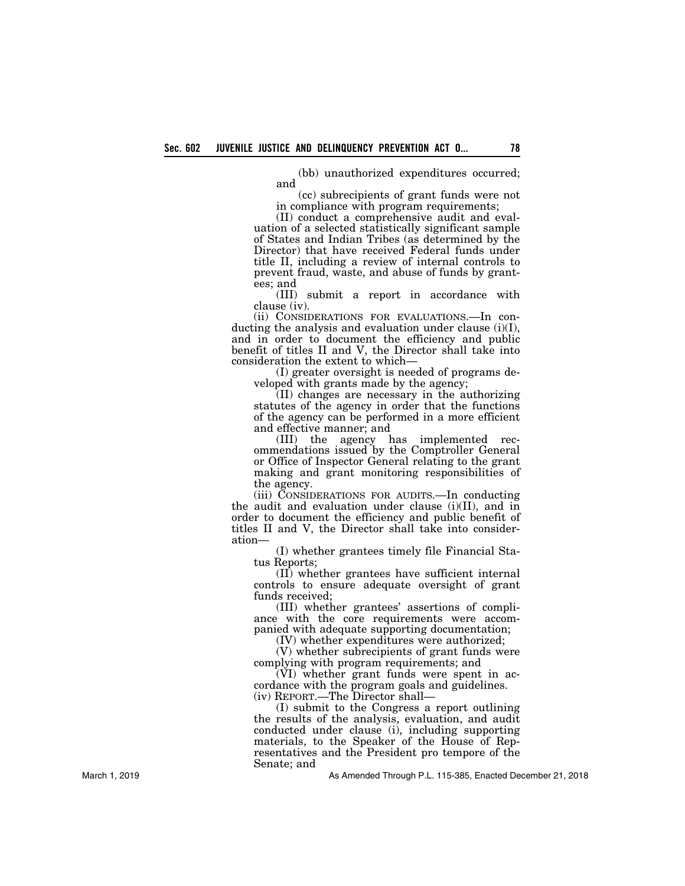(bb) unauthorized expenditures occurred; and

(cc) subrecipients of grant funds were not in compliance with program requirements;

(II) conduct a comprehensive audit and evaluation of a selected statistically significant sample of States and Indian Tribes (as determined by the Director) that have received Federal funds under title II, including a review of internal controls to prevent fraud, waste, and abuse of funds by grantees; and

(III) submit a report in accordance with clause (iv).

(ii) CONSIDERATIONS FOR EVALUATIONS.—In conducting the analysis and evaluation under clause (i)(I), and in order to document the efficiency and public benefit of titles II and V, the Director shall take into consideration the extent to which—

(I) greater oversight is needed of programs developed with grants made by the agency;

(II) changes are necessary in the authorizing statutes of the agency in order that the functions of the agency can be performed in a more efficient and effective manner; and

(III) the agency has implemented recommendations issued by the Comptroller General or Office of Inspector General relating to the grant making and grant monitoring responsibilities of the agency.

(iii) CONSIDERATIONS FOR AUDITS.—In conducting the audit and evaluation under clause (i)(II), and in order to document the efficiency and public benefit of titles II and V, the Director shall take into consideration—

(I) whether grantees timely file Financial Status Reports;

(II) whether grantees have sufficient internal controls to ensure adequate oversight of grant funds received;

(III) whether grantees' assertions of compliance with the core requirements were accompanied with adequate supporting documentation;

(IV) whether expenditures were authorized;

(V) whether subrecipients of grant funds were complying with program requirements; and

(VI) whether grant funds were spent in accordance with the program goals and guidelines.

(iv) REPORT.—The Director shall—

(I) submit to the Congress a report outlining the results of the analysis, evaluation, and audit conducted under clause (i), including supporting materials, to the Speaker of the House of Representatives and the President pro tempore of the Senate; and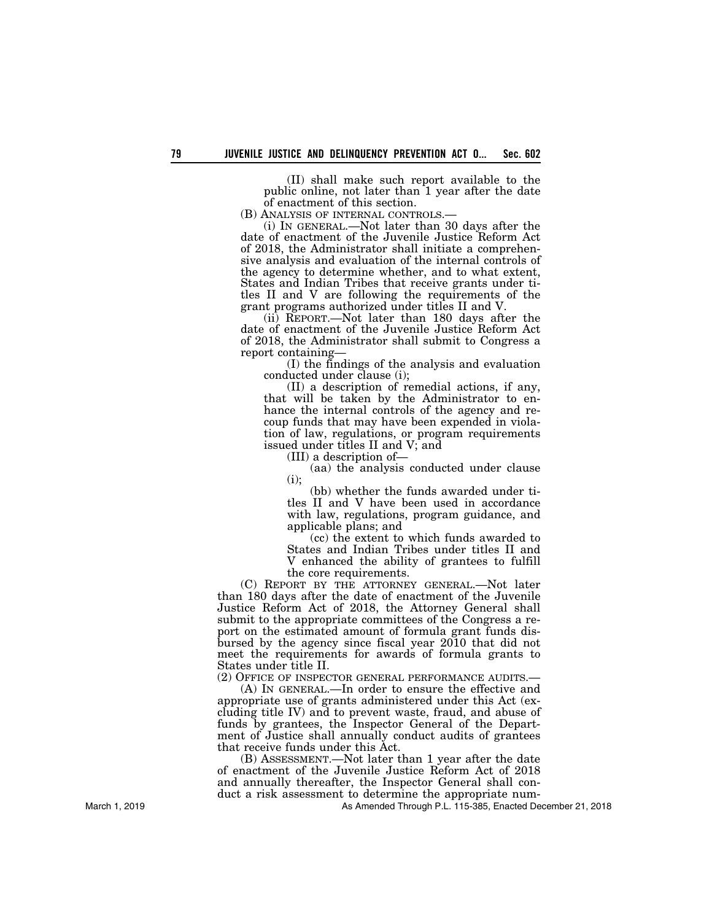(II) shall make such report available to the public online, not later than 1 year after the date of enactment of this section.

(B) ANALYSIS OF INTERNAL CONTROLS.—

(i) IN GENERAL.—Not later than 30 days after the date of enactment of the Juvenile Justice Reform Act of 2018, the Administrator shall initiate a comprehensive analysis and evaluation of the internal controls of the agency to determine whether, and to what extent, States and Indian Tribes that receive grants under titles II and V are following the requirements of the grant programs authorized under titles II and V.

(ii) REPORT.—Not later than 180 days after the date of enactment of the Juvenile Justice Reform Act of 2018, the Administrator shall submit to Congress a report containing—

(I) the findings of the analysis and evaluation conducted under clause (i);

(II) a description of remedial actions, if any, that will be taken by the Administrator to enhance the internal controls of the agency and recoup funds that may have been expended in violation of law, regulations, or program requirements issued under titles II and V; and

(III) a description of—

(aa) the analysis conducted under clause (i);

(bb) whether the funds awarded under titles II and V have been used in accordance with law, regulations, program guidance, and applicable plans; and

(cc) the extent to which funds awarded to States and Indian Tribes under titles II and V enhanced the ability of grantees to fulfill the core requirements.

(C) REPORT BY THE ATTORNEY GENERAL.—Not later than 180 days after the date of enactment of the Juvenile Justice Reform Act of 2018, the Attorney General shall submit to the appropriate committees of the Congress a report on the estimated amount of formula grant funds disbursed by the agency since fiscal year 2010 that did not meet the requirements for awards of formula grants to States under title II.

(2) OFFICE OF INSPECTOR GENERAL PERFORMANCE AUDITS.—

(A) IN GENERAL.—In order to ensure the effective and appropriate use of grants administered under this Act (excluding title IV) and to prevent waste, fraud, and abuse of funds by grantees, the Inspector General of the Department of Justice shall annually conduct audits of grantees that receive funds under this Act.

(B) ASSESSMENT.—Not later than 1 year after the date of enactment of the Juvenile Justice Reform Act of 2018 and annually thereafter, the Inspector General shall conduct a risk assessment to determine the appropriate num-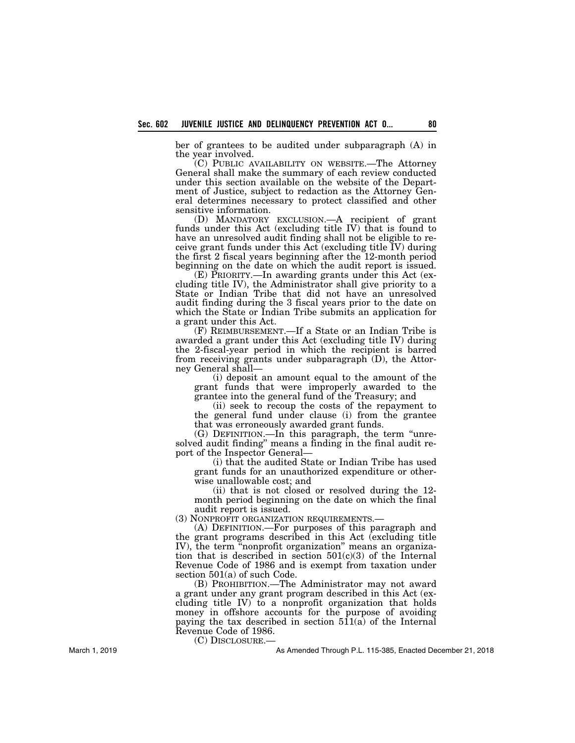ber of grantees to be audited under subparagraph (A) in the year involved.

(C) PUBLIC AVAILABILITY ON WEBSITE.—The Attorney General shall make the summary of each review conducted under this section available on the website of the Department of Justice, subject to redaction as the Attorney General determines necessary to protect classified and other sensitive information.

(D) MANDATORY EXCLUSION.—A recipient of grant funds under this Act (excluding title IV) that is found to have an unresolved audit finding shall not be eligible to receive grant funds under this Act (excluding title IV) during the first 2 fiscal years beginning after the 12-month period beginning on the date on which the audit report is issued.

(E) PRIORITY.—In awarding grants under this Act (excluding title IV), the Administrator shall give priority to a State or Indian Tribe that did not have an unresolved audit finding during the 3 fiscal years prior to the date on which the State or Indian Tribe submits an application for a grant under this Act.

(F) REIMBURSEMENT.—If a State or an Indian Tribe is awarded a grant under this Act (excluding title IV) during the 2-fiscal-year period in which the recipient is barred from receiving grants under subparagraph (D), the Attorney General shall—

(i) deposit an amount equal to the amount of the grant funds that were improperly awarded to the grantee into the general fund of the Treasury; and

(ii) seek to recoup the costs of the repayment to the general fund under clause (i) from the grantee that was erroneously awarded grant funds.

(G) DEFINITION.—In this paragraph, the term "unresolved audit finding" means a finding in the final audit report of the Inspector General—

(i) that the audited State or Indian Tribe has used grant funds for an unauthorized expenditure or otherwise unallowable cost; and

(ii) that is not closed or resolved during the 12-month period beginning on the date on which the final audit report is issued.

(3) NONPROFIT ORGANIZATION REQUIREMENTS.—

(A) DEFINITION.—For purposes of this paragraph and the grant programs described in this Act (excluding title IV), the term "nonprofit organization" means an organization that is described in section 501(c)(3) of the Internal Revenue Code of 1986 and is exempt from taxation under section 501(a) of such Code.

(B) PROHIBITION.—The Administrator may not award a grant under any grant program described in this Act (excluding title IV) to a nonprofit organization that holds money in offshore accounts for the purpose of avoiding paying the tax described in section 511(a) of the Internal Revenue Code of 1986.

(C) DISCLOSURE.—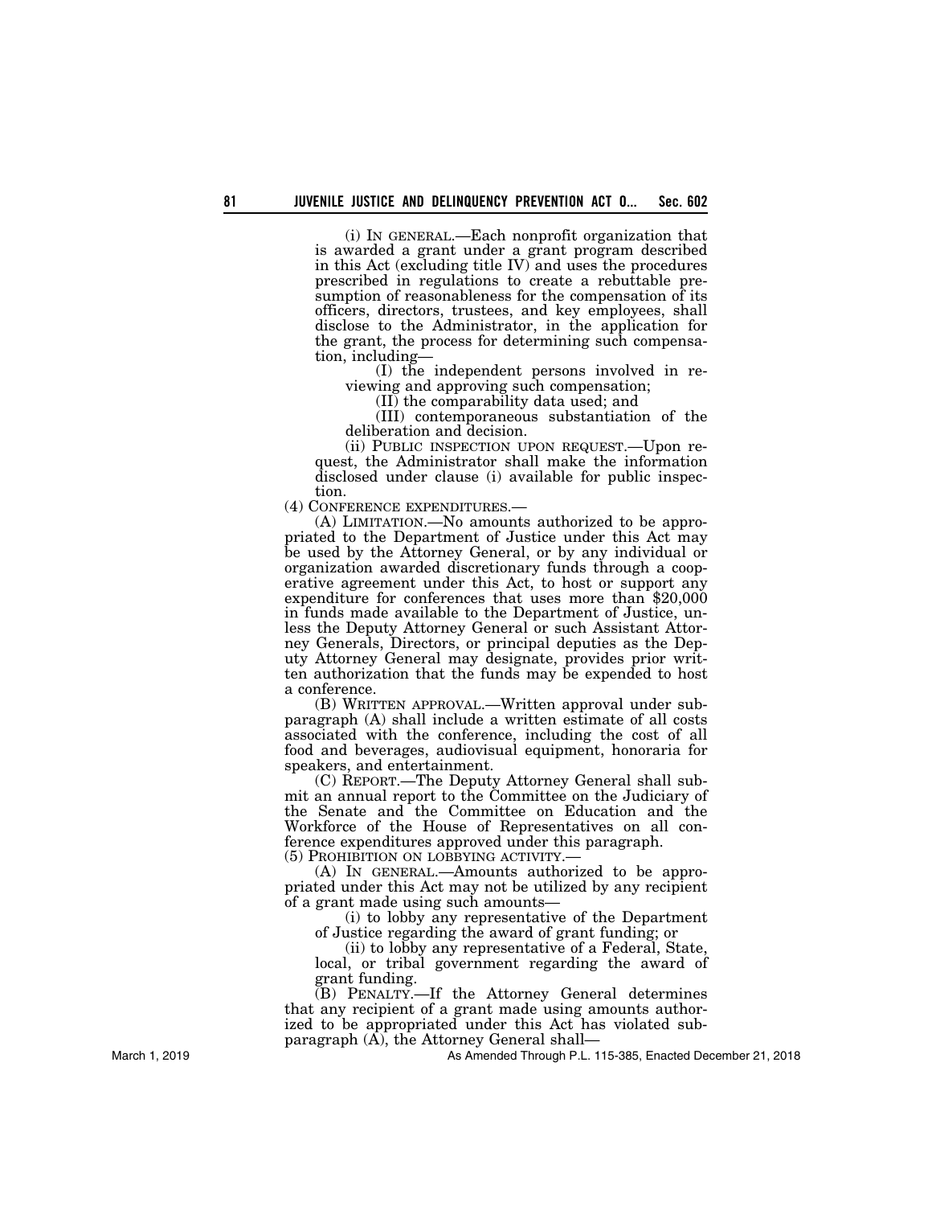(i) IN GENERAL.—Each nonprofit organization that is awarded a grant under a grant program described in this Act (excluding title IV) and uses the procedures prescribed in regulations to create a rebuttable presumption of reasonableness for the compensation of its officers, directors, trustees, and key employees, shall disclose to the Administrator, in the application for the grant, the process for determining such compensation, including—

(I) the independent persons involved in reviewing and approving such compensation;

(II) the comparability data used; and

(III) contemporaneous substantiation of the deliberation and decision.

(ii) PUBLIC INSPECTION UPON REQUEST.—Upon request, the Administrator shall make the information disclosed under clause (i) available for public inspection.

(4) CONFERENCE EXPENDITURES.—

(A) LIMITATION.—No amounts authorized to be appropriated to the Department of Justice under this Act may be used by the Attorney General, or by any individual or organization awarded discretionary funds through a cooperative agreement under this Act, to host or support any expenditure for conferences that uses more than $20,000 in funds made available to the Department of Justice, unless the Deputy Attorney General or such Assistant Attorney Generals, Directors, or principal deputies as the Deputy Attorney General may designate, provides prior written authorization that the funds may be expended to host a conference.

(B) WRITTEN APPROVAL.—Written approval under subparagraph (A) shall include a written estimate of all costs associated with the conference, including the cost of all food and beverages, audiovisual equipment, honoraria for speakers, and entertainment.

(C) REPORT.—The Deputy Attorney General shall submit an annual report to the Committee on the Judiciary of the Senate and the Committee on Education and the Workforce of the House of Representatives on all conference expenditures approved under this paragraph.

(5) PROHIBITION ON LOBBYING ACTIVITY.—

(A) IN GENERAL.—Amounts authorized to be appropriated under this Act may not be utilized by any recipient of a grant made using such amounts—

(i) to lobby any representative of the Department of Justice regarding the award of grant funding; or

(ii) to lobby any representative of a Federal, State, local, or tribal government regarding the award of grant funding.

(B) PENALTY.—If the Attorney General determines that any recipient of a grant made using amounts authorized to be appropriated under this Act has violated subparagraph (A), the Attorney General shall—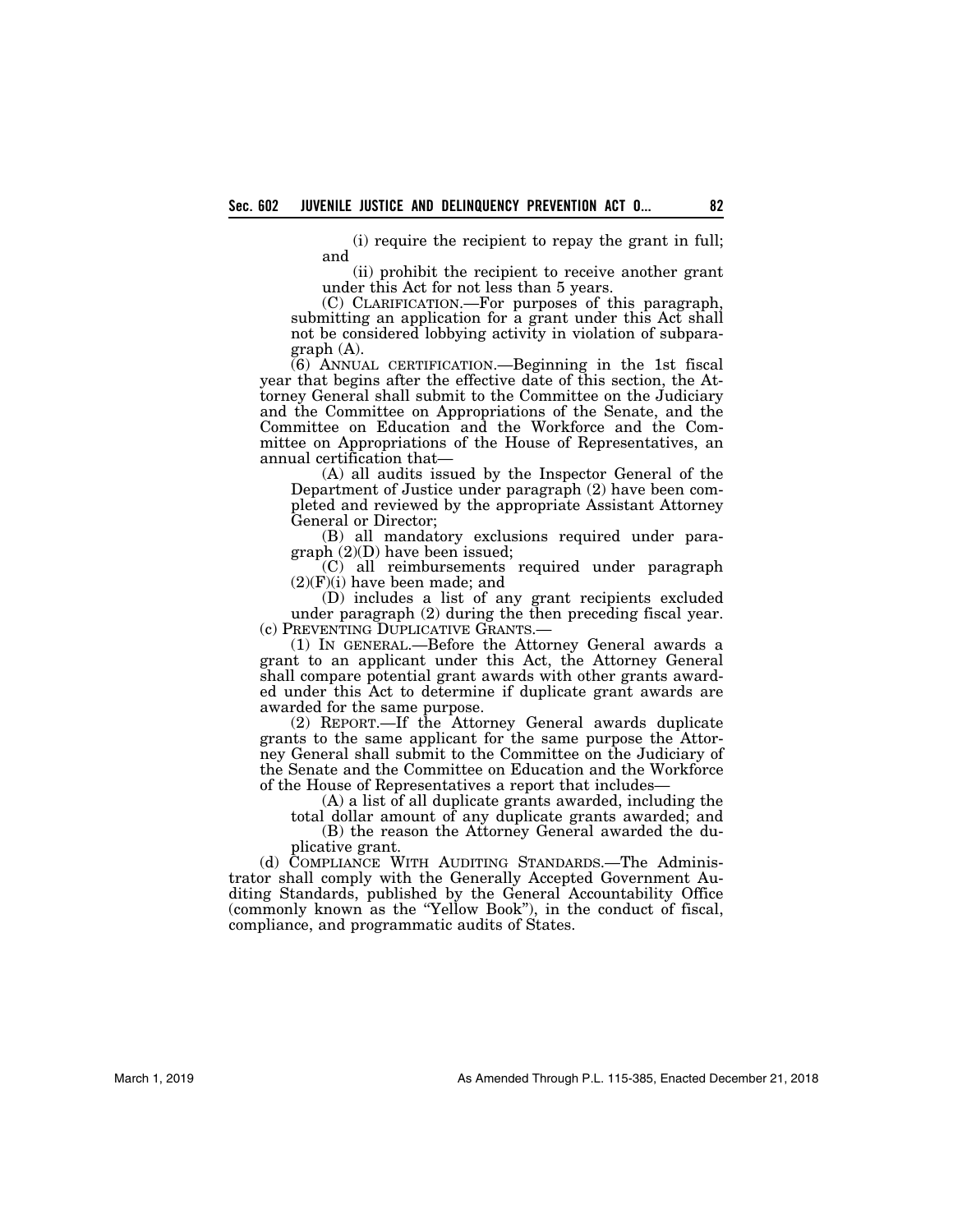(i) require the recipient to repay the grant in full; and

(ii) prohibit the recipient to receive another grant under this Act for not less than 5 years.

(C) CLARIFICATION.—For purposes of this paragraph, submitting an application for a grant under this Act shall not be considered lobbying activity in violation of subparagraph (A).

(6) ANNUAL CERTIFICATION.—Beginning in the 1st fiscal year that begins after the effective date of this section, the Attorney General shall submit to the Committee on the Judiciary and the Committee on Appropriations of the Senate, and the Committee on Education and the Workforce and the Committee on Appropriations of the House of Representatives, an annual certification that—

(A) all audits issued by the Inspector General of the Department of Justice under paragraph (2) have been completed and reviewed by the appropriate Assistant Attorney General or Director;

(B) all mandatory exclusions required under paragraph (2)(D) have been issued;

(C) all reimbursements required under paragraph (2)(F)(i) have been made; and

(D) includes a list of any grant recipients excluded under paragraph (2) during the then preceding fiscal year.

(c) PREVENTING DUPLICATIVE GRANTS.—

(1) IN GENERAL.—Before the Attorney General awards a grant to an applicant under this Act, the Attorney General shall compare potential grant awards with other grants awarded under this Act to determine if duplicate grant awards are awarded for the same purpose.

(2) REPORT.—If the Attorney General awards duplicate grants to the same applicant for the same purpose the Attorney General shall submit to the Committee on the Judiciary of the Senate and the Committee on Education and the Workforce of the House of Representatives a report that includes—

(A) a list of all duplicate grants awarded, including the total dollar amount of any duplicate grants awarded; and

(B) the reason the Attorney General awarded the duplicative grant.

(d) COMPLIANCE WITH AUDITING STANDARDS.—The Administrator shall comply with the Generally Accepted Government Auditing Standards, published by the General Accountability Office (commonly known as the "Yellow Book"), in the conduct of fiscal, compliance, and programmatic audits of States.